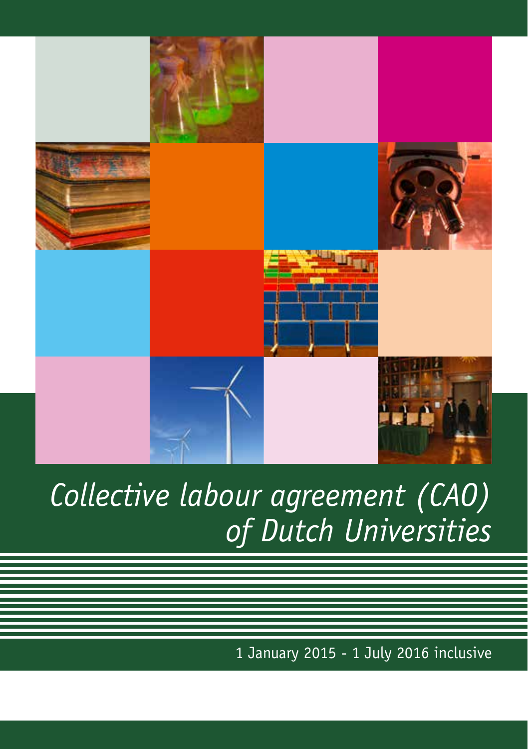# Collective labour agreement (CAO) of Dutch Universities

1 January 2015 - 1 July 2016 inclusive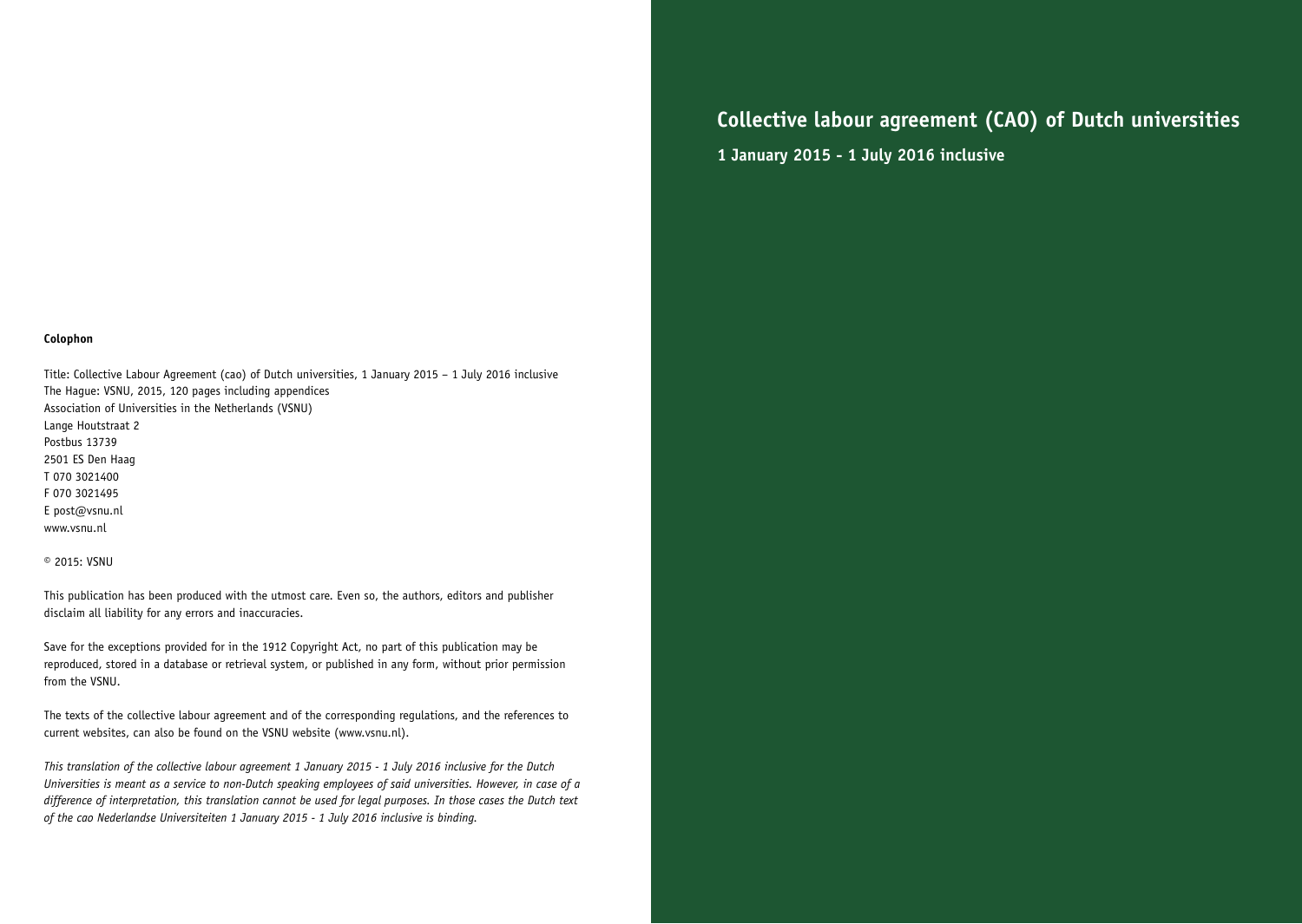**Colophon**

Title: Collective Labour Agreement (cao) of Dutch universities, 1 January 2015 – 1 July 2016 inclusive
The Hague: VSNU, 2015, 120 pages including appendices
Association of Universities in the Netherlands (VSNU)
Lange Houtstraat 2
Postbus 13739
2501 ES Den Haag
T 070 3021400
F 070 3021495
E post@vsnu.nl
www.vsnu.nl

© 2015: VSNU

This publication has been produced with the utmost care. Even so, the authors, editors and publisher disclaim all liability for any errors and inaccuracies.

Save for the exceptions provided for in the 1912 Copyright Act, no part of this publication may be reproduced, stored in a database or retrieval system, or published in any form, without prior permission from the VSNU.

The texts of the collective labour agreement and of the corresponding regulations, and the references to current websites, can also be found on the VSNU website (www.vsnu.nl).

*This translation of the collective labour agreement 1 January 2015 - 1 July 2016 inclusive for the Dutch Universities is meant as a service to non-Dutch speaking employees of said universities. However, in case of a difference of interpretation, this translation cannot be used for legal purposes. In those cases the Dutch text of the cao Nederlandse Universiteiten 1 January 2015 - 1 July 2016 inclusive is binding.*

# Collective labour agreement (CAO) of Dutch universities

**1 January 2015 - 1 July 2016 inclusive**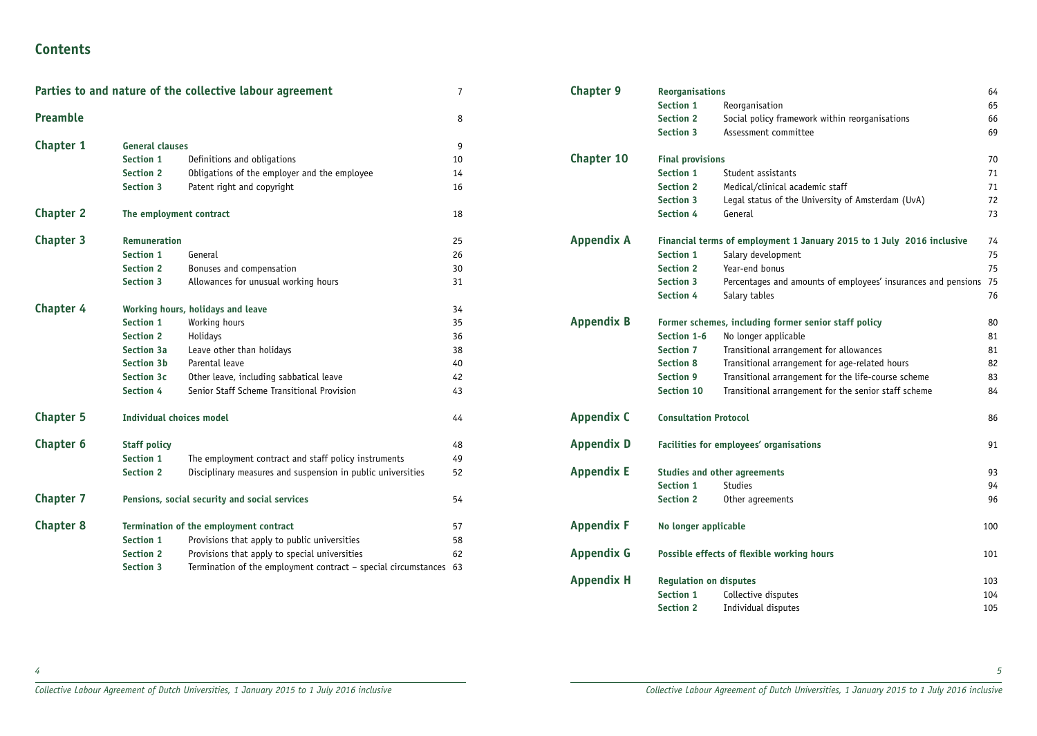# Contents

| | | | |
|---|---|---|---|
| **Parties to and nature of the collective labour agreement** | | | 7 |
| **Preamble** | | | 8 |
| **Chapter 1** | **General clauses** | | 9 |
| | **Section 1** | Definitions and obligations | 10 |
| | **Section 2** | Obligations of the employer and the employee | 14 |
| | **Section 3** | Patent right and copyright | 16 |
| **Chapter 2** | **The employment contract** | | 18 |
| **Chapter 3** | **Remuneration** | | 25 |
| | **Section 1** | General | 26 |
| | **Section 2** | Bonuses and compensation | 30 |
| | **Section 3** | Allowances for unusual working hours | 31 |
| **Chapter 4** | **Working hours, holidays and leave** | | 34 |
| | **Section 1** | Working hours | 35 |
| | **Section 2** | Holidays | 36 |
| | **Section 3a** | Leave other than holidays | 38 |
| | **Section 3b** | Parental leave | 40 |
| | **Section 3c** | Other leave, including sabbatical leave | 42 |
| | **Section 4** | Senior Staff Scheme Transitional Provision | 43 |
| **Chapter 5** | **Individual choices model** | | 44 |
| **Chapter 6** | **Staff policy** | | 48 |
| | **Section 1** | The employment contract and staff policy instruments | 49 |
| | **Section 2** | Disciplinary measures and suspension in public universities | 52 |
| **Chapter 7** | **Pensions, social security and social services** | | 54 |
| **Chapter 8** | **Termination of the employment contract** | | 57 |
| | **Section 1** | Provisions that apply to public universities | 58 |
| | **Section 2** | Provisions that apply to special universities | 62 |
| | **Section 3** | Termination of the employment contract – special circumstances | 63 |
| **Chapter 9** | **Reorganisations** | | 64 |
| | **Section 1** | Reorganisation | 65 |
| | **Section 2** | Social policy framework within reorganisations | 66 |
| | **Section 3** | Assessment committee | 69 |
| **Chapter 10** | **Final provisions** | | 70 |
| | **Section 1** | Student assistants | 71 |
| | **Section 2** | Medical/clinical academic staff | 71 |
| | **Section 3** | Legal status of the University of Amsterdam (UvA) | 72 |
| | **Section 4** | General | 73 |
| **Appendix A** | **Financial terms of employment 1 January 2015 to 1 July 2016 inclusive** | | 74 |
| | **Section 1** | Salary development | 75 |
| | **Section 2** | Year-end bonus | 75 |
| | **Section 3** | Percentages and amounts of employees' insurances and pensions | 75 |
| | **Section 4** | Salary tables | 76 |
| **Appendix B** | **Former schemes, including former senior staff policy** | | 80 |
| | **Section 1-6** | No longer applicable | 81 |
| | **Section 7** | Transitional arrangement for allowances | 81 |
| | **Section 8** | Transitional arrangement for age-related hours | 82 |
| | **Section 9** | Transitional arrangement for the life-course scheme | 83 |
| | **Section 10** | Transitional arrangement for the senior staff scheme | 84 |
| **Appendix C** | **Consultation Protocol** | | 86 |
| **Appendix D** | **Facilities for employees' organisations** | | 91 |
| **Appendix E** | **Studies and other agreements** | | 93 |
| | **Section 1** | Studies | 94 |
| | **Section 2** | Other agreements | 96 |
| **Appendix F** | **No longer applicable** | | 100 |
| **Appendix G** | **Possible effects of flexible working hours** | | 101 |
| **Appendix H** | **Regulation on disputes** | | 103 |
| | **Section 1** | Collective disputes | 104 |
| | **Section 2** | Individual disputes | 105 |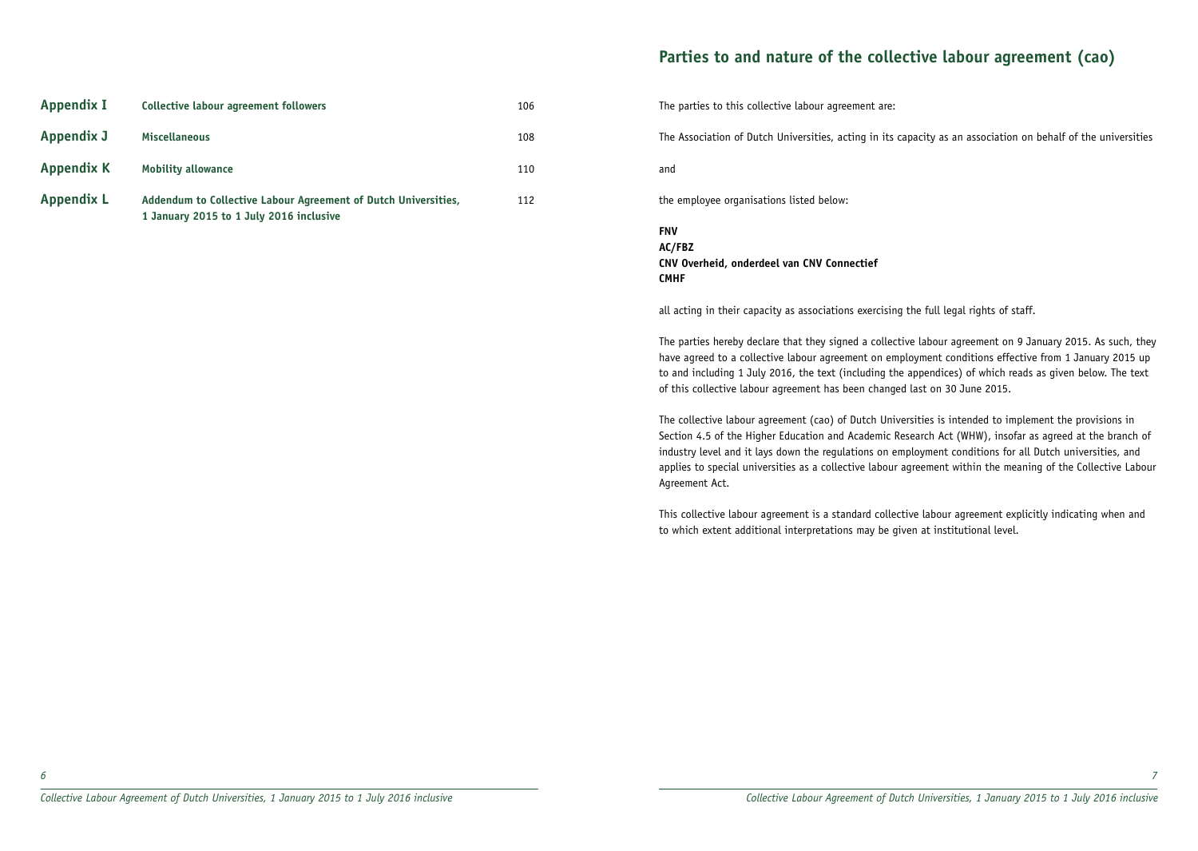| | | |
|---|---|---|
| **Appendix I** | **Collective labour agreement followers** | 106 |
| **Appendix J** | **Miscellaneous** | 108 |
| **Appendix K** | **Mobility allowance** | 110 |
| **Appendix L** | **Addendum to Collective Labour Agreement of Dutch Universities, 1 January 2015 to 1 July 2016 inclusive** | 112 |

# Parties to and nature of the collective labour agreement (cao)

The parties to this collective labour agreement are:

The Association of Dutch Universities, acting in its capacity as an association on behalf of the universities

and

the employee organisations listed below:

**FNV**
**AC/FBZ**
**CNV Overheid, onderdeel van CNV Connectief**
**CMHF**

all acting in their capacity as associations exercising the full legal rights of staff.

The parties hereby declare that they signed a collective labour agreement on 9 January 2015. As such, they have agreed to a collective labour agreement on employment conditions effective from 1 January 2015 up to and including 1 July 2016, the text (including the appendices) of which reads as given below. The text of this collective labour agreement has been changed last on 30 June 2015.

The collective labour agreement (cao) of Dutch Universities is intended to implement the provisions in Section 4.5 of the Higher Education and Academic Research Act (WHW), insofar as agreed at the branch of industry level and it lays down the regulations on employment conditions for all Dutch universities, and applies to special universities as a collective labour agreement within the meaning of the Collective Labour Agreement Act.

This collective labour agreement is a standard collective labour agreement explicitly indicating when and to which extent additional interpretations may be given at institutional level.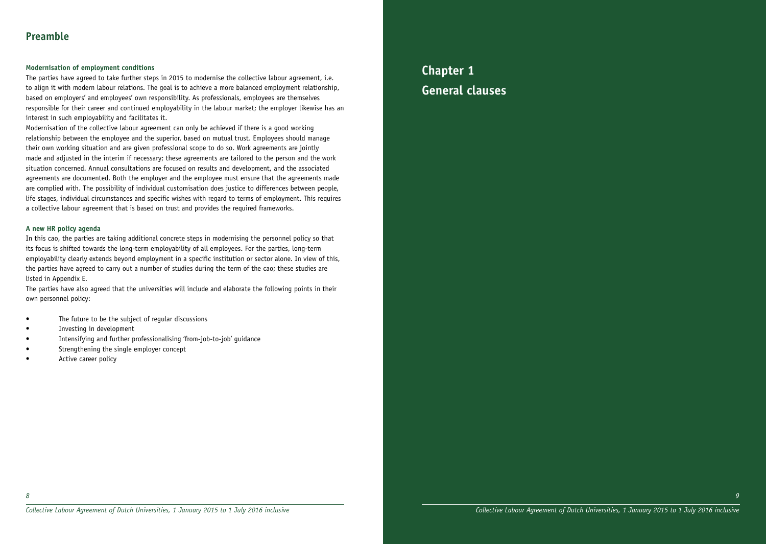## Preamble

#### Modernisation of employment conditions

The parties have agreed to take further steps in 2015 to modernise the collective labour agreement, i.e. to align it with modern labour relations. The goal is to achieve a more balanced employment relationship, based on employers' and employees' own responsibility. As professionals, employees are themselves responsible for their career and continued employability in the labour market; the employer likewise has an interest in such employability and facilitates it.

Modernisation of the collective labour agreement can only be achieved if there is a good working relationship between the employee and the superior, based on mutual trust. Employees should manage their own working situation and are given professional scope to do so. Work agreements are jointly made and adjusted in the interim if necessary; these agreements are tailored to the person and the work situation concerned. Annual consultations are focused on results and development, and the associated agreements are documented. Both the employer and the employee must ensure that the agreements made are complied with. The possibility of individual customisation does justice to differences between people, life stages, individual circumstances and specific wishes with regard to terms of employment. This requires a collective labour agreement that is based on trust and provides the required frameworks.

#### A new HR policy agenda

In this cao, the parties are taking additional concrete steps in modernising the personnel policy so that its focus is shifted towards the long-term employability of all employees. For the parties, long-term employability clearly extends beyond employment in a specific institution or sector alone. In view of this, the parties have agreed to carry out a number of studies during the term of the cao; these studies are listed in Appendix E.

The parties have also agreed that the universities will include and elaborate the following points in their own personnel policy:

- The future to be the subject of regular discussions
- Investing in development
- Intensifying and further professionalising 'from-job-to-job' guidance
- Strengthening the single employer concept
- Active career policy

# Chapter 1
# General clauses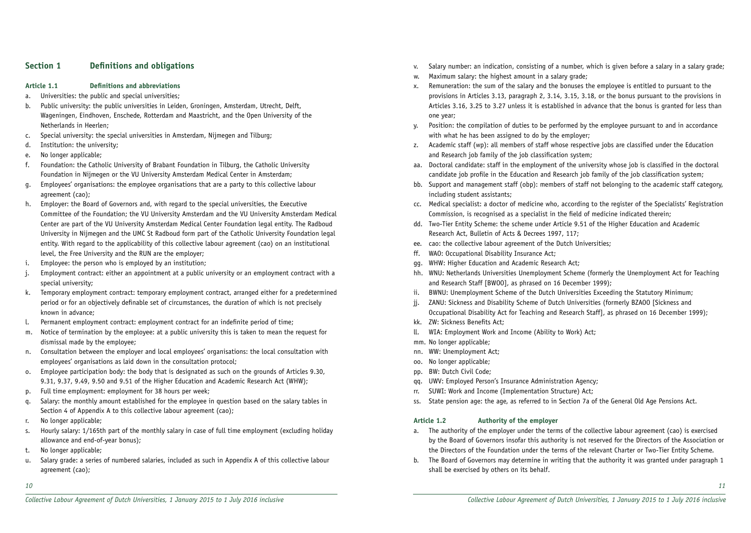## Section 1 Definitions and obligations

### Article 1.1 Definitions and abbreviations

a. Universities: the public and special universities;
b. Public university: the public universities in Leiden, Groningen, Amsterdam, Utrecht, Delft, Wageningen, Eindhoven, Enschede, Rotterdam and Maastricht, and the Open University of the Netherlands in Heerlen;
c. Special university: the special universities in Amsterdam, Nijmegen and Tilburg;
d. Institution: the university;
e. No longer applicable;
f. Foundation: the Catholic University of Brabant Foundation in Tilburg, the Catholic University Foundation in Nijmegen or the VU University Amsterdam Medical Center in Amsterdam;
g. Employees' organisations: the employee organisations that are a party to this collective labour agreement (cao);
h. Employer: the Board of Governors and, with regard to the special universities, the Executive Committee of the Foundation; the VU University Amsterdam and the VU University Amsterdam Medical Center are part of the VU University Amsterdam Medical Center Foundation legal entity. The Radboud University in Nijmegen and the UMC St Radboud form part of the Catholic University Foundation legal entity. With regard to the applicability of this collective labour agreement (cao) on an institutional level, the Free University and the RUN are the employer;
i. Employee: the person who is employed by an institution;
j. Employment contract: either an appointment at a public university or an employment contract with a special university;
k. Temporary employment contract: temporary employment contract, arranged either for a predetermined period or for an objectively definable set of circumstances, the duration of which is not precisely known in advance;
l. Permanent employment contract: employment contract for an indefinite period of time;
m. Notice of termination by the employee: at a public university this is taken to mean the request for dismissal made by the employee;
n. Consultation between the employer and local employees' organisations: the local consultation with employees' organisations as laid down in the consultation protocol;
o. Employee participation body: the body that is designated as such on the grounds of Articles 9.30, 9.31, 9.37, 9.49, 9.50 and 9.51 of the Higher Education and Academic Research Act (WHW);
p. Full time employment: employment for 38 hours per week;
q. Salary: the monthly amount established for the employee in question based on the salary tables in Section 4 of Appendix A to this collective labour agreement (cao);
r. No longer applicable;
s. Hourly salary: 1/165th part of the monthly salary in case of full time employment (excluding holiday allowance and end-of-year bonus);
t. No longer applicable;
u. Salary grade: a series of numbered salaries, included as such in Appendix A of this collective labour agreement (cao);
v. Salary number: an indication, consisting of a number, which is given before a salary in a salary grade;
w. Maximum salary: the highest amount in a salary grade;
x. Remuneration: the sum of the salary and the bonuses the employee is entitled to pursuant to the provisions in Articles 3.13, paragraph 2, 3.14, 3.15, 3.18, or the bonus pursuant to the provisions in Articles 3.16, 3.25 to 3.27 unless it is established in advance that the bonus is granted for less than one year;
y. Position: the compilation of duties to be performed by the employee pursuant to and in accordance with what he has been assigned to do by the employer;
z. Academic staff (wp): all members of staff whose respective jobs are classified under the Education and Research job family of the job classification system;
aa. Doctoral candidate: staff in the employment of the university whose job is classified in the doctoral candidate job profile in the Education and Research job family of the job classification system;
bb. Support and management staff (obp): members of staff not belonging to the academic staff category, including student assistants;
cc. Medical specialist: a doctor of medicine who, according to the register of the Specialists' Registration Commission, is recognised as a specialist in the field of medicine indicated therein;
dd. Two-Tier Entity Scheme: the scheme under Article 9.51 of the Higher Education and Academic Research Act, Bulletin of Acts & Decrees 1997, 117;
ee. cao: the collective labour agreement of the Dutch Universities;
ff. WAO: Occupational Disability Insurance Act;
gg. WHW: Higher Education and Academic Research Act;
hh. WNU: Netherlands Universities Unemployment Scheme (formerly the Unemployment Act for Teaching and Research Staff [BWOO], as phrased on 16 December 1999);
ii. BWNU: Unemployment Scheme of the Dutch Universities Exceeding the Statutory Minimum;
jj. ZANU: Sickness and Disability Scheme of Dutch Universities (formerly BZAOO [Sickness and Occupational Disability Act for Teaching and Research Staff], as phrased on 16 December 1999);
kk. ZW: Sickness Benefits Act;
ll. WIA: Employment Work and Income (Ability to Work) Act;
mm. No longer applicable;
nn. WW: Unemployment Act;
oo. No longer applicable;
pp. BW: Dutch Civil Code;
qq. UWV: Employed Person's Insurance Administration Agency;
rr. SUWI: Work and Income (Implementation Structure) Act;
ss. State pension age: the age, as referred to in Section 7a of the General Old Age Pensions Act.

### Article 1.2 Authority of the employer

a. The authority of the employer under the terms of the collective labour agreement (cao) is exercised by the Board of Governors insofar this authority is not reserved for the Directors of the Association or the Directors of the Foundation under the terms of the relevant Charter or Two-Tier Entity Scheme.
b. The Board of Governors may determine in writing that the authority it was granted under paragraph 1 shall be exercised by others on its behalf.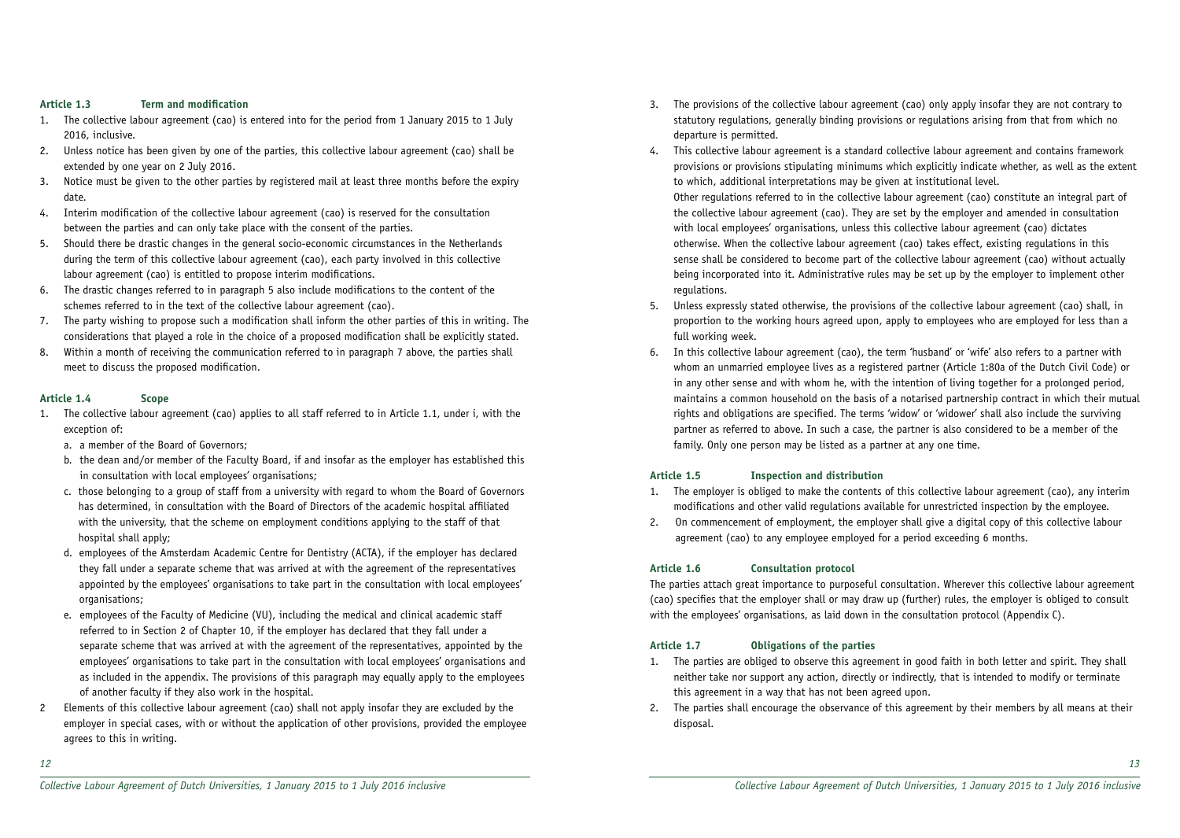### Article 1.3 Term and modification

1. The collective labour agreement (cao) is entered into for the period from 1 January 2015 to 1 July 2016, inclusive.
2. Unless notice has been given by one of the parties, this collective labour agreement (cao) shall be extended by one year on 2 July 2016.
3. Notice must be given to the other parties by registered mail at least three months before the expiry date.
4. Interim modification of the collective labour agreement (cao) is reserved for the consultation between the parties and can only take place with the consent of the parties.
5. Should there be drastic changes in the general socio-economic circumstances in the Netherlands during the term of this collective labour agreement (cao), each party involved in this collective labour agreement (cao) is entitled to propose interim modifications.
6. The drastic changes referred to in paragraph 5 also include modifications to the content of the schemes referred to in the text of the collective labour agreement (cao).
7. The party wishing to propose such a modification shall inform the other parties of this in writing. The considerations that played a role in the choice of a proposed modification shall be explicitly stated.
8. Within a month of receiving the communication referred to in paragraph 7 above, the parties shall meet to discuss the proposed modification.

### Article 1.4 Scope

1. The collective labour agreement (cao) applies to all staff referred to in Article 1.1, under i, with the exception of:
   a. a member of the Board of Governors;
   b. the dean and/or member of the Faculty Board, if and insofar as the employer has established this in consultation with local employees' organisations;
   c. those belonging to a group of staff from a university with regard to whom the Board of Governors has determined, in consultation with the Board of Directors of the academic hospital affiliated with the university, that the scheme on employment conditions applying to the staff of that hospital shall apply;
   d. employees of the Amsterdam Academic Centre for Dentistry (ACTA), if the employer has declared they fall under a separate scheme that was arrived at with the agreement of the representatives appointed by the employees' organisations to take part in the consultation with local employees' organisations;
   e. employees of the Faculty of Medicine (VU), including the medical and clinical academic staff referred to in Section 2 of Chapter 10, if the employer has declared that they fall under a separate scheme that was arrived at with the agreement of the representatives, appointed by the employees' organisations to take part in the consultation with local employees' organisations and as included in the appendix. The provisions of this paragraph may equally apply to the employees of another faculty if they also work in the hospital.
2. Elements of this collective labour agreement (cao) shall not apply insofar they are excluded by the employer in special cases, with or without the application of other provisions, provided the employee agrees to this in writing.
3. The provisions of the collective labour agreement (cao) only apply insofar they are not contrary to statutory regulations, generally binding provisions or regulations arising from that from which no departure is permitted.
4. This collective labour agreement is a standard collective labour agreement and contains framework provisions or provisions stipulating minimums which explicitly indicate whether, as well as the extent to which, additional interpretations may be given at institutional level.
   Other regulations referred to in the collective labour agreement (cao) constitute an integral part of the collective labour agreement (cao). They are set by the employer and amended in consultation with local employees' organisations, unless this collective labour agreement (cao) dictates otherwise. When the collective labour agreement (cao) takes effect, existing regulations in this sense shall be considered to become part of the collective labour agreement (cao) without actually being incorporated into it. Administrative rules may be set up by the employer to implement other regulations.
5. Unless expressly stated otherwise, the provisions of the collective labour agreement (cao) shall, in proportion to the working hours agreed upon, apply to employees who are employed for less than a full working week.
6. In this collective labour agreement (cao), the term 'husband' or 'wife' also refers to a partner with whom an unmarried employee lives as a registered partner (Article 1:80a of the Dutch Civil Code) or in any other sense and with whom he, with the intention of living together for a prolonged period, maintains a common household on the basis of a notarised partnership contract in which their mutual rights and obligations are specified. The terms 'widow' or 'widower' shall also include the surviving partner as referred to above. In such a case, the partner is also considered to be a member of the family. Only one person may be listed as a partner at any one time.

### Article 1.5 Inspection and distribution

1. The employer is obliged to make the contents of this collective labour agreement (cao), any interim modifications and other valid regulations available for unrestricted inspection by the employee.
2. On commencement of employment, the employer shall give a digital copy of this collective labour agreement (cao) to any employee employed for a period exceeding 6 months.

### Article 1.6 Consultation protocol

The parties attach great importance to purposeful consultation. Wherever this collective labour agreement (cao) specifies that the employer shall or may draw up (further) rules, the employer is obliged to consult with the employees' organisations, as laid down in the consultation protocol (Appendix C).

### Article 1.7 Obligations of the parties

1. The parties are obliged to observe this agreement in good faith in both letter and spirit. They shall neither take nor support any action, directly or indirectly, that is intended to modify or terminate this agreement in a way that has not been agreed upon.
2. The parties shall encourage the observance of this agreement by their members by all means at their disposal.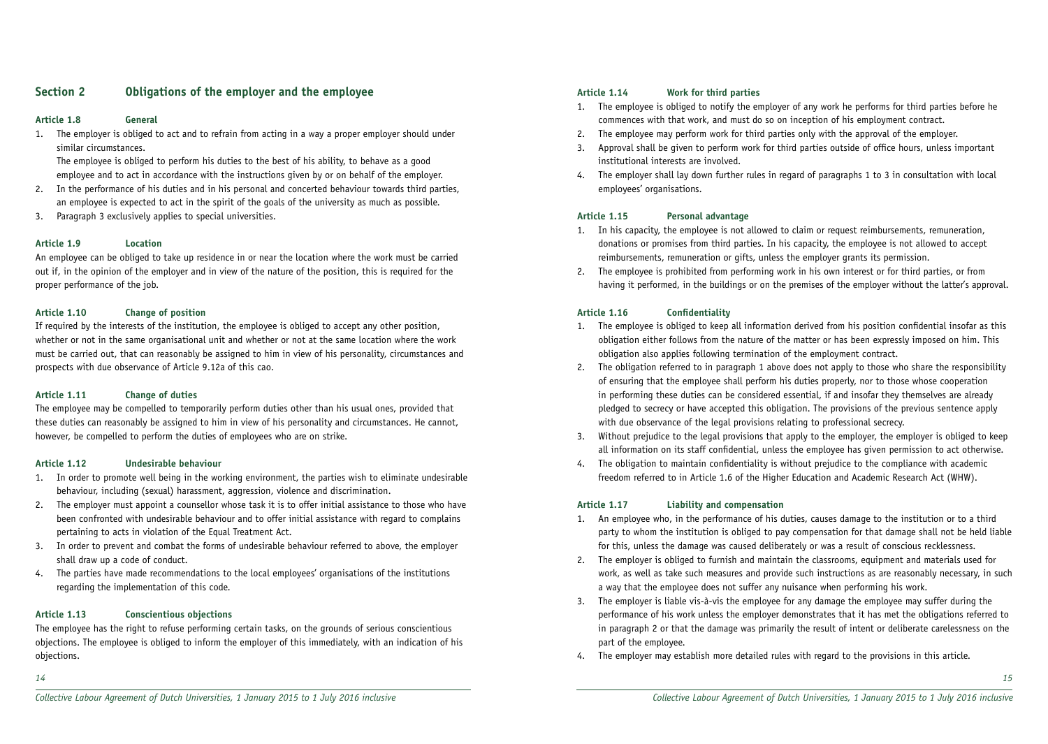## Section 2 Obligations of the employer and the employee

### Article 1.8 General

1. The employer is obliged to act and to refrain from acting in a way a proper employer should under similar circumstances.

   The employee is obliged to perform his duties to the best of his ability, to behave as a good employee and to act in accordance with the instructions given by or on behalf of the employer.
2. In the performance of his duties and in his personal and concerted behaviour towards third parties, an employee is expected to act in the spirit of the goals of the university as much as possible.
3. Paragraph 3 exclusively applies to special universities.

### Article 1.9 Location

An employee can be obliged to take up residence in or near the location where the work must be carried out if, in the opinion of the employer and in view of the nature of the position, this is required for the proper performance of the job.

### Article 1.10 Change of position

If required by the interests of the institution, the employee is obliged to accept any other position, whether or not in the same organisational unit and whether or not at the same location where the work must be carried out, that can reasonably be assigned to him in view of his personality, circumstances and prospects with due observance of Article 9.12a of this cao.

### Article 1.11 Change of duties

The employee may be compelled to temporarily perform duties other than his usual ones, provided that these duties can reasonably be assigned to him in view of his personality and circumstances. He cannot, however, be compelled to perform the duties of employees who are on strike.

### Article 1.12 Undesirable behaviour

1. In order to promote well being in the working environment, the parties wish to eliminate undesirable behaviour, including (sexual) harassment, aggression, violence and discrimination.
2. The employer must appoint a counsellor whose task it is to offer initial assistance to those who have been confronted with undesirable behaviour and to offer initial assistance with regard to complains pertaining to acts in violation of the Equal Treatment Act.
3. In order to prevent and combat the forms of undesirable behaviour referred to above, the employer shall draw up a code of conduct.
4. The parties have made recommendations to the local employees' organisations of the institutions regarding the implementation of this code.

### Article 1.13 Conscientious objections

The employee has the right to refuse performing certain tasks, on the grounds of serious conscientious objections. The employee is obliged to inform the employer of this immediately, with an indication of his objections.

### Article 1.14 Work for third parties

1. The employee is obliged to notify the employer of any work he performs for third parties before he commences with that work, and must do so on inception of his employment contract.
2. The employee may perform work for third parties only with the approval of the employer.
3. Approval shall be given to perform work for third parties outside of office hours, unless important institutional interests are involved.
4. The employer shall lay down further rules in regard of paragraphs 1 to 3 in consultation with local employees' organisations.

### Article 1.15 Personal advantage

1. In his capacity, the employee is not allowed to claim or request reimbursements, remuneration, donations or promises from third parties. In his capacity, the employee is not allowed to accept reimbursements, remuneration or gifts, unless the employer grants its permission.
2. The employee is prohibited from performing work in his own interest or for third parties, or from having it performed, in the buildings or on the premises of the employer without the latter's approval.

### Article 1.16 Confidentiality

1. The employee is obliged to keep all information derived from his position confidential insofar as this obligation either follows from the nature of the matter or has been expressly imposed on him. This obligation also applies following termination of the employment contract.
2. The obligation referred to in paragraph 1 above does not apply to those who share the responsibility of ensuring that the employee shall perform his duties properly, nor to those whose cooperation in performing these duties can be considered essential, if and insofar they themselves are already pledged to secrecy or have accepted this obligation. The provisions of the previous sentence apply with due observance of the legal provisions relating to professional secrecy.
3. Without prejudice to the legal provisions that apply to the employer, the employer is obliged to keep all information on its staff confidential, unless the employee has given permission to act otherwise.
4. The obligation to maintain confidentiality is without prejudice to the compliance with academic freedom referred to in Article 1.6 of the Higher Education and Academic Research Act (WHW).

### Article 1.17 Liability and compensation

1. An employee who, in the performance of his duties, causes damage to the institution or to a third party to whom the institution is obliged to pay compensation for that damage shall not be held liable for this, unless the damage was caused deliberately or was a result of conscious recklessness.
2. The employer is obliged to furnish and maintain the classrooms, equipment and materials used for work, as well as take such measures and provide such instructions as are reasonably necessary, in such a way that the employee does not suffer any nuisance when performing his work.
3. The employer is liable vis-à-vis the employee for any damage the employee may suffer during the performance of his work unless the employer demonstrates that it has met the obligations referred to in paragraph 2 or that the damage was primarily the result of intent or deliberate carelessness on the part of the employee.
4. The employer may establish more detailed rules with regard to the provisions in this article.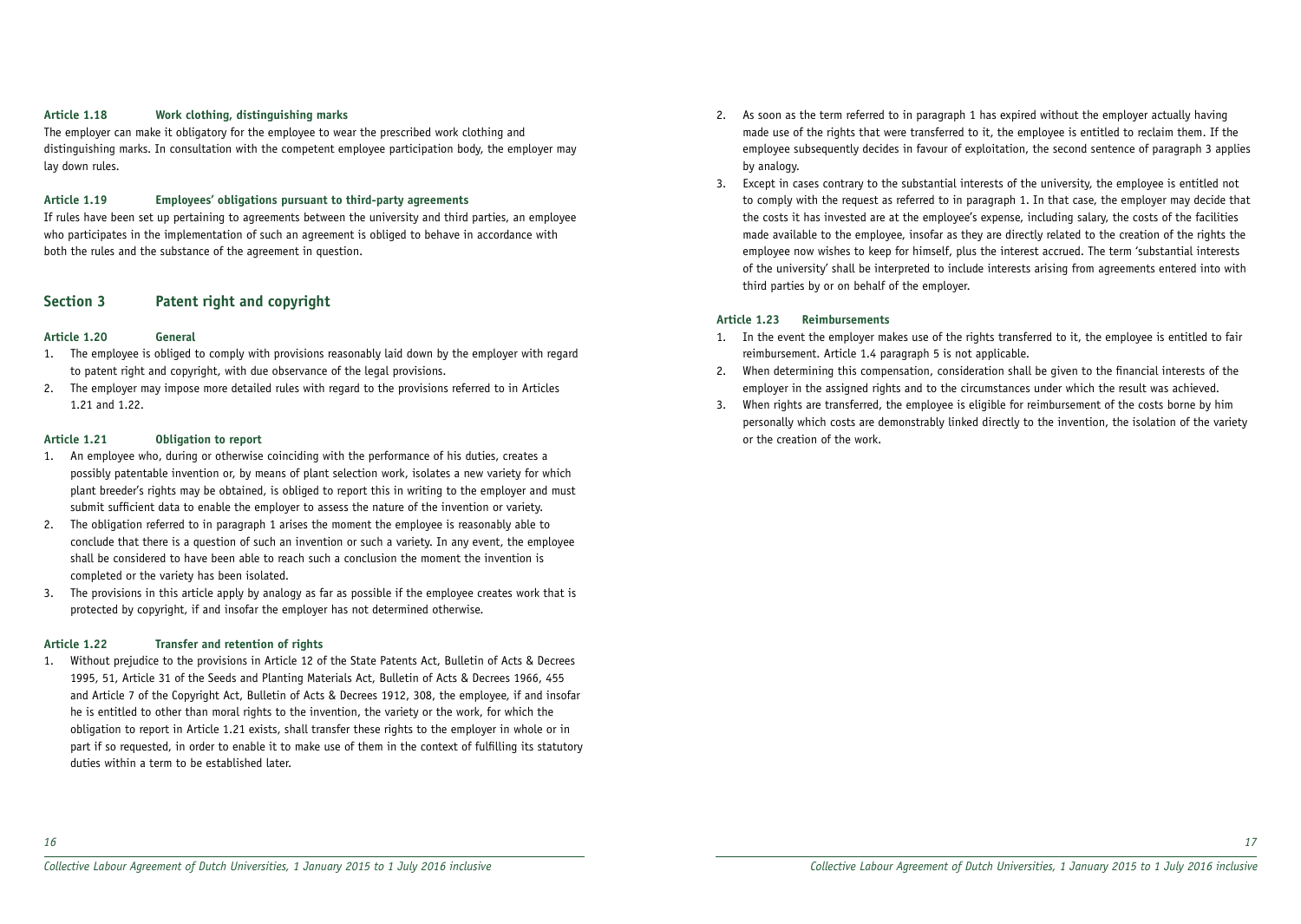#### Article 1.18 Work clothing, distinguishing marks

The employer can make it obligatory for the employee to wear the prescribed work clothing and distinguishing marks. In consultation with the competent employee participation body, the employer may lay down rules.

#### Article 1.19 Employees' obligations pursuant to third-party agreements

If rules have been set up pertaining to agreements between the university and third parties, an employee who participates in the implementation of such an agreement is obliged to behave in accordance with both the rules and the substance of the agreement in question.

## Section 3 Patent right and copyright

#### Article 1.20 General

1. The employee is obliged to comply with provisions reasonably laid down by the employer with regard to patent right and copyright, with due observance of the legal provisions.
2. The employer may impose more detailed rules with regard to the provisions referred to in Articles 1.21 and 1.22.

#### Article 1.21 Obligation to report

1. An employee who, during or otherwise coinciding with the performance of his duties, creates a possibly patentable invention or, by means of plant selection work, isolates a new variety for which plant breeder's rights may be obtained, is obliged to report this in writing to the employer and must submit sufficient data to enable the employer to assess the nature of the invention or variety.
2. The obligation referred to in paragraph 1 arises the moment the employee is reasonably able to conclude that there is a question of such an invention or such a variety. In any event, the employee shall be considered to have been able to reach such a conclusion the moment the invention is completed or the variety has been isolated.
3. The provisions in this article apply by analogy as far as possible if the employee creates work that is protected by copyright, if and insofar the employer has not determined otherwise.

#### Article 1.22 Transfer and retention of rights

1. Without prejudice to the provisions in Article 12 of the State Patents Act, Bulletin of Acts & Decrees 1995, 51, Article 31 of the Seeds and Planting Materials Act, Bulletin of Acts & Decrees 1966, 455 and Article 7 of the Copyright Act, Bulletin of Acts & Decrees 1912, 308, the employee, if and insofar he is entitled to other than moral rights to the invention, the variety or the work, for which the obligation to report in Article 1.21 exists, shall transfer these rights to the employer in whole or in part if so requested, in order to enable it to make use of them in the context of fulfilling its statutory duties within a term to be established later.
2. As soon as the term referred to in paragraph 1 has expired without the employer actually having made use of the rights that were transferred to it, the employee is entitled to reclaim them. If the employee subsequently decides in favour of exploitation, the second sentence of paragraph 3 applies by analogy.
3. Except in cases contrary to the substantial interests of the university, the employee is entitled not to comply with the request as referred to in paragraph 1. In that case, the employer may decide that the costs it has invested are at the employee's expense, including salary, the costs of the facilities made available to the employee, insofar as they are directly related to the creation of the rights the employee now wishes to keep for himself, plus the interest accrued. The term 'substantial interests of the university' shall be interpreted to include interests arising from agreements entered into with third parties by or on behalf of the employer.

#### Article 1.23 Reimbursements

1. In the event the employer makes use of the rights transferred to it, the employee is entitled to fair reimbursement. Article 1.4 paragraph 5 is not applicable.
2. When determining this compensation, consideration shall be given to the financial interests of the employer in the assigned rights and to the circumstances under which the result was achieved.
3. When rights are transferred, the employee is eligible for reimbursement of the costs borne by him personally which costs are demonstrably linked directly to the invention, the isolation of the variety or the creation of the work.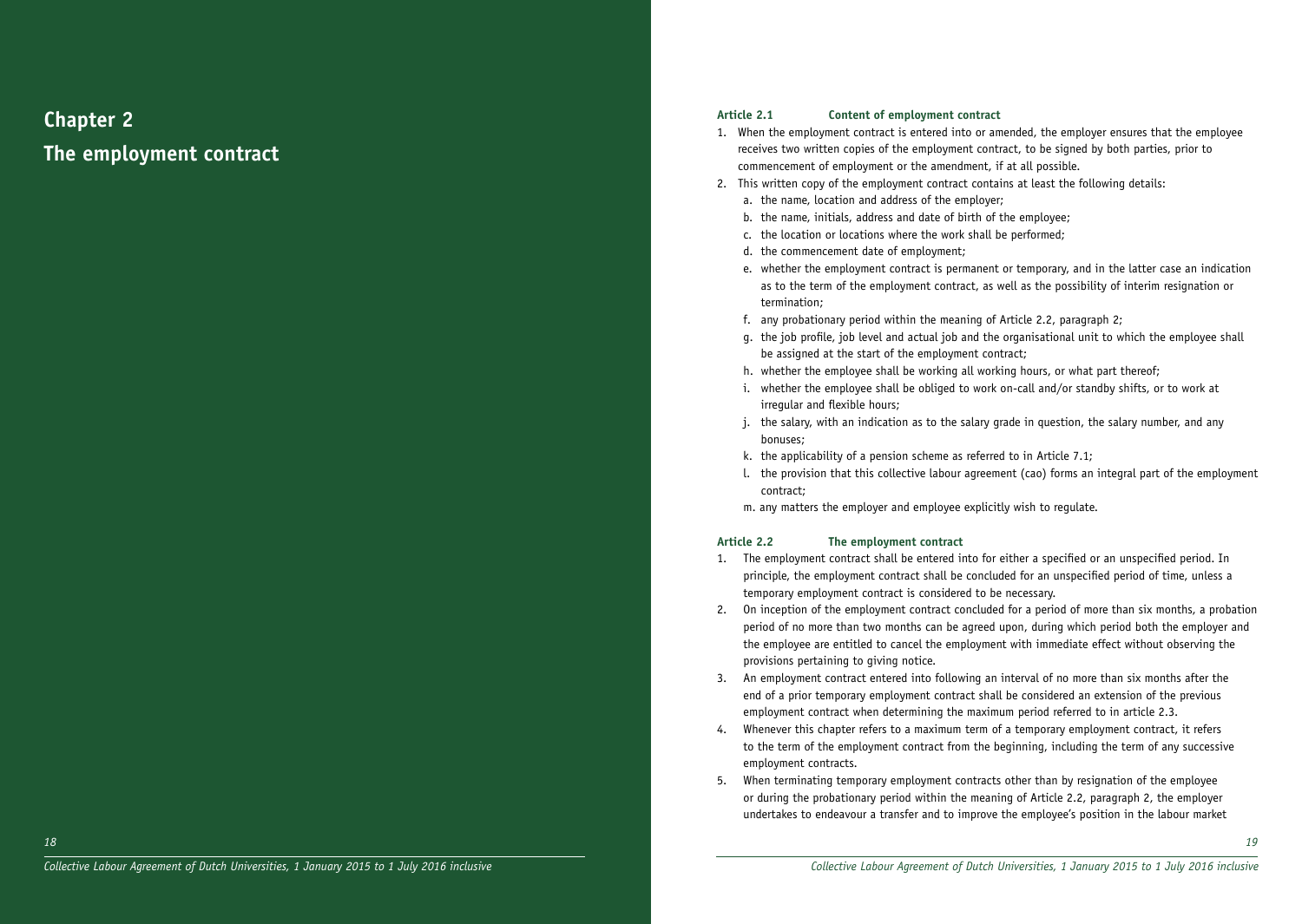# Chapter 2

# The employment contract

### Article 2.1 Content of employment contract

1. When the employment contract is entered into or amended, the employer ensures that the employee receives two written copies of the employment contract, to be signed by both parties, prior to commencement of employment or the amendment, if at all possible.
2. This written copy of the employment contract contains at least the following details:
   a. the name, location and address of the employer;
   b. the name, initials, address and date of birth of the employee;
   c. the location or locations where the work shall be performed;
   d. the commencement date of employment;
   e. whether the employment contract is permanent or temporary, and in the latter case an indication as to the term of the employment contract, as well as the possibility of interim resignation or termination;
   f. any probationary period within the meaning of Article 2.2, paragraph 2;
   g. the job profile, job level and actual job and the organisational unit to which the employee shall be assigned at the start of the employment contract;
   h. whether the employee shall be working all working hours, or what part thereof;
   i. whether the employee shall be obliged to work on-call and/or standby shifts, or to work at irregular and flexible hours;
   j. the salary, with an indication as to the salary grade in question, the salary number, and any bonuses;
   k. the applicability of a pension scheme as referred to in Article 7.1;
   l. the provision that this collective labour agreement (cao) forms an integral part of the employment contract;
   m. any matters the employer and employee explicitly wish to regulate.

### Article 2.2 The employment contract

1. The employment contract shall be entered into for either a specified or an unspecified period. In principle, the employment contract shall be concluded for an unspecified period of time, unless a temporary employment contract is considered to be necessary.
2. On inception of the employment contract concluded for a period of more than six months, a probation period of no more than two months can be agreed upon, during which period both the employer and the employee are entitled to cancel the employment with immediate effect without observing the provisions pertaining to giving notice.
3. An employment contract entered into following an interval of no more than six months after the end of a prior temporary employment contract shall be considered an extension of the previous employment contract when determining the maximum period referred to in article 2.3.
4. Whenever this chapter refers to a maximum term of a temporary employment contract, it refers to the term of the employment contract from the beginning, including the term of any successive employment contracts.
5. When terminating temporary employment contracts other than by resignation of the employee or during the probationary period within the meaning of Article 2.2, paragraph 2, the employer undertakes to endeavour a transfer and to improve the employee's position in the labour market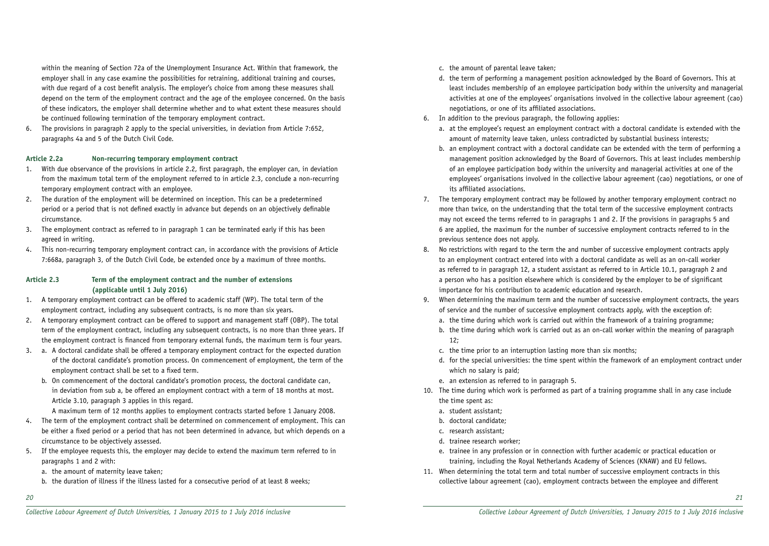within the meaning of Section 72a of the Unemployment Insurance Act. Within that framework, the employer shall in any case examine the possibilities for retraining, additional training and courses, with due regard of a cost benefit analysis. The employer's choice from among these measures shall depend on the term of the employment contract and the age of the employee concerned. On the basis of these indicators, the employer shall determine whether and to what extent these measures should be continued following termination of the temporary employment contract.

6. The provisions in paragraph 2 apply to the special universities, in deviation from Article 7:652, paragraphs 4a and 5 of the Dutch Civil Code.

#### Article 2.2a Non-recurring temporary employment contract

1. With due observance of the provisions in article 2.2, first paragraph, the employer can, in deviation from the maximum total term of the employment referred to in article 2.3, conclude a non-recurring temporary employment contract with an employee.
2. The duration of the employment will be determined on inception. This can be a predetermined period or a period that is not defined exactly in advance but depends on an objectively definable circumstance.
3. The employment contract as referred to in paragraph 1 can be terminated early if this has been agreed in writing.
4. This non-recurring temporary employment contract can, in accordance with the provisions of Article 7:668a, paragraph 3, of the Dutch Civil Code, be extended once by a maximum of three months.

#### Article 2.3 Term of the employment contract and the number of extensions (applicable until 1 July 2016)

1. A temporary employment contract can be offered to academic staff (WP). The total term of the employment contract, including any subsequent contracts, is no more than six years.
2. A temporary employment contract can be offered to support and management staff (OBP). The total term of the employment contract, including any subsequent contracts, is no more than three years. If the employment contract is financed from temporary external funds, the maximum term is four years.
3. a. A doctoral candidate shall be offered a temporary employment contract for the expected duration of the doctoral candidate's promotion process. On commencement of employment, the term of the employment contract shall be set to a fixed term.
   b. On commencement of the doctoral candidate's promotion process, the doctoral candidate can, in deviation from sub a, be offered an employment contract with a term of 18 months at most. Article 3.10, paragraph 3 applies in this regard.
   A maximum term of 12 months applies to employment contracts started before 1 January 2008.
4. The term of the employment contract shall be determined on commencement of employment. This can be either a fixed period or a period that has not been determined in advance, but which depends on a circumstance to be objectively assessed.
5. If the employee requests this, the employer may decide to extend the maximum term referred to in paragraphs 1 and 2 with:
   a. the amount of maternity leave taken;
   b. the duration of illness if the illness lasted for a consecutive period of at least 8 weeks;
   c. the amount of parental leave taken;
   d. the term of performing a management position acknowledged by the Board of Governors. This at least includes membership of an employee participation body within the university and managerial activities at one of the employees' organisations involved in the collective labour agreement (cao) negotiations, or one of its affiliated associations.
6. In addition to the previous paragraph, the following applies:
   a. at the employee's request an employment contract with a doctoral candidate is extended with the amount of maternity leave taken, unless contradicted by substantial business interests;
   b. an employment contract with a doctoral candidate can be extended with the term of performing a management position acknowledged by the Board of Governors. This at least includes membership of an employee participation body within the university and managerial activities at one of the employees' organisations involved in the collective labour agreement (cao) negotiations, or one of its affiliated associations.
7. The temporary employment contract may be followed by another temporary employment contract no more than twice, on the understanding that the total term of the successive employment contracts may not exceed the terms referred to in paragraphs 1 and 2. If the provisions in paragraphs 5 and 6 are applied, the maximum for the number of successive employment contracts referred to in the previous sentence does not apply.
8. No restrictions with regard to the term the and number of successive employment contracts apply to an employment contract entered into with a doctoral candidate as well as an on-call worker as referred to in paragraph 12, a student assistant as referred to in Article 10.1, paragraph 2 and a person who has a position elsewhere which is considered by the employer to be of significant importance for his contribution to academic education and research.
9. When determining the maximum term and the number of successive employment contracts, the years of service and the number of successive employment contracts apply, with the exception of:
   a. the time during which work is carried out within the framework of a training programme;
   b. the time during which work is carried out as an on-call worker within the meaning of paragraph 12;
   c. the time prior to an interruption lasting more than six months;
   d. for the special universities: the time spent within the framework of an employment contract under which no salary is paid;
   e. an extension as referred to in paragraph 5.
10. The time during which work is performed as part of a training programme shall in any case include the time spent as:
    a. student assistant;
    b. doctoral candidate;
    c. research assistant;
    d. trainee research worker;
    e. trainee in any profession or in connection with further academic or practical education or training, including the Royal Netherlands Academy of Sciences (KNAW) and EU fellows.
11. When determining the total term and total number of successive employment contracts in this collective labour agreement (cao), employment contracts between the employee and different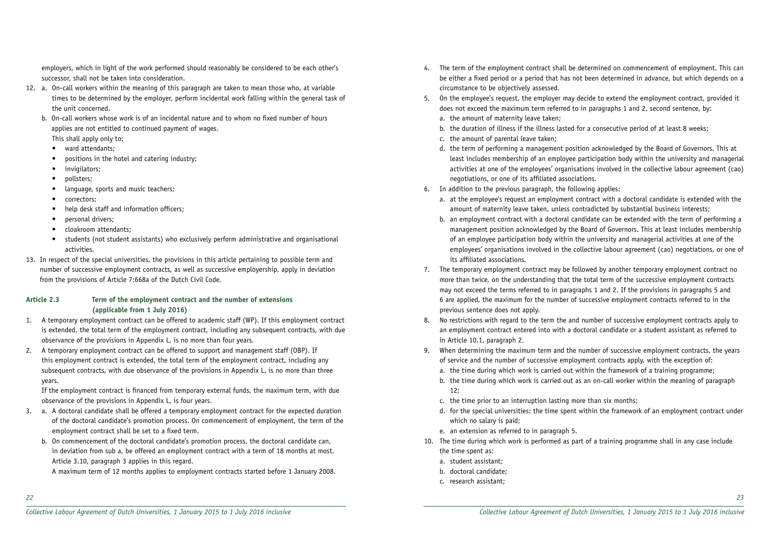employers, which in light of the work performed should reasonably be considered to be each other's successor, shall not be taken into consideration.

12. a. On-call workers within the meaning of this paragraph are taken to mean those who, at variable times to be determined by the employer, perform incidental work falling within the general task of the unit concerned.

    b. On-call workers whose work is of an incidental nature and to whom no fixed number of hours applies are not entitled to continued payment of wages.
    This shall apply only to:
    - ward attendants;
    - positions in the hotel and catering industry;
    - invigilators;
    - pollsters;
    - language, sports and music teachers;
    - correctors;
    - help desk staff and information officers;
    - personal drivers;
    - cloakroom attendants;
    - students (not student assistants) who exclusively perform administrative and organisational activities.

13. In respect of the special universities, the provisions in this article pertaining to possible term and number of successive employment contracts, as well as successive employership, apply in deviation from the provisions of Article 7:668a of the Dutch Civil Code.

### Article 2.3 Term of the employment contract and the number of extensions (applicable from 1 July 2016)

1. A temporary employment contract can be offered to academic staff (WP). If this employment contract is extended, the total term of the employment contract, including any subsequent contracts, with due observance of the provisions in Appendix L, is no more than four years.

2. A temporary employment contract can be offered to support and management staff (OBP). If this employment contract is extended, the total term of the employment contract, including any subsequent contracts, with due observance of the provisions in Appendix L, is no more than three years.
   If the employment contract is financed from temporary external funds, the maximum term, with due observance of the provisions in Appendix L, is four years.

3. a. A doctoral candidate shall be offered a temporary employment contract for the expected duration of the doctoral candidate's promotion process. On commencement of employment, the term of the employment contract shall be set to a fixed term.

   b. On commencement of the doctoral candidate's promotion process, the doctoral candidate can, in deviation from sub a, be offered an employment contract with a term of 18 months at most. Article 3.10, paragraph 3 applies in this regard.
   A maximum term of 12 months applies to employment contracts started before 1 January 2008.

4. The term of the employment contract shall be determined on commencement of employment. This can be either a fixed period or a period that has not been determined in advance, but which depends on a circumstance to be objectively assessed.

5. On the employee's request, the employer may decide to extend the employment contract, provided it does not exceed the maximum term referred to in paragraphs 1 and 2, second sentence, by:
   a. the amount of maternity leave taken;
   b. the duration of illness if the illness lasted for a consecutive period of at least 8 weeks;
   c. the amount of parental leave taken;
   d. the term of performing a management position acknowledged by the Board of Governors. This at least includes membership of an employee participation body within the university and managerial activities at one of the employees' organisations involved in the collective labour agreement (cao) negotiations, or one of its affiliated associations.

6. In addition to the previous paragraph, the following applies:
   a. at the employee's request an employment contract with a doctoral candidate is extended with the amount of maternity leave taken, unless contradicted by substantial business interests;
   b. an employment contract with a doctoral candidate can be extended with the term of performing a management position acknowledged by the Board of Governors. This at least includes membership of an employee participation body within the university and managerial activities at one of the employees' organisations involved in the collective labour agreement (cao) negotiations, or one of its affiliated associations.

7. The temporary employment contract may be followed by another temporary employment contract no more than twice, on the understanding that the total term of the successive employment contracts may not exceed the terms referred to in paragraphs 1 and 2. If the provisions in paragraphs 5 and 6 are applied, the maximum for the number of successive employment contracts referred to in the previous sentence does not apply.

8. No restrictions with regard to the term the and number of successive employment contracts apply to an employment contract entered into with a doctoral candidate or a student assistant as referred to in Article 10.1, paragraph 2.

9. When determining the maximum term and the number of successive employment contracts, the years of service and the number of successive employment contracts apply, with the exception of:
   a. the time during which work is carried out within the framework of a training programme;
   b. the time during which work is carried out as an on-call worker within the meaning of paragraph 12;
   c. the time prior to an interruption lasting more than six months;
   d. for the special universities: the time spent within the framework of an employment contract under which no salary is paid;
   e. an extension as referred to in paragraph 5.

10. The time during which work is performed as part of a training programme shall in any case include the time spent as:
    a. student assistant;
    b. doctoral candidate;
    c. research assistant;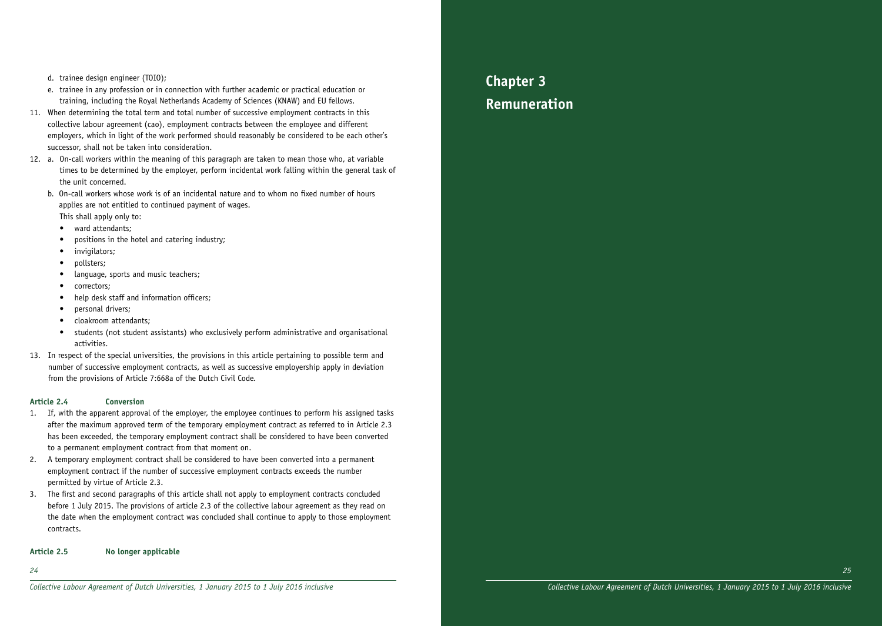d. trainee design engineer (TOIO);
e. trainee in any profession or in connection with further academic or practical education or training, including the Royal Netherlands Academy of Sciences (KNAW) and EU fellows.

11. When determining the total term and total number of successive employment contracts in this collective labour agreement (cao), employment contracts between the employee and different employers, which in light of the work performed should reasonably be considered to be each other's successor, shall not be taken into consideration.
12. a. On-call workers within the meaning of this paragraph are taken to mean those who, at variable times to be determined by the employer, perform incidental work falling within the general task of the unit concerned.
    b. On-call workers whose work is of an incidental nature and to whom no fixed number of hours applies are not entitled to continued payment of wages.
    This shall apply only to:
    - ward attendants;
    - positions in the hotel and catering industry;
    - invigilators;
    - pollsters;
    - language, sports and music teachers;
    - correctors;
    - help desk staff and information officers;
    - personal drivers;
    - cloakroom attendants;
    - students (not student assistants) who exclusively perform administrative and organisational activities.
13. In respect of the special universities, the provisions in this article pertaining to possible term and number of successive employment contracts, as well as successive employership apply in deviation from the provisions of Article 7:668a of the Dutch Civil Code.

### Article 2.4 Conversion

1. If, with the apparent approval of the employer, the employee continues to perform his assigned tasks after the maximum approved term of the temporary employment contract as referred to in Article 2.3 has been exceeded, the temporary employment contract shall be considered to have been converted to a permanent employment contract from that moment on.
2. A temporary employment contract shall be considered to have been converted into a permanent employment contract if the number of successive employment contracts exceeds the number permitted by virtue of Article 2.3.
3. The first and second paragraphs of this article shall not apply to employment contracts concluded before 1 July 2015. The provisions of article 2.3 of the collective labour agreement as they read on the date when the employment contract was concluded shall continue to apply to those employment contracts.

### Article 2.5 No longer applicable

# Chapter 3 Remuneration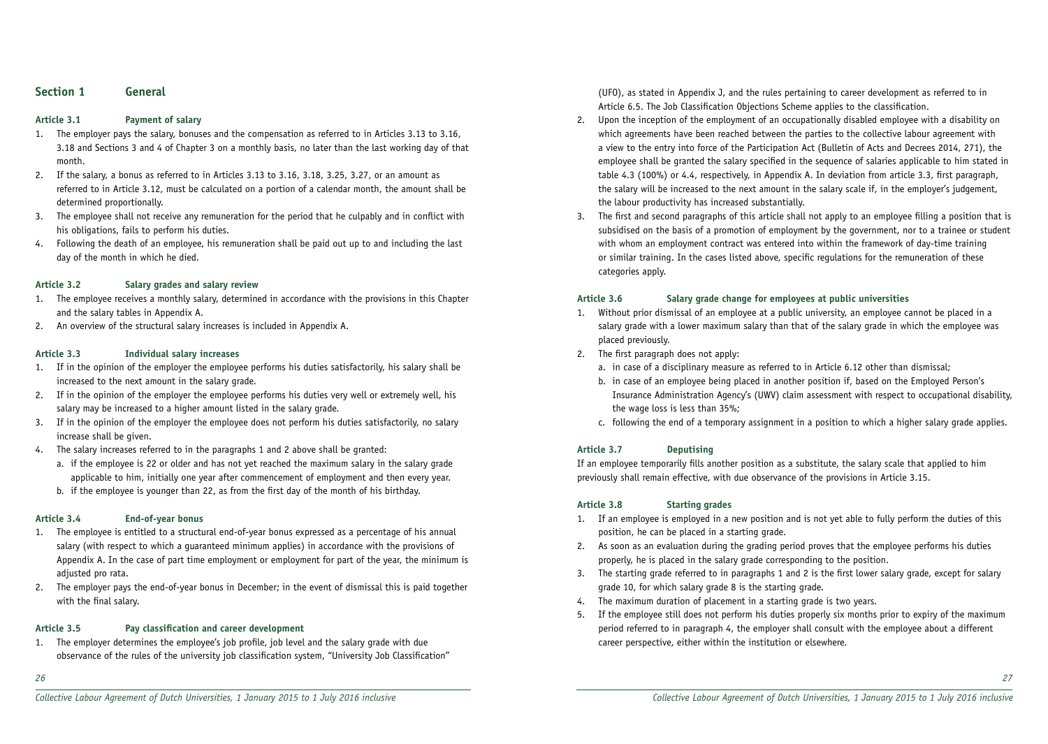## Section 1 General

### Article 3.1 Payment of salary

1. The employer pays the salary, bonuses and the compensation as referred to in Articles 3.13 to 3.16, 3.18 and Sections 3 and 4 of Chapter 3 on a monthly basis, no later than the last working day of that month.
2. If the salary, a bonus as referred to in Articles 3.13 to 3.16, 3.18, 3.25, 3.27, or an amount as referred to in Article 3.12, must be calculated on a portion of a calendar month, the amount shall be determined proportionally.
3. The employee shall not receive any remuneration for the period that he culpably and in conflict with his obligations, fails to perform his duties.
4. Following the death of an employee, his remuneration shall be paid out up to and including the last day of the month in which he died.

### Article 3.2 Salary grades and salary review

1. The employee receives a monthly salary, determined in accordance with the provisions in this Chapter and the salary tables in Appendix A.
2. An overview of the structural salary increases is included in Appendix A.

### Article 3.3 Individual salary increases

1. If in the opinion of the employer the employee performs his duties satisfactorily, his salary shall be increased to the next amount in the salary grade.
2. If in the opinion of the employer the employee performs his duties very well or extremely well, his salary may be increased to a higher amount listed in the salary grade.
3. If in the opinion of the employer the employee does not perform his duties satisfactorily, no salary increase shall be given.
4. The salary increases referred to in the paragraphs 1 and 2 above shall be granted:
   a. if the employee is 22 or older and has not yet reached the maximum salary in the salary grade applicable to him, initially one year after commencement of employment and then every year.
   b. if the employee is younger than 22, as from the first day of the month of his birthday.

### Article 3.4 End-of-year bonus

1. The employee is entitled to a structural end-of-year bonus expressed as a percentage of his annual salary (with respect to which a guaranteed minimum applies) in accordance with the provisions of Appendix A. In the case of part time employment or employment for part of the year, the minimum is adjusted pro rata.
2. The employer pays the end-of-year bonus in December; in the event of dismissal this is paid together with the final salary.

### Article 3.5 Pay classification and career development

1. The employer determines the employee's job profile, job level and the salary grade with due observance of the rules of the university job classification system, "University Job Classification" (UFO), as stated in Appendix J, and the rules pertaining to career development as referred to in Article 6.5. The Job Classification Objections Scheme applies to the classification.
2. Upon the inception of the employment of an occupationally disabled employee with a disability on which agreements have been reached between the parties to the collective labour agreement with a view to the entry into force of the Participation Act (Bulletin of Acts and Decrees 2014, 271), the employee shall be granted the salary specified in the sequence of salaries applicable to him stated in table 4.3 (100%) or 4.4, respectively, in Appendix A. In deviation from article 3.3, first paragraph, the salary will be increased to the next amount in the salary scale if, in the employer's judgement, the labour productivity has increased substantially.
3. The first and second paragraphs of this article shall not apply to an employee filling a position that is subsidised on the basis of a promotion of employment by the government, nor to a trainee or student with whom an employment contract was entered into within the framework of day-time training or similar training. In the cases listed above, specific regulations for the remuneration of these categories apply.

### Article 3.6 Salary grade change for employees at public universities

1. Without prior dismissal of an employee at a public university, an employee cannot be placed in a salary grade with a lower maximum salary than that of the salary grade in which the employee was placed previously.
2. The first paragraph does not apply:
   a. in case of a disciplinary measure as referred to in Article 6.12 other than dismissal;
   b. in case of an employee being placed in another position if, based on the Employed Person's Insurance Administration Agency's (UWV) claim assessment with respect to occupational disability, the wage loss is less than 35%;
   c. following the end of a temporary assignment in a position to which a higher salary grade applies.

### Article 3.7 Deputising

If an employee temporarily fills another position as a substitute, the salary scale that applied to him previously shall remain effective, with due observance of the provisions in Article 3.15.

### Article 3.8 Starting grades

1. If an employee is employed in a new position and is not yet able to fully perform the duties of this position, he can be placed in a starting grade.
2. As soon as an evaluation during the grading period proves that the employee performs his duties properly, he is placed in the salary grade corresponding to the position.
3. The starting grade referred to in paragraphs 1 and 2 is the first lower salary grade, except for salary grade 10, for which salary grade 8 is the starting grade.
4. The maximum duration of placement in a starting grade is two years.
5. If the employee still does not perform his duties properly six months prior to expiry of the maximum period referred to in paragraph 4, the employer shall consult with the employee about a different career perspective, either within the institution or elsewhere.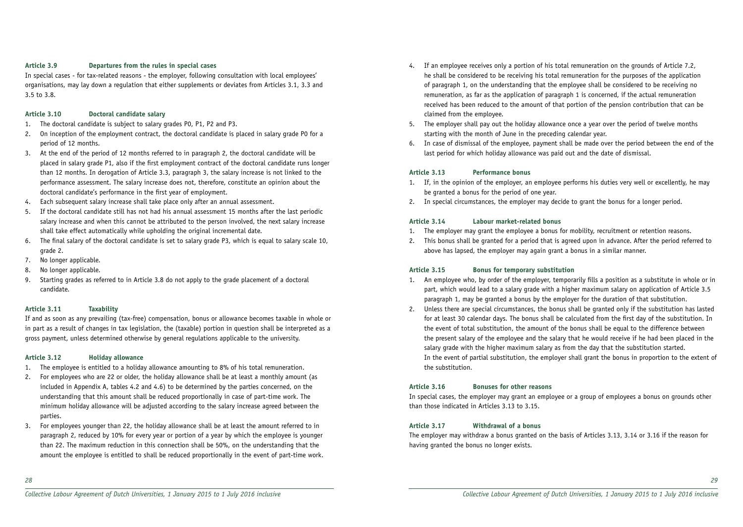### Article 3.9 Departures from the rules in special cases

In special cases - for tax-related reasons - the employer, following consultation with local employees' organisations, may lay down a regulation that either supplements or deviates from Articles 3.1, 3.3 and 3.5 to 3.8.

### Article 3.10 Doctoral candidate salary

1. The doctoral candidate is subject to salary grades P0, P1, P2 and P3.
2. On inception of the employment contract, the doctoral candidate is placed in salary grade P0 for a period of 12 months.
3. At the end of the period of 12 months referred to in paragraph 2, the doctoral candidate will be placed in salary grade P1, also if the first employment contract of the doctoral candidate runs longer than 12 months. In derogation of Article 3.3, paragraph 3, the salary increase is not linked to the performance assessment. The salary increase does not, therefore, constitute an opinion about the doctoral candidate's performance in the first year of employment.
4. Each subsequent salary increase shall take place only after an annual assessment.
5. If the doctoral candidate still has not had his annual assessment 15 months after the last periodic salary increase and when this cannot be attributed to the person involved, the next salary increase shall take effect automatically while upholding the original incremental date.
6. The final salary of the doctoral candidate is set to salary grade P3, which is equal to salary scale 10, grade 2.
7. No longer applicable.
8. No longer applicable.
9. Starting grades as referred to in Article 3.8 do not apply to the grade placement of a doctoral candidate.

### Article 3.11 Taxability

If and as soon as any prevailing (tax-free) compensation, bonus or allowance becomes taxable in whole or in part as a result of changes in tax legislation, the (taxable) portion in question shall be interpreted as a gross payment, unless determined otherwise by general regulations applicable to the university.

### Article 3.12 Holiday allowance

1. The employee is entitled to a holiday allowance amounting to 8% of his total remuneration.
2. For employees who are 22 or older, the holiday allowance shall be at least a monthly amount (as included in Appendix A, tables 4.2 and 4.6) to be determined by the parties concerned, on the understanding that this amount shall be reduced proportionally in case of part-time work. The minimum holiday allowance will be adjusted according to the salary increase agreed between the parties.
3. For employees younger than 22, the holiday allowance shall be at least the amount referred to in paragraph 2, reduced by 10% for every year or portion of a year by which the employee is younger than 22. The maximum reduction in this connection shall be 50%, on the understanding that the amount the employee is entitled to shall be reduced proportionally in the event of part-time work.
4. If an employee receives only a portion of his total remuneration on the grounds of Article 7.2, he shall be considered to be receiving his total remuneration for the purposes of the application of paragraph 1, on the understanding that the employee shall be considered to be receiving no remuneration, as far as the application of paragraph 1 is concerned, if the actual remuneration received has been reduced to the amount of that portion of the pension contribution that can be claimed from the employee.
5. The employer shall pay out the holiday allowance once a year over the period of twelve months starting with the month of June in the preceding calendar year.
6. In case of dismissal of the employee, payment shall be made over the period between the end of the last period for which holiday allowance was paid out and the date of dismissal.

### Article 3.13 Performance bonus

1. If, in the opinion of the employer, an employee performs his duties very well or excellently, he may be granted a bonus for the period of one year.
2. In special circumstances, the employer may decide to grant the bonus for a longer period.

### Article 3.14 Labour market-related bonus

1. The employer may grant the employee a bonus for mobility, recruitment or retention reasons.
2. This bonus shall be granted for a period that is agreed upon in advance. After the period referred to above has lapsed, the employer may again grant a bonus in a similar manner.

### Article 3.15 Bonus for temporary substitution

1. An employee who, by order of the employer, temporarily fills a position as a substitute in whole or in part, which would lead to a salary grade with a higher maximum salary on application of Article 3.5 paragraph 1, may be granted a bonus by the employer for the duration of that substitution.
2. Unless there are special circumstances, the bonus shall be granted only if the substitution has lasted for at least 30 calendar days. The bonus shall be calculated from the first day of the substitution. In the event of total substitution, the amount of the bonus shall be equal to the difference between the present salary of the employee and the salary that he would receive if he had been placed in the salary grade with the higher maximum salary as from the day that the substitution started.
In the event of partial substitution, the employer shall grant the bonus in proportion to the extent of the substitution.

### Article 3.16 Bonuses for other reasons

In special cases, the employer may grant an employee or a group of employees a bonus on grounds other than those indicated in Articles 3.13 to 3.15.

### Article 3.17 Withdrawal of a bonus

The employer may withdraw a bonus granted on the basis of Articles 3.13, 3.14 or 3.16 if the reason for having granted the bonus no longer exists.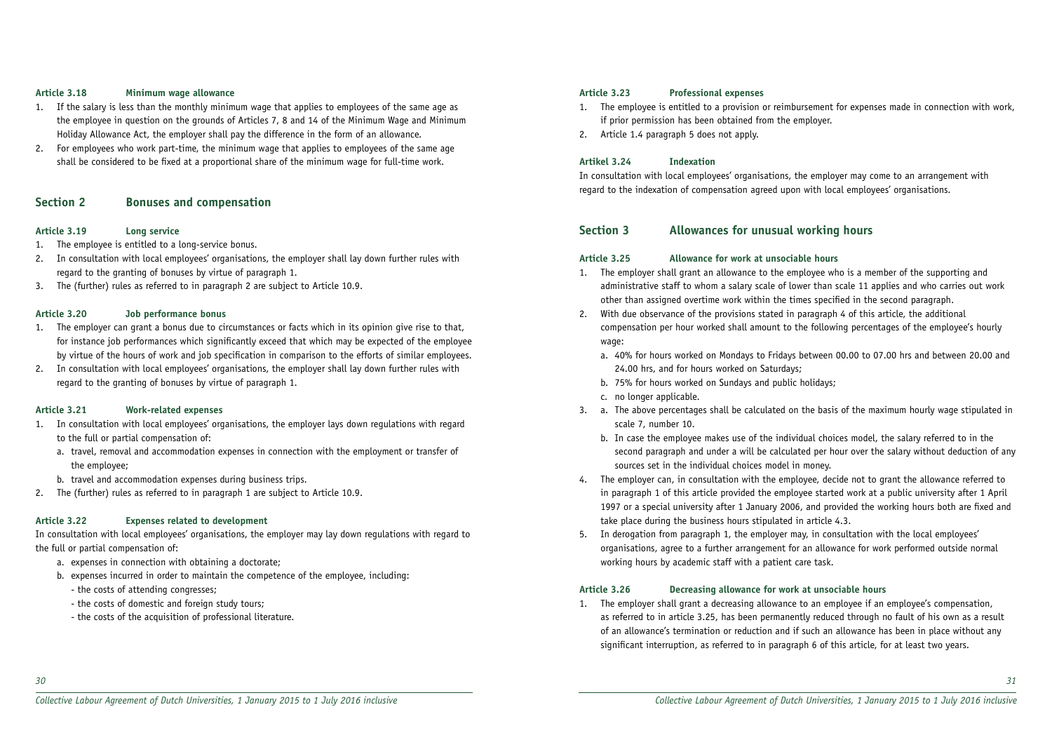#### Article 3.18 Minimum wage allowance

1. If the salary is less than the monthly minimum wage that applies to employees of the same age as the employee in question on the grounds of Articles 7, 8 and 14 of the Minimum Wage and Minimum Holiday Allowance Act, the employer shall pay the difference in the form of an allowance.
2. For employees who work part-time, the minimum wage that applies to employees of the same age shall be considered to be fixed at a proportional share of the minimum wage for full-time work.

### Section 2 Bonuses and compensation

#### Article 3.19 Long service

1. The employee is entitled to a long-service bonus.
2. In consultation with local employees' organisations, the employer shall lay down further rules with regard to the granting of bonuses by virtue of paragraph 1.
3. The (further) rules as referred to in paragraph 2 are subject to Article 10.9.

#### Article 3.20 Job performance bonus

1. The employer can grant a bonus due to circumstances or facts which in its opinion give rise to that, for instance job performances which significantly exceed that which may be expected of the employee by virtue of the hours of work and job specification in comparison to the efforts of similar employees.
2. In consultation with local employees' organisations, the employer shall lay down further rules with regard to the granting of bonuses by virtue of paragraph 1.

#### Article 3.21 Work-related expenses

1. In consultation with local employees' organisations, the employer lays down regulations with regard to the full or partial compensation of:
   a. travel, removal and accommodation expenses in connection with the employment or transfer of the employee;
   b. travel and accommodation expenses during business trips.
2. The (further) rules as referred to in paragraph 1 are subject to Article 10.9.

#### Article 3.22 Expenses related to development

In consultation with local employees' organisations, the employer may lay down regulations with regard to the full or partial compensation of:

a. expenses in connection with obtaining a doctorate;
b. expenses incurred in order to maintain the competence of the employee, including:
   - the costs of attending congresses;
   - the costs of domestic and foreign study tours;
   - the costs of the acquisition of professional literature.

#### Article 3.23 Professional expenses

1. The employee is entitled to a provision or reimbursement for expenses made in connection with work, if prior permission has been obtained from the employer.
2. Article 1.4 paragraph 5 does not apply.

#### Artikel 3.24 Indexation

In consultation with local employees' organisations, the employer may come to an arrangement with regard to the indexation of compensation agreed upon with local employees' organisations.

### Section 3 Allowances for unusual working hours

#### Article 3.25 Allowance for work at unsociable hours

1. The employer shall grant an allowance to the employee who is a member of the supporting and administrative staff to whom a salary scale of lower than scale 11 applies and who carries out work other than assigned overtime work within the times specified in the second paragraph.
2. With due observance of the provisions stated in paragraph 4 of this article, the additional compensation per hour worked shall amount to the following percentages of the employee's hourly wage:
   a. 40% for hours worked on Mondays to Fridays between 00.00 to 07.00 hrs and between 20.00 and 24.00 hrs, and for hours worked on Saturdays;
   b. 75% for hours worked on Sundays and public holidays;
   c. no longer applicable.
3. a. The above percentages shall be calculated on the basis of the maximum hourly wage stipulated in scale 7, number 10.
   b. In case the employee makes use of the individual choices model, the salary referred to in the second paragraph and under a will be calculated per hour over the salary without deduction of any sources set in the individual choices model in money.
4. The employer can, in consultation with the employee, decide not to grant the allowance referred to in paragraph 1 of this article provided the employee started work at a public university after 1 April 1997 or a special university after 1 January 2006, and provided the working hours both are fixed and take place during the business hours stipulated in article 4.3.
5. In derogation from paragraph 1, the employer may, in consultation with the local employees' organisations, agree to a further arrangement for an allowance for work performed outside normal working hours by academic staff with a patient care task.

#### Article 3.26 Decreasing allowance for work at unsociable hours

1. The employer shall grant a decreasing allowance to an employee if an employee's compensation, as referred to in article 3.25, has been permanently reduced through no fault of his own as a result of an allowance's termination or reduction and if such an allowance has been in place without any significant interruption, as referred to in paragraph 6 of this article, for at least two years.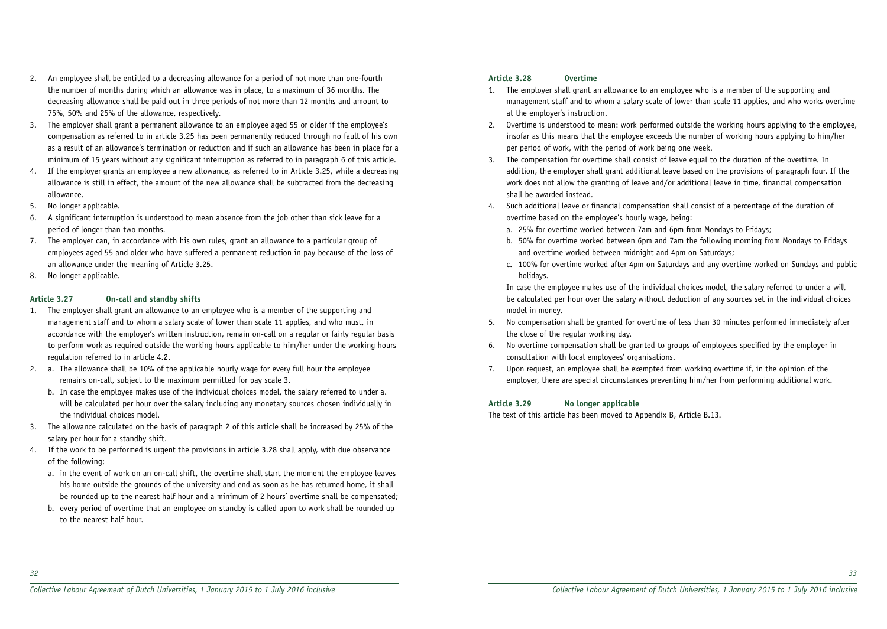2. An employee shall be entitled to a decreasing allowance for a period of not more than one-fourth the number of months during which an allowance was in place, to a maximum of 36 months. The decreasing allowance shall be paid out in three periods of not more than 12 months and amount to 75%, 50% and 25% of the allowance, respectively.
3. The employer shall grant a permanent allowance to an employee aged 55 or older if the employee's compensation as referred to in article 3.25 has been permanently reduced through no fault of his own as a result of an allowance's termination or reduction and if such an allowance has been in place for a minimum of 15 years without any significant interruption as referred to in paragraph 6 of this article.
4. If the employer grants an employee a new allowance, as referred to in Article 3.25, while a decreasing allowance is still in effect, the amount of the new allowance shall be subtracted from the decreasing allowance.
5. No longer applicable.
6. A significant interruption is understood to mean absence from the job other than sick leave for a period of longer than two months.
7. The employer can, in accordance with his own rules, grant an allowance to a particular group of employees aged 55 and older who have suffered a permanent reduction in pay because of the loss of an allowance under the meaning of Article 3.25.
8. No longer applicable.

### Article 3.27 On-call and standby shifts

1. The employer shall grant an allowance to an employee who is a member of the supporting and management staff and to whom a salary scale of lower than scale 11 applies, and who must, in accordance with the employer's written instruction, remain on-call on a regular or fairly regular basis to perform work as required outside the working hours applicable to him/her under the working hours regulation referred to in article 4.2.
2. a. The allowance shall be 10% of the applicable hourly wage for every full hour the employee remains on-call, subject to the maximum permitted for pay scale 3.
   b. In case the employee makes use of the individual choices model, the salary referred to under a. will be calculated per hour over the salary including any monetary sources chosen individually in the individual choices model.
3. The allowance calculated on the basis of paragraph 2 of this article shall be increased by 25% of the salary per hour for a standby shift.
4. If the work to be performed is urgent the provisions in article 3.28 shall apply, with due observance of the following:
   a. in the event of work on an on-call shift, the overtime shall start the moment the employee leaves his home outside the grounds of the university and end as soon as he has returned home, it shall be rounded up to the nearest half hour and a minimum of 2 hours' overtime shall be compensated;
   b. every period of overtime that an employee on standby is called upon to work shall be rounded up to the nearest half hour.

### Article 3.28 Overtime

1. The employer shall grant an allowance to an employee who is a member of the supporting and management staff and to whom a salary scale of lower than scale 11 applies, and who works overtime at the employer's instruction.
2. Overtime is understood to mean: work performed outside the working hours applying to the employee, insofar as this means that the employee exceeds the number of working hours applying to him/her per period of work, with the period of work being one week.
3. The compensation for overtime shall consist of leave equal to the duration of the overtime. In addition, the employer shall grant additional leave based on the provisions of paragraph four. If the work does not allow the granting of leave and/or additional leave in time, financial compensation shall be awarded instead.
4. Such additional leave or financial compensation shall consist of a percentage of the duration of overtime based on the employee's hourly wage, being:
   a. 25% for overtime worked between 7am and 6pm from Mondays to Fridays;
   b. 50% for overtime worked between 6pm and 7am the following morning from Mondays to Fridays and overtime worked between midnight and 4pm on Saturdays;
   c. 100% for overtime worked after 4pm on Saturdays and any overtime worked on Sundays and public holidays.

   In case the employee makes use of the individual choices model, the salary referred to under a will be calculated per hour over the salary without deduction of any sources set in the individual choices model in money.
5. No compensation shall be granted for overtime of less than 30 minutes performed immediately after the close of the regular working day.
6. No overtime compensation shall be granted to groups of employees specified by the employer in consultation with local employees' organisations.
7. Upon request, an employee shall be exempted from working overtime if, in the opinion of the employer, there are special circumstances preventing him/her from performing additional work.

### Article 3.29 No longer applicable

The text of this article has been moved to Appendix B, Article B.13.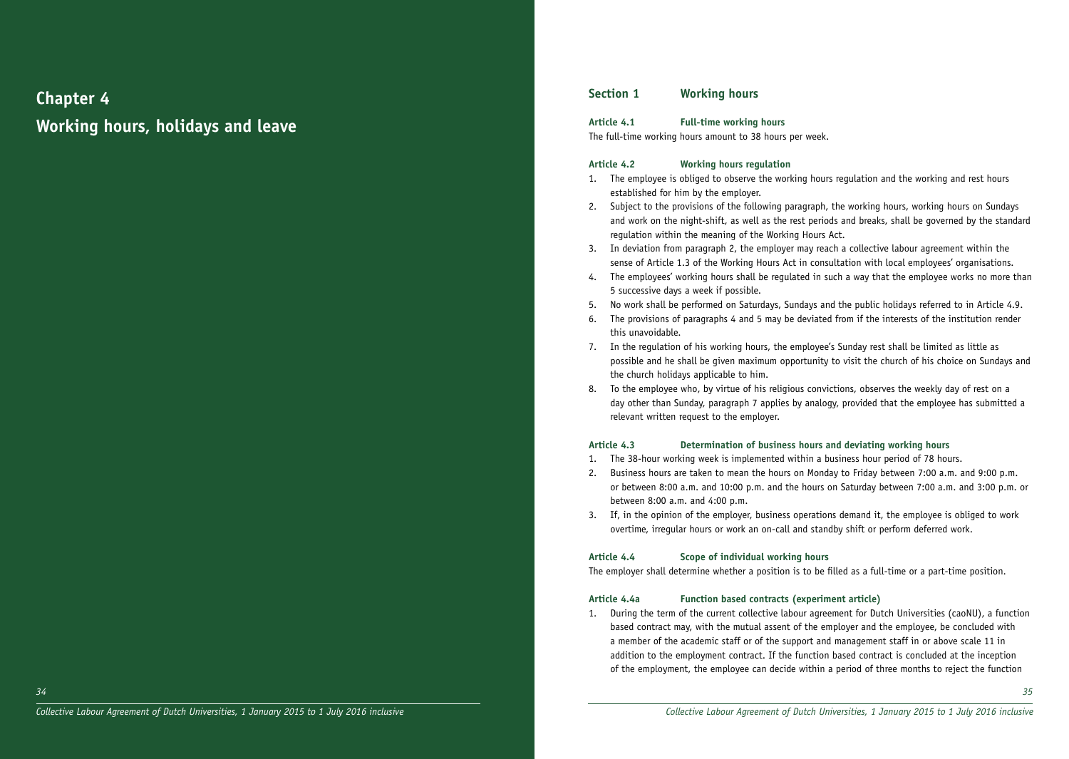# Chapter 4

# Working hours, holidays and leave

## Section 1 Working hours

### Article 4.1 Full-time working hours

The full-time working hours amount to 38 hours per week.

### Article 4.2 Working hours regulation

1. The employee is obliged to observe the working hours regulation and the working and rest hours established for him by the employer.
2. Subject to the provisions of the following paragraph, the working hours, working hours on Sundays and work on the night-shift, as well as the rest periods and breaks, shall be governed by the standard regulation within the meaning of the Working Hours Act.
3. In deviation from paragraph 2, the employer may reach a collective labour agreement within the sense of Article 1.3 of the Working Hours Act in consultation with local employees' organisations.
4. The employees' working hours shall be regulated in such a way that the employee works no more than 5 successive days a week if possible.
5. No work shall be performed on Saturdays, Sundays and the public holidays referred to in Article 4.9.
6. The provisions of paragraphs 4 and 5 may be deviated from if the interests of the institution render this unavoidable.
7. In the regulation of his working hours, the employee's Sunday rest shall be limited as little as possible and he shall be given maximum opportunity to visit the church of his choice on Sundays and the church holidays applicable to him.
8. To the employee who, by virtue of his religious convictions, observes the weekly day of rest on a day other than Sunday, paragraph 7 applies by analogy, provided that the employee has submitted a relevant written request to the employer.

### Article 4.3 Determination of business hours and deviating working hours

1. The 38-hour working week is implemented within a business hour period of 78 hours.
2. Business hours are taken to mean the hours on Monday to Friday between 7:00 a.m. and 9:00 p.m. or between 8:00 a.m. and 10:00 p.m. and the hours on Saturday between 7:00 a.m. and 3:00 p.m. or between 8:00 a.m. and 4:00 p.m.
3. If, in the opinion of the employer, business operations demand it, the employee is obliged to work overtime, irregular hours or work an on-call and standby shift or perform deferred work.

### Article 4.4 Scope of individual working hours

The employer shall determine whether a position is to be filled as a full-time or a part-time position.

### Article 4.4a Function based contracts (experiment article)

1. During the term of the current collective labour agreement for Dutch Universities (caoNU), a function based contract may, with the mutual assent of the employer and the employee, be concluded with a member of the academic staff or of the support and management staff in or above scale 11 in addition to the employment contract. If the function based contract is concluded at the inception of the employment, the employee can decide within a period of three months to reject the function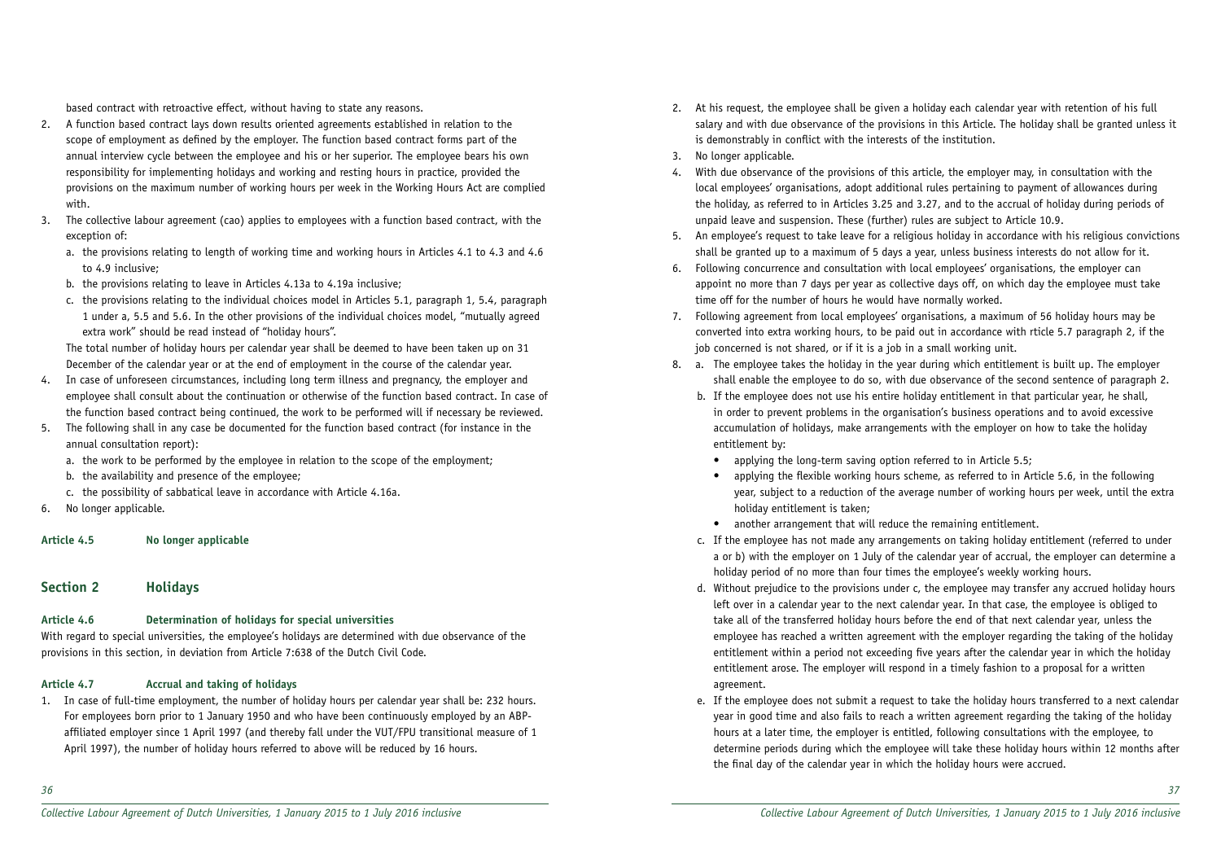based contract with retroactive effect, without having to state any reasons.

2. A function based contract lays down results oriented agreements established in relation to the scope of employment as defined by the employer. The function based contract forms part of the annual interview cycle between the employee and his or her superior. The employee bears his own responsibility for implementing holidays and working and resting hours in practice, provided the provisions on the maximum number of working hours per week in the Working Hours Act are complied with.
3. The collective labour agreement (cao) applies to employees with a function based contract, with the exception of:
   a. the provisions relating to length of working time and working hours in Articles 4.1 to 4.3 and 4.6 to 4.9 inclusive;
   b. the provisions relating to leave in Articles 4.13a to 4.19a inclusive;
   c. the provisions relating to the individual choices model in Articles 5.1, paragraph 1, 5.4, paragraph 1 under a, 5.5 and 5.6. In the other provisions of the individual choices model, "mutually agreed extra work" should be read instead of "holiday hours".

   The total number of holiday hours per calendar year shall be deemed to have been taken up on 31 December of the calendar year or at the end of employment in the course of the calendar year.
4. In case of unforeseen circumstances, including long term illness and pregnancy, the employer and employee shall consult about the continuation or otherwise of the function based contract. In case of the function based contract being continued, the work to be performed will if necessary be reviewed.
5. The following shall in any case be documented for the function based contract (for instance in the annual consultation report):
   a. the work to be performed by the employee in relation to the scope of the employment;
   b. the availability and presence of the employee;
   c. the possibility of sabbatical leave in accordance with Article 4.16a.
6. No longer applicable.

**Article 4.5 No longer applicable**

## Section 2 Holidays

**Article 4.6 Determination of holidays for special universities**

With regard to special universities, the employee's holidays are determined with due observance of the provisions in this section, in deviation from Article 7:638 of the Dutch Civil Code.

**Article 4.7 Accrual and taking of holidays**

1. In case of full-time employment, the number of holiday hours per calendar year shall be: 232 hours. For employees born prior to 1 January 1950 and who have been continuously employed by an ABP-affiliated employer since 1 April 1997 (and thereby fall under the VUT/FPU transitional measure of 1 April 1997), the number of holiday hours referred to above will be reduced by 16 hours.
2. At his request, the employee shall be given a holiday each calendar year with retention of his full salary and with due observance of the provisions in this Article. The holiday shall be granted unless it is demonstrably in conflict with the interests of the institution.
3. No longer applicable.
4. With due observance of the provisions of this article, the employer may, in consultation with the local employees' organisations, adopt additional rules pertaining to payment of allowances during the holiday, as referred to in Articles 3.25 and 3.27, and to the accrual of holiday during periods of unpaid leave and suspension. These (further) rules are subject to Article 10.9.
5. An employee's request to take leave for a religious holiday in accordance with his religious convictions shall be granted up to a maximum of 5 days a year, unless business interests do not allow for it.
6. Following concurrence and consultation with local employees' organisations, the employer can appoint no more than 7 days per year as collective days off, on which day the employee must take time off for the number of hours he would have normally worked.
7. Following agreement from local employees' organisations, a maximum of 56 holiday hours may be converted into extra working hours, to be paid out in accordance with rticle 5.7 paragraph 2, if the job concerned is not shared, or if it is a job in a small working unit.
8. a. The employee takes the holiday in the year during which entitlement is built up. The employer shall enable the employee to do so, with due observance of the second sentence of paragraph 2.
   b. If the employee does not use his entire holiday entitlement in that particular year, he shall, in order to prevent problems in the organisation's business operations and to avoid excessive accumulation of holidays, make arrangements with the employer on how to take the holiday entitlement by:
      - applying the long-term saving option referred to in Article 5.5;
      - applying the flexible working hours scheme, as referred to in Article 5.6, in the following year, subject to a reduction of the average number of working hours per week, until the extra holiday entitlement is taken;
      - another arrangement that will reduce the remaining entitlement.
   c. If the employee has not made any arrangements on taking holiday entitlement (referred to under a or b) with the employer on 1 July of the calendar year of accrual, the employer can determine a holiday period of no more than four times the employee's weekly working hours.
   d. Without prejudice to the provisions under c, the employee may transfer any accrued holiday hours left over in a calendar year to the next calendar year. In that case, the employee is obliged to take all of the transferred holiday hours before the end of that next calendar year, unless the employee has reached a written agreement with the employer regarding the taking of the holiday entitlement within a period not exceeding five years after the calendar year in which the holiday entitlement arose. The employer will respond in a timely fashion to a proposal for a written agreement.
   e. If the employee does not submit a request to take the holiday hours transferred to a next calendar year in good time and also fails to reach a written agreement regarding the taking of the holiday hours at a later time, the employer is entitled, following consultations with the employee, to determine periods during which the employee will take these holiday hours within 12 months after the final day of the calendar year in which the holiday hours were accrued.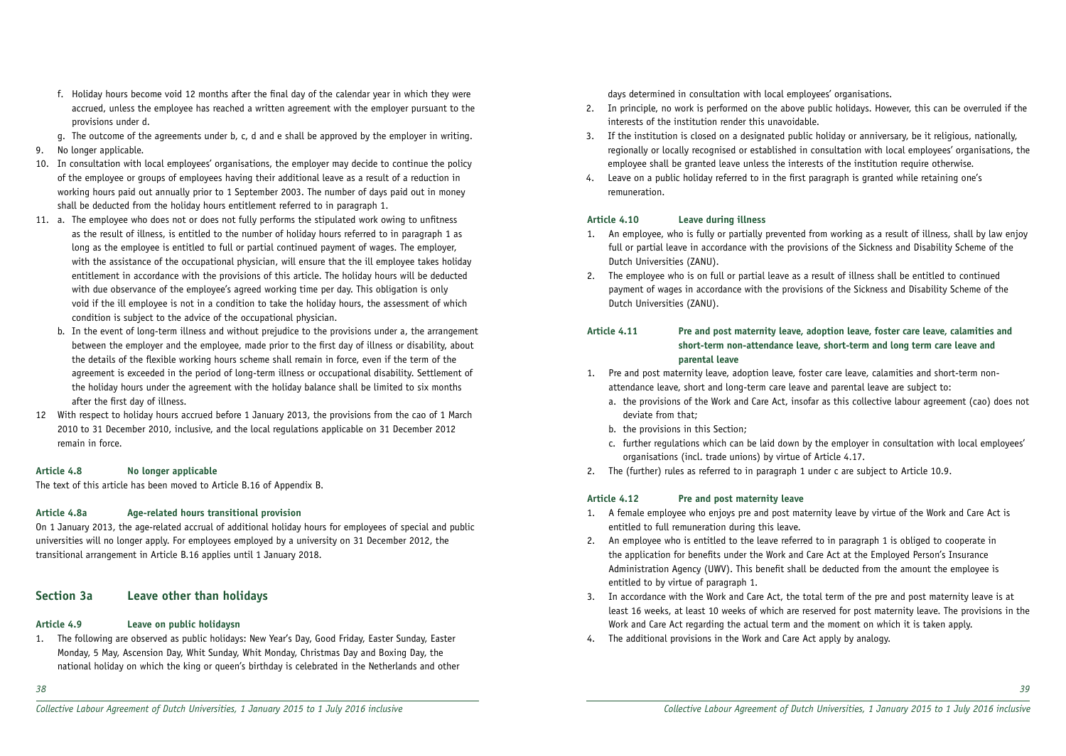f. Holiday hours become void 12 months after the final day of the calendar year in which they were accrued, unless the employee has reached a written agreement with the employer pursuant to the provisions under d.

g. The outcome of the agreements under b, c, d and e shall be approved by the employer in writing.

9. No longer applicable.
10. In consultation with local employees' organisations, the employer may decide to continue the policy of the employee or groups of employees having their additional leave as a result of a reduction in working hours paid out annually prior to 1 September 2003. The number of days paid out in money shall be deducted from the holiday hours entitlement referred to in paragraph 1.
11. a. The employee who does not or does not fully performs the stipulated work owing to unfitness as the result of illness, is entitled to the number of holiday hours referred to in paragraph 1 as long as the employee is entitled to full or partial continued payment of wages. The employer, with the assistance of the occupational physician, will ensure that the ill employee takes holiday entitlement in accordance with the provisions of this article. The holiday hours will be deducted with due observance of the employee's agreed working time per day. This obligation is only void if the ill employee is not in a condition to take the holiday hours, the assessment of which condition is subject to the advice of the occupational physician.

    b. In the event of long-term illness and without prejudice to the provisions under a, the arrangement between the employer and the employee, made prior to the first day of illness or disability, about the details of the flexible working hours scheme shall remain in force, even if the term of the agreement is exceeded in the period of long-term illness or occupational disability. Settlement of the holiday hours under the agreement with the holiday balance shall be limited to six months after the first day of illness.
12. With respect to holiday hours accrued before 1 January 2013, the provisions from the cao of 1 March 2010 to 31 December 2010, inclusive, and the local regulations applicable on 31 December 2012 remain in force.

#### Article 4.8 No longer applicable

The text of this article has been moved to Article B.16 of Appendix B.

#### Article 4.8a Age-related hours transitional provision

On 1 January 2013, the age-related accrual of additional holiday hours for employees of special and public universities will no longer apply. For employees employed by a university on 31 December 2012, the transitional arrangement in Article B.16 applies until 1 January 2018.

## Section 3a Leave other than holidays

#### Article 4.9 Leave on public holidaysn

1. The following are observed as public holidays: New Year's Day, Good Friday, Easter Sunday, Easter Monday, 5 May, Ascension Day, Whit Sunday, Whit Monday, Christmas Day and Boxing Day, the national holiday on which the king or queen's birthday is celebrated in the Netherlands and other days determined in consultation with local employees' organisations.
2. In principle, no work is performed on the above public holidays. However, this can be overruled if the interests of the institution render this unavoidable.
3. If the institution is closed on a designated public holiday or anniversary, be it religious, nationally, regionally or locally recognised or established in consultation with local employees' organisations, the employee shall be granted leave unless the interests of the institution require otherwise.
4. Leave on a public holiday referred to in the first paragraph is granted while retaining one's remuneration.

#### Article 4.10 Leave during illness

1. An employee, who is fully or partially prevented from working as a result of illness, shall by law enjoy full or partial leave in accordance with the provisions of the Sickness and Disability Scheme of the Dutch Universities (ZANU).
2. The employee who is on full or partial leave as a result of illness shall be entitled to continued payment of wages in accordance with the provisions of the Sickness and Disability Scheme of the Dutch Universities (ZANU).

#### Article 4.11 Pre and post maternity leave, adoption leave, foster care leave, calamities and short-term non-attendance leave, short-term and long term care leave and parental leave

1. Pre and post maternity leave, adoption leave, foster care leave, calamities and short-term non-attendance leave, short and long-term care leave and parental leave are subject to:
   a. the provisions of the Work and Care Act, insofar as this collective labour agreement (cao) does not deviate from that;
   b. the provisions in this Section;
   c. further regulations which can be laid down by the employer in consultation with local employees' organisations (incl. trade unions) by virtue of Article 4.17.
2. The (further) rules as referred to in paragraph 1 under c are subject to Article 10.9.

#### Article 4.12 Pre and post maternity leave

1. A female employee who enjoys pre and post maternity leave by virtue of the Work and Care Act is entitled to full remuneration during this leave.
2. An employee who is entitled to the leave referred to in paragraph 1 is obliged to cooperate in the application for benefits under the Work and Care Act at the Employed Person's Insurance Administration Agency (UWV). This benefit shall be deducted from the amount the employee is entitled to by virtue of paragraph 1.
3. In accordance with the Work and Care Act, the total term of the pre and post maternity leave is at least 16 weeks, at least 10 weeks of which are reserved for post maternity leave. The provisions in the Work and Care Act regarding the actual term and the moment on which it is taken apply.
4. The additional provisions in the Work and Care Act apply by analogy.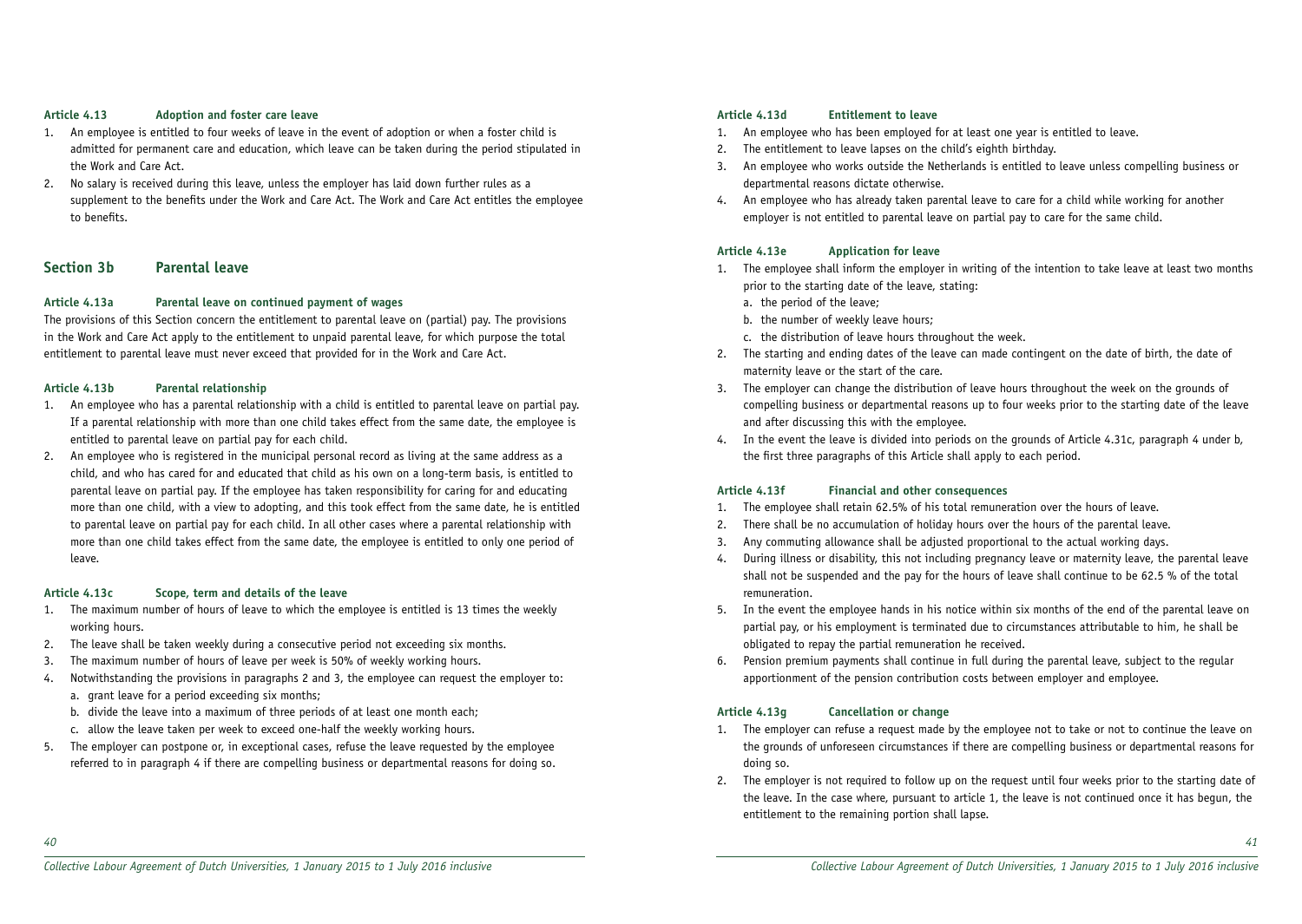#### Article 4.13 Adoption and foster care leave

1. An employee is entitled to four weeks of leave in the event of adoption or when a foster child is admitted for permanent care and education, which leave can be taken during the period stipulated in the Work and Care Act.
2. No salary is received during this leave, unless the employer has laid down further rules as a supplement to the benefits under the Work and Care Act. The Work and Care Act entitles the employee to benefits.

### Section 3b Parental leave

#### Article 4.13a Parental leave on continued payment of wages

The provisions of this Section concern the entitlement to parental leave on (partial) pay. The provisions in the Work and Care Act apply to the entitlement to unpaid parental leave, for which purpose the total entitlement to parental leave must never exceed that provided for in the Work and Care Act.

#### Article 4.13b Parental relationship

1. An employee who has a parental relationship with a child is entitled to parental leave on partial pay. If a parental relationship with more than one child takes effect from the same date, the employee is entitled to parental leave on partial pay for each child.
2. An employee who is registered in the municipal personal record as living at the same address as a child, and who has cared for and educated that child as his own on a long-term basis, is entitled to parental leave on partial pay. If the employee has taken responsibility for caring for and educating more than one child, with a view to adopting, and this took effect from the same date, he is entitled to parental leave on partial pay for each child. In all other cases where a parental relationship with more than one child takes effect from the same date, the employee is entitled to only one period of leave.

#### Article 4.13c Scope, term and details of the leave

1. The maximum number of hours of leave to which the employee is entitled is 13 times the weekly working hours.
2. The leave shall be taken weekly during a consecutive period not exceeding six months.
3. The maximum number of hours of leave per week is 50% of weekly working hours.
4. Notwithstanding the provisions in paragraphs 2 and 3, the employee can request the employer to:
   a. grant leave for a period exceeding six months;
   b. divide the leave into a maximum of three periods of at least one month each;
   c. allow the leave taken per week to exceed one-half the weekly working hours.
5. The employer can postpone or, in exceptional cases, refuse the leave requested by the employee referred to in paragraph 4 if there are compelling business or departmental reasons for doing so.

#### Article 4.13d Entitlement to leave

1. An employee who has been employed for at least one year is entitled to leave.
2. The entitlement to leave lapses on the child's eighth birthday.
3. An employee who works outside the Netherlands is entitled to leave unless compelling business or departmental reasons dictate otherwise.
4. An employee who has already taken parental leave to care for a child while working for another employer is not entitled to parental leave on partial pay to care for the same child.

#### Article 4.13e Application for leave

1. The employee shall inform the employer in writing of the intention to take leave at least two months prior to the starting date of the leave, stating:
   a. the period of the leave;
   b. the number of weekly leave hours;
   c. the distribution of leave hours throughout the week.
2. The starting and ending dates of the leave can made contingent on the date of birth, the date of maternity leave or the start of the care.
3. The employer can change the distribution of leave hours throughout the week on the grounds of compelling business or departmental reasons up to four weeks prior to the starting date of the leave and after discussing this with the employee.
4. In the event the leave is divided into periods on the grounds of Article 4.31c, paragraph 4 under b, the first three paragraphs of this Article shall apply to each period.

#### Article 4.13f Financial and other consequences

1. The employee shall retain 62.5% of his total remuneration over the hours of leave.
2. There shall be no accumulation of holiday hours over the hours of the parental leave.
3. Any commuting allowance shall be adjusted proportional to the actual working days.
4. During illness or disability, this not including pregnancy leave or maternity leave, the parental leave shall not be suspended and the pay for the hours of leave shall continue to be 62.5 % of the total remuneration.
5. In the event the employee hands in his notice within six months of the end of the parental leave on partial pay, or his employment is terminated due to circumstances attributable to him, he shall be obligated to repay the partial remuneration he received.
6. Pension premium payments shall continue in full during the parental leave, subject to the regular apportionment of the pension contribution costs between employer and employee.

#### Article 4.13g Cancellation or change

1. The employer can refuse a request made by the employee not to take or not to continue the leave on the grounds of unforeseen circumstances if there are compelling business or departmental reasons for doing so.
2. The employer is not required to follow up on the request until four weeks prior to the starting date of the leave. In the case where, pursuant to article 1, the leave is not continued once it has begun, the entitlement to the remaining portion shall lapse.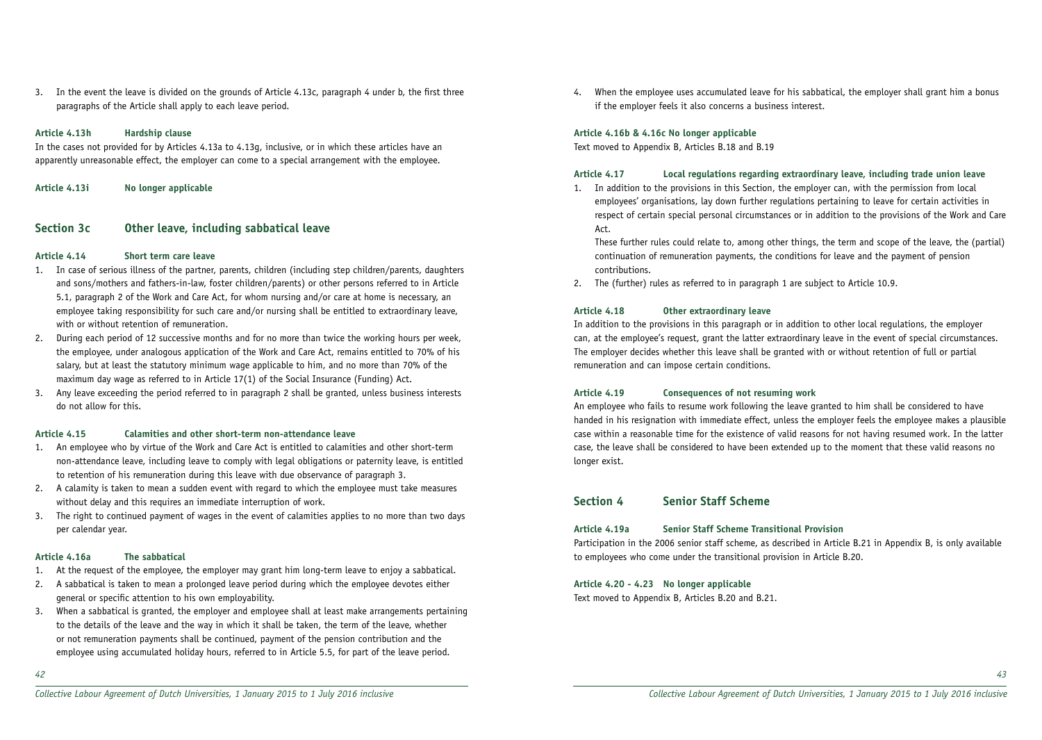3. In the event the leave is divided on the grounds of Article 4.13c, paragraph 4 under b, the first three paragraphs of the Article shall apply to each leave period.

#### Article 4.13h Hardship clause

In the cases not provided for by Articles 4.13a to 4.13g, inclusive, or in which these articles have an apparently unreasonable effect, the employer can come to a special arrangement with the employee.

#### Article 4.13i No longer applicable

## Section 3c Other leave, including sabbatical leave

#### Article 4.14 Short term care leave

1. In case of serious illness of the partner, parents, children (including step children/parents, daughters and sons/mothers and fathers-in-law, foster children/parents) or other persons referred to in Article 5.1, paragraph 2 of the Work and Care Act, for whom nursing and/or care at home is necessary, an employee taking responsibility for such care and/or nursing shall be entitled to extraordinary leave, with or without retention of remuneration.
2. During each period of 12 successive months and for no more than twice the working hours per week, the employee, under analogous application of the Work and Care Act, remains entitled to 70% of his salary, but at least the statutory minimum wage applicable to him, and no more than 70% of the maximum day wage as referred to in Article 17(1) of the Social Insurance (Funding) Act.
3. Any leave exceeding the period referred to in paragraph 2 shall be granted, unless business interests do not allow for this.

#### Article 4.15 Calamities and other short-term non-attendance leave

1. An employee who by virtue of the Work and Care Act is entitled to calamities and other short-term non-attendance leave, including leave to comply with legal obligations or paternity leave, is entitled to retention of his remuneration during this leave with due observance of paragraph 3.
2. A calamity is taken to mean a sudden event with regard to which the employee must take measures without delay and this requires an immediate interruption of work.
3. The right to continued payment of wages in the event of calamities applies to no more than two days per calendar year.

#### Article 4.16a The sabbatical

1. At the request of the employee, the employer may grant him long-term leave to enjoy a sabbatical.
2. A sabbatical is taken to mean a prolonged leave period during which the employee devotes either general or specific attention to his own employability.
3. When a sabbatical is granted, the employer and employee shall at least make arrangements pertaining to the details of the leave and the way in which it shall be taken, the term of the leave, whether or not remuneration payments shall be continued, payment of the pension contribution and the employee using accumulated holiday hours, referred to in Article 5.5, for part of the leave period.
4. When the employee uses accumulated leave for his sabbatical, the employer shall grant him a bonus if the employer feels it also concerns a business interest.

#### Article 4.16b & 4.16c No longer applicable

Text moved to Appendix B, Articles B.18 and B.19

#### Article 4.17 Local regulations regarding extraordinary leave, including trade union leave

1. In addition to the provisions in this Section, the employer can, with the permission from local employees' organisations, lay down further regulations pertaining to leave for certain activities in respect of certain special personal circumstances or in addition to the provisions of the Work and Care Act.

   These further rules could relate to, among other things, the term and scope of the leave, the (partial) continuation of remuneration payments, the conditions for leave and the payment of pension contributions.
2. The (further) rules as referred to in paragraph 1 are subject to Article 10.9.

#### Article 4.18 Other extraordinary leave

In addition to the provisions in this paragraph or in addition to other local regulations, the employer can, at the employee's request, grant the latter extraordinary leave in the event of special circumstances. The employer decides whether this leave shall be granted with or without retention of full or partial remuneration and can impose certain conditions.

#### Article 4.19 Consequences of not resuming work

An employee who fails to resume work following the leave granted to him shall be considered to have handed in his resignation with immediate effect, unless the employer feels the employee makes a plausible case within a reasonable time for the existence of valid reasons for not having resumed work. In the latter case, the leave shall be considered to have been extended up to the moment that these valid reasons no longer exist.

## Section 4 Senior Staff Scheme

#### Article 4.19a Senior Staff Scheme Transitional Provision

Participation in the 2006 senior staff scheme, as described in Article B.21 in Appendix B, is only available to employees who come under the transitional provision in Article B.20.

#### Article 4.20 - 4.23 No longer applicable

Text moved to Appendix B, Articles B.20 and B.21.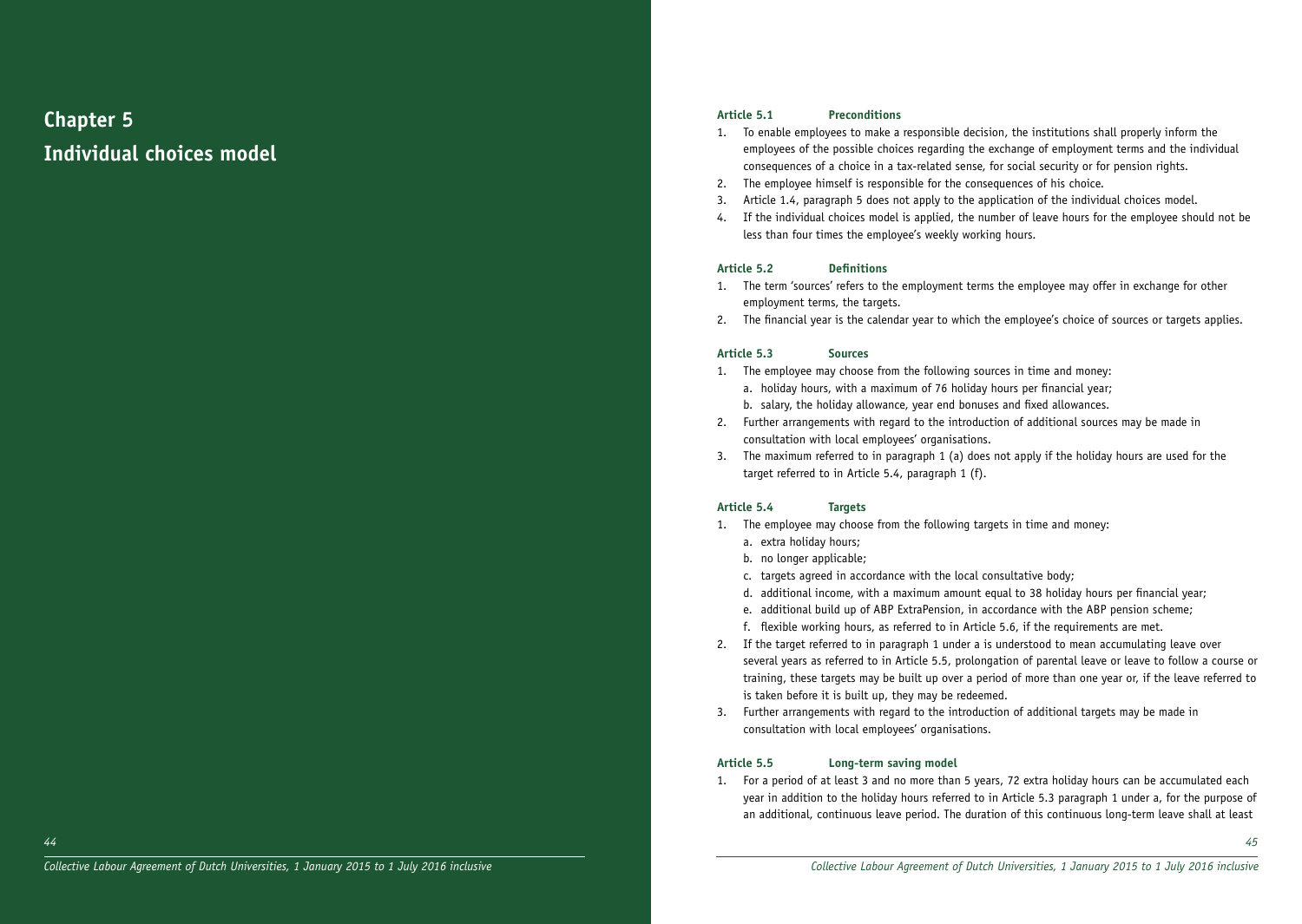# Chapter 5

# Individual choices model

### Article 5.1 Preconditions

1. To enable employees to make a responsible decision, the institutions shall properly inform the employees of the possible choices regarding the exchange of employment terms and the individual consequences of a choice in a tax-related sense, for social security or for pension rights.
2. The employee himself is responsible for the consequences of his choice.
3. Article 1.4, paragraph 5 does not apply to the application of the individual choices model.
4. If the individual choices model is applied, the number of leave hours for the employee should not be less than four times the employee's weekly working hours.

### Article 5.2 Definitions

1. The term 'sources' refers to the employment terms the employee may offer in exchange for other employment terms, the targets.
2. The financial year is the calendar year to which the employee's choice of sources or targets applies.

### Article 5.3 Sources

1. The employee may choose from the following sources in time and money:
   a. holiday hours, with a maximum of 76 holiday hours per financial year;
   b. salary, the holiday allowance, year end bonuses and fixed allowances.
2. Further arrangements with regard to the introduction of additional sources may be made in consultation with local employees' organisations.
3. The maximum referred to in paragraph 1 (a) does not apply if the holiday hours are used for the target referred to in Article 5.4, paragraph 1 (f).

### Article 5.4 Targets

1. The employee may choose from the following targets in time and money:
   a. extra holiday hours;
   b. no longer applicable;
   c. targets agreed in accordance with the local consultative body;
   d. additional income, with a maximum amount equal to 38 holiday hours per financial year;
   e. additional build up of ABP ExtraPension, in accordance with the ABP pension scheme;
   f. flexible working hours, as referred to in Article 5.6, if the requirements are met.
2. If the target referred to in paragraph 1 under a is understood to mean accumulating leave over several years as referred to in Article 5.5, prolongation of parental leave or leave to follow a course or training, these targets may be built up over a period of more than one year or, if the leave referred to is taken before it is built up, they may be redeemed.
3. Further arrangements with regard to the introduction of additional targets may be made in consultation with local employees' organisations.

### Article 5.5 Long-term saving model

1. For a period of at least 3 and no more than 5 years, 72 extra holiday hours can be accumulated each year in addition to the holiday hours referred to in Article 5.3 paragraph 1 under a, for the purpose of an additional, continuous leave period. The duration of this continuous long-term leave shall at least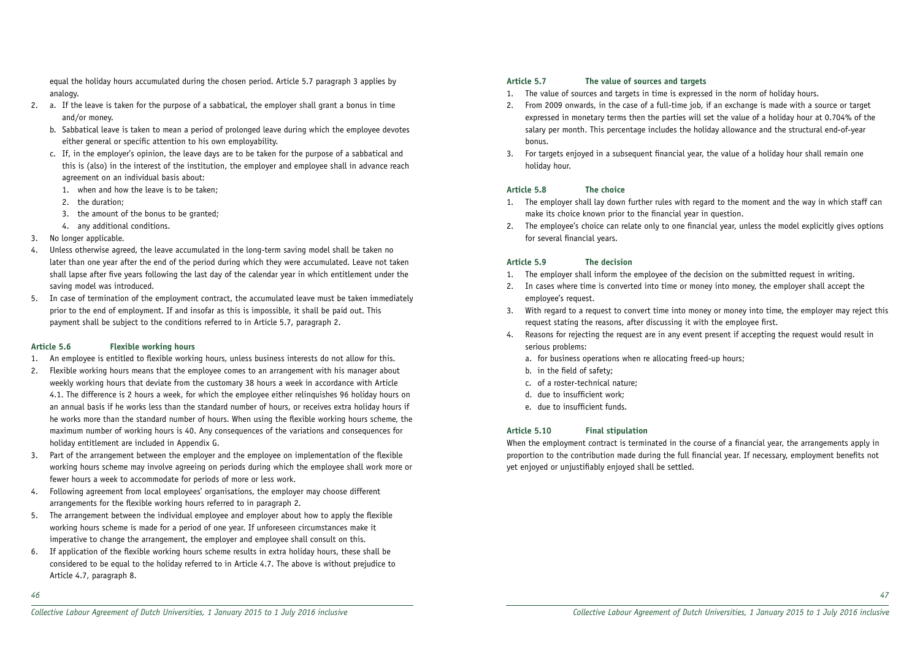equal the holiday hours accumulated during the chosen period. Article 5.7 paragraph 3 applies by analogy.

2. a. If the leave is taken for the purpose of a sabbatical, the employer shall grant a bonus in time and/or money.
   b. Sabbatical leave is taken to mean a period of prolonged leave during which the employee devotes either general or specific attention to his own employability.
   c. If, in the employer's opinion, the leave days are to be taken for the purpose of a sabbatical and this is (also) in the interest of the institution, the employer and employee shall in advance reach agreement on an individual basis about:
      1. when and how the leave is to be taken;
      2. the duration;
      3. the amount of the bonus to be granted;
      4. any additional conditions.
3. No longer applicable.
4. Unless otherwise agreed, the leave accumulated in the long-term saving model shall be taken no later than one year after the end of the period during which they were accumulated. Leave not taken shall lapse after five years following the last day of the calendar year in which entitlement under the saving model was introduced.
5. In case of termination of the employment contract, the accumulated leave must be taken immediately prior to the end of employment. If and insofar as this is impossible, it shall be paid out. This payment shall be subject to the conditions referred to in Article 5.7, paragraph 2.

#### Article 5.6 Flexible working hours

1. An employee is entitled to flexible working hours, unless business interests do not allow for this.
2. Flexible working hours means that the employee comes to an arrangement with his manager about weekly working hours that deviate from the customary 38 hours a week in accordance with Article 4.1. The difference is 2 hours a week, for which the employee either relinquishes 96 holiday hours on an annual basis if he works less than the standard number of hours, or receives extra holiday hours if he works more than the standard number of hours. When using the flexible working hours scheme, the maximum number of working hours is 40. Any consequences of the variations and consequences for holiday entitlement are included in Appendix G.
3. Part of the arrangement between the employer and the employee on implementation of the flexible working hours scheme may involve agreeing on periods during which the employee shall work more or fewer hours a week to accommodate for periods of more or less work.
4. Following agreement from local employees' organisations, the employer may choose different arrangements for the flexible working hours referred to in paragraph 2.
5. The arrangement between the individual employee and employer about how to apply the flexible working hours scheme is made for a period of one year. If unforeseen circumstances make it imperative to change the arrangement, the employer and employee shall consult on this.
6. If application of the flexible working hours scheme results in extra holiday hours, these shall be considered to be equal to the holiday referred to in Article 4.7. The above is without prejudice to Article 4.7, paragraph 8.

#### Article 5.7 The value of sources and targets

1. The value of sources and targets in time is expressed in the norm of holiday hours.
2. From 2009 onwards, in the case of a full-time job, if an exchange is made with a source or target expressed in monetary terms then the parties will set the value of a holiday hour at 0.704% of the salary per month. This percentage includes the holiday allowance and the structural end-of-year bonus.
3. For targets enjoyed in a subsequent financial year, the value of a holiday hour shall remain one holiday hour.

#### Article 5.8 The choice

1. The employer shall lay down further rules with regard to the moment and the way in which staff can make its choice known prior to the financial year in question.
2. The employee's choice can relate only to one financial year, unless the model explicitly gives options for several financial years.

#### Article 5.9 The decision

1. The employer shall inform the employee of the decision on the submitted request in writing.
2. In cases where time is converted into time or money into money, the employer shall accept the employee's request.
3. With regard to a request to convert time into money or money into time, the employer may reject this request stating the reasons, after discussing it with the employee first.
4. Reasons for rejecting the request are in any event present if accepting the request would result in serious problems:
   a. for business operations when re allocating freed-up hours;
   b. in the field of safety;
   c. of a roster-technical nature;
   d. due to insufficient work;
   e. due to insufficient funds.

#### Article 5.10 Final stipulation

When the employment contract is terminated in the course of a financial year, the arrangements apply in proportion to the contribution made during the full financial year. If necessary, employment benefits not yet enjoyed or unjustifiably enjoyed shall be settled.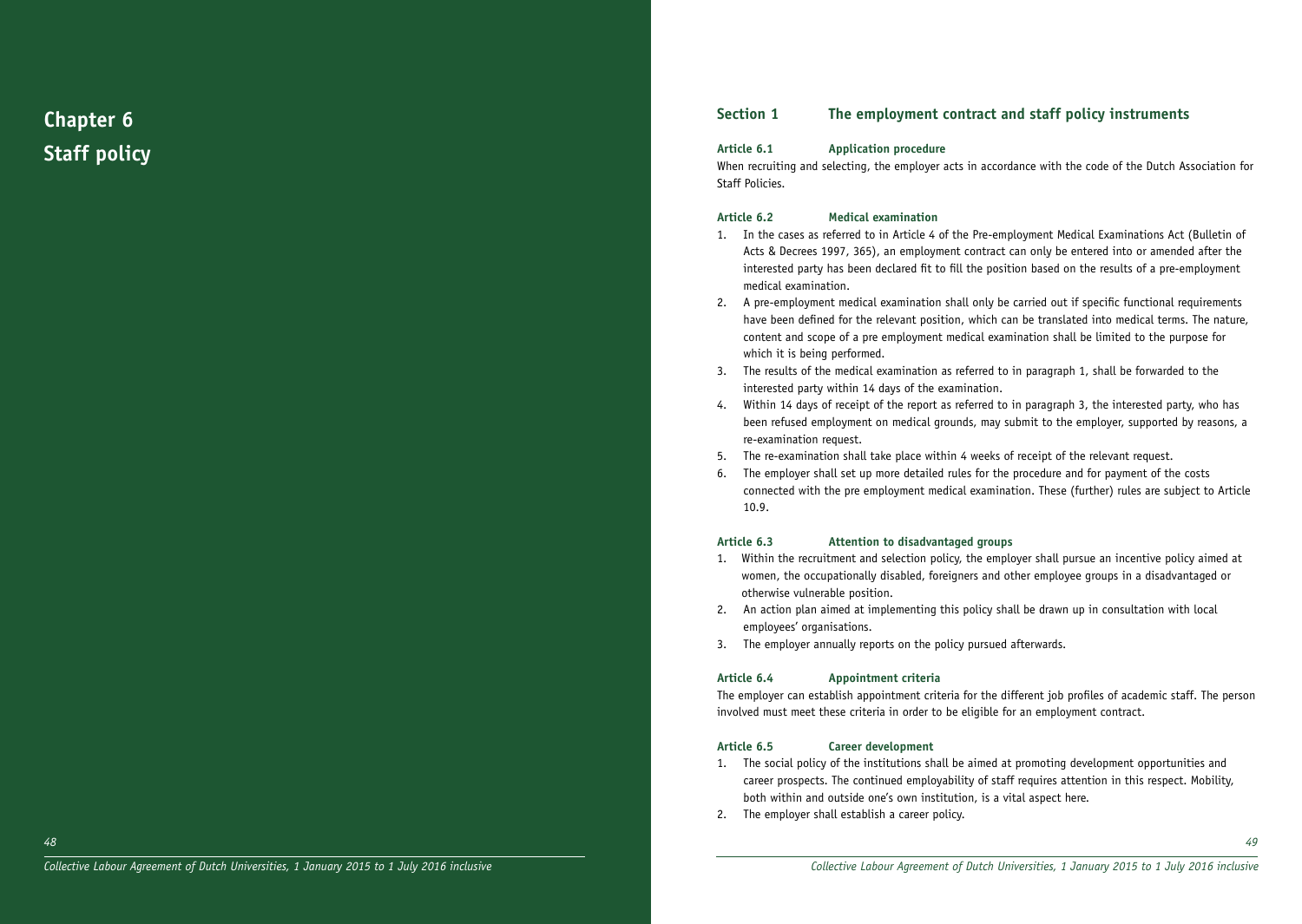# Chapter 6
# Staff policy

## Section 1 The employment contract and staff policy instruments

### Article 6.1 Application procedure

When recruiting and selecting, the employer acts in accordance with the code of the Dutch Association for Staff Policies.

### Article 6.2 Medical examination

1. In the cases as referred to in Article 4 of the Pre-employment Medical Examinations Act (Bulletin of Acts & Decrees 1997, 365), an employment contract can only be entered into or amended after the interested party has been declared fit to fill the position based on the results of a pre-employment medical examination.
2. A pre-employment medical examination shall only be carried out if specific functional requirements have been defined for the relevant position, which can be translated into medical terms. The nature, content and scope of a pre employment medical examination shall be limited to the purpose for which it is being performed.
3. The results of the medical examination as referred to in paragraph 1, shall be forwarded to the interested party within 14 days of the examination.
4. Within 14 days of receipt of the report as referred to in paragraph 3, the interested party, who has been refused employment on medical grounds, may submit to the employer, supported by reasons, a re-examination request.
5. The re-examination shall take place within 4 weeks of receipt of the relevant request.
6. The employer shall set up more detailed rules for the procedure and for payment of the costs connected with the pre employment medical examination. These (further) rules are subject to Article 10.9.

### Article 6.3 Attention to disadvantaged groups

1. Within the recruitment and selection policy, the employer shall pursue an incentive policy aimed at women, the occupationally disabled, foreigners and other employee groups in a disadvantaged or otherwise vulnerable position.
2. An action plan aimed at implementing this policy shall be drawn up in consultation with local employees' organisations.
3. The employer annually reports on the policy pursued afterwards.

### Article 6.4 Appointment criteria

The employer can establish appointment criteria for the different job profiles of academic staff. The person involved must meet these criteria in order to be eligible for an employment contract.

### Article 6.5 Career development

1. The social policy of the institutions shall be aimed at promoting development opportunities and career prospects. The continued employability of staff requires attention in this respect. Mobility, both within and outside one's own institution, is a vital aspect here.
2. The employer shall establish a career policy.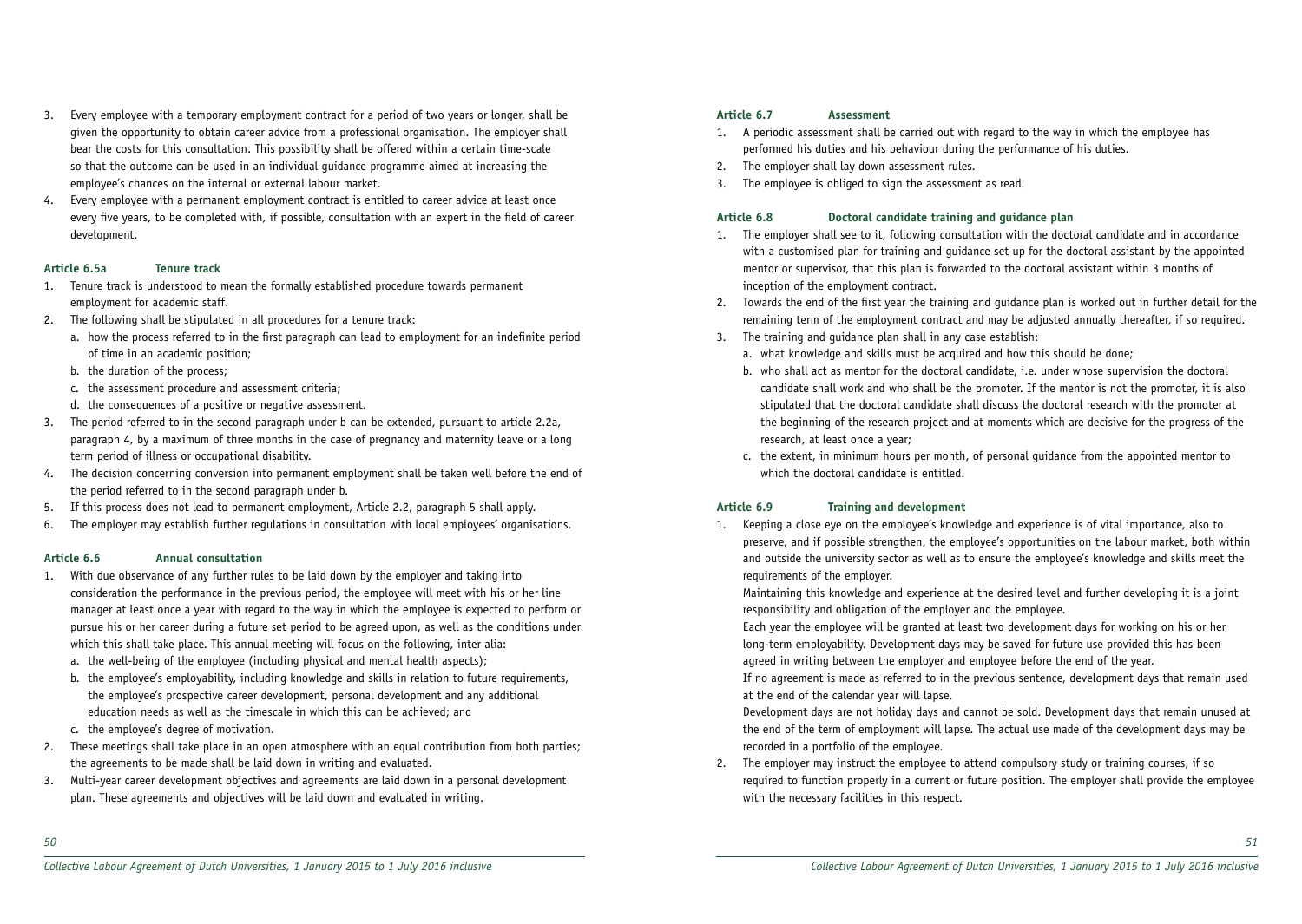3. Every employee with a temporary employment contract for a period of two years or longer, shall be given the opportunity to obtain career advice from a professional organisation. The employer shall bear the costs for this consultation. This possibility shall be offered within a certain time-scale so that the outcome can be used in an individual guidance programme aimed at increasing the employee's chances on the internal or external labour market.
4. Every employee with a permanent employment contract is entitled to career advice at least once every five years, to be completed with, if possible, consultation with an expert in the field of career development.

#### Article 6.5a Tenure track

1. Tenure track is understood to mean the formally established procedure towards permanent employment for academic staff.
2. The following shall be stipulated in all procedures for a tenure track:
   a. how the process referred to in the first paragraph can lead to employment for an indefinite period of time in an academic position;
   b. the duration of the process;
   c. the assessment procedure and assessment criteria;
   d. the consequences of a positive or negative assessment.
3. The period referred to in the second paragraph under b can be extended, pursuant to article 2.2a, paragraph 4, by a maximum of three months in the case of pregnancy and maternity leave or a long term period of illness or occupational disability.
4. The decision concerning conversion into permanent employment shall be taken well before the end of the period referred to in the second paragraph under b.
5. If this process does not lead to permanent employment, Article 2.2, paragraph 5 shall apply.
6. The employer may establish further regulations in consultation with local employees' organisations.

#### Article 6.6 Annual consultation

1. With due observance of any further rules to be laid down by the employer and taking into consideration the performance in the previous period, the employee will meet with his or her line manager at least once a year with regard to the way in which the employee is expected to perform or pursue his or her career during a future set period to be agreed upon, as well as the conditions under which this shall take place. This annual meeting will focus on the following, inter alia:
   a. the well-being of the employee (including physical and mental health aspects);
   b. the employee's employability, including knowledge and skills in relation to future requirements, the employee's prospective career development, personal development and any additional education needs as well as the timescale in which this can be achieved; and
   c. the employee's degree of motivation.
2. These meetings shall take place in an open atmosphere with an equal contribution from both parties; the agreements to be made shall be laid down in writing and evaluated.
3. Multi-year career development objectives and agreements are laid down in a personal development plan. These agreements and objectives will be laid down and evaluated in writing.

#### Article 6.7 Assessment

1. A periodic assessment shall be carried out with regard to the way in which the employee has performed his duties and his behaviour during the performance of his duties.
2. The employer shall lay down assessment rules.
3. The employee is obliged to sign the assessment as read.

#### Article 6.8 Doctoral candidate training and guidance plan

1. The employer shall see to it, following consultation with the doctoral candidate and in accordance with a customised plan for training and guidance set up for the doctoral assistant by the appointed mentor or supervisor, that this plan is forwarded to the doctoral assistant within 3 months of inception of the employment contract.
2. Towards the end of the first year the training and guidance plan is worked out in further detail for the remaining term of the employment contract and may be adjusted annually thereafter, if so required.
3. The training and guidance plan shall in any case establish:
   a. what knowledge and skills must be acquired and how this should be done;
   b. who shall act as mentor for the doctoral candidate, i.e. under whose supervision the doctoral candidate shall work and who shall be the promoter. If the mentor is not the promoter, it is also stipulated that the doctoral candidate shall discuss the doctoral research with the promoter at the beginning of the research project and at moments which are decisive for the progress of the research, at least once a year;
   c. the extent, in minimum hours per month, of personal guidance from the appointed mentor to which the doctoral candidate is entitled.

#### Article 6.9 Training and development

1. Keeping a close eye on the employee's knowledge and experience is of vital importance, also to preserve, and if possible strengthen, the employee's opportunities on the labour market, both within and outside the university sector as well as to ensure the employee's knowledge and skills meet the requirements of the employer.
   Maintaining this knowledge and experience at the desired level and further developing it is a joint responsibility and obligation of the employer and the employee.
   Each year the employee will be granted at least two development days for working on his or her long-term employability. Development days may be saved for future use provided this has been agreed in writing between the employer and employee before the end of the year.
   If no agreement is made as referred to in the previous sentence, development days that remain used at the end of the calendar year will lapse.
   Development days are not holiday days and cannot be sold. Development days that remain unused at the end of the term of employment will lapse. The actual use made of the development days may be recorded in a portfolio of the employee.
2. The employer may instruct the employee to attend compulsory study or training courses, if so required to function properly in a current or future position. The employer shall provide the employee with the necessary facilities in this respect.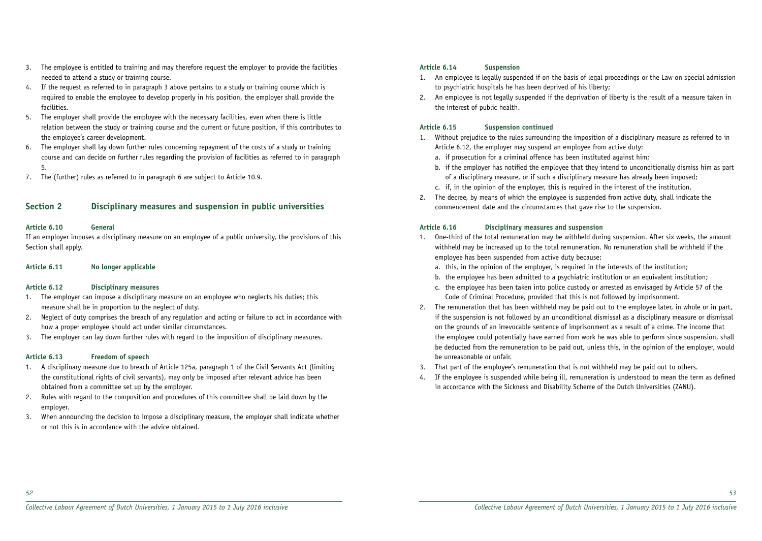3. The employee is entitled to training and may therefore request the employer to provide the facilities needed to attend a study or training course.
4. If the request as referred to in paragraph 3 above pertains to a study or training course which is required to enable the employee to develop properly in his position, the employer shall provide the facilities.
5. The employer shall provide the employee with the necessary facilities, even when there is little relation between the study or training course and the current or future position, if this contributes to the employee's career development.
6. The employer shall lay down further rules concerning repayment of the costs of a study or training course and can decide on further rules regarding the provision of facilities as referred to in paragraph 5.
7. The (further) rules as referred to in paragraph 6 are subject to Article 10.9.

## Section 2 Disciplinary measures and suspension in public universities

**Article 6.10 General**

If an employer imposes a disciplinary measure on an employee of a public university, the provisions of this Section shall apply.

**Article 6.11 No longer applicable**

**Article 6.12 Disciplinary measures**

1. The employer can impose a disciplinary measure on an employee who neglects his duties; this measure shall be in proportion to the neglect of duty.
2. Neglect of duty comprises the breach of any regulation and acting or failure to act in accordance with how a proper employee should act under similar circumstances.
3. The employer can lay down further rules with regard to the imposition of disciplinary measures.

**Article 6.13 Freedom of speech**

1. A disciplinary measure due to breach of Article 125a, paragraph 1 of the Civil Servants Act (limiting the constitutional rights of civil servants), may only be imposed after relevant advice has been obtained from a committee set up by the employer.
2. Rules with regard to the composition and procedures of this committee shall be laid down by the employer.
3. When announcing the decision to impose a disciplinary measure, the employer shall indicate whether or not this is in accordance with the advice obtained.

**Article 6.14 Suspension**

1. An employee is legally suspended if on the basis of legal proceedings or the Law on special admission to psychiatric hospitals he has been deprived of his liberty;
2. An employee is not legally suspended if the deprivation of liberty is the result of a measure taken in the interest of public health.

**Article 6.15 Suspension continued**

1. Without prejudice to the rules surrounding the imposition of a disciplinary measure as referred to in Article 6.12, the employer may suspend an employee from active duty:
   a. if prosecution for a criminal offence has been instituted against him;
   b. if the employer has notified the employee that they intend to unconditionally dismiss him as part of a disciplinary measure, or if such a disciplinary measure has already been imposed;
   c. if, in the opinion of the employer, this is required in the interest of the institution.
2. The decree, by means of which the employee is suspended from active duty, shall indicate the commencement date and the circumstances that gave rise to the suspension.

**Article 6.16 Disciplinary measures and suspension**

1. One-third of the total remuneration may be withheld during suspension. After six weeks, the amount withheld may be increased up to the total remuneration. No remuneration shall be withheld if the employee has been suspended from active duty because:
   a. this, in the opinion of the employer, is required in the interests of the institution;
   b. the employee has been admitted to a psychiatric institution or an equivalent institution;
   c. the employee has been taken into police custody or arrested as envisaged by Article 57 of the Code of Criminal Procedure, provided that this is not followed by imprisonment.
2. The remuneration that has been withheld may be paid out to the employee later, in whole or in part, if the suspension is not followed by an unconditional dismissal as a disciplinary measure or dismissal on the grounds of an irrevocable sentence of imprisonment as a result of a crime. The income that the employee could potentially have earned from work he was able to perform since suspension, shall be deducted from the remuneration to be paid out, unless this, in the opinion of the employer, would be unreasonable or unfair.
3. That part of the employee's remuneration that is not withheld may be paid out to others.
4. If the employee is suspended while being ill, remuneration is understood to mean the term as defined in accordance with the Sickness and Disability Scheme of the Dutch Universities (ZANU).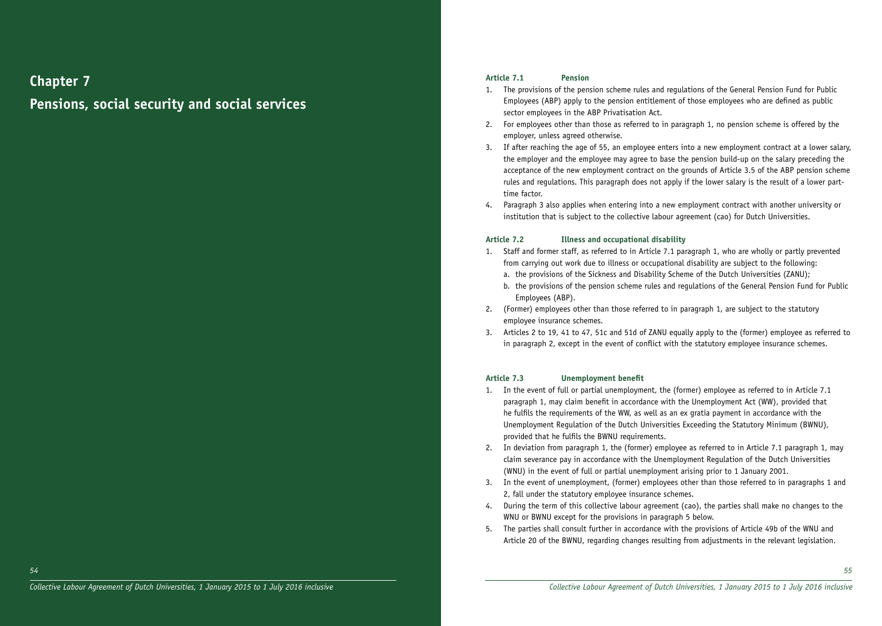# Chapter 7

# Pensions, social security and social services

### Article 7.1 Pension

1. The provisions of the pension scheme rules and regulations of the General Pension Fund for Public Employees (ABP) apply to the pension entitlement of those employees who are defined as public sector employees in the ABP Privatisation Act.
2. For employees other than those as referred to in paragraph 1, no pension scheme is offered by the employer, unless agreed otherwise.
3. If after reaching the age of 55, an employee enters into a new employment contract at a lower salary, the employer and the employee may agree to base the pension build-up on the salary preceding the acceptance of the new employment contract on the grounds of Article 3.5 of the ABP pension scheme rules and regulations. This paragraph does not apply if the lower salary is the result of a lower part-time factor.
4. Paragraph 3 also applies when entering into a new employment contract with another university or institution that is subject to the collective labour agreement (cao) for Dutch Universities.

### Article 7.2 Illness and occupational disability

1. Staff and former staff, as referred to in Article 7.1 paragraph 1, who are wholly or partly prevented from carrying out work due to illness or occupational disability are subject to the following:
   a. the provisions of the Sickness and Disability Scheme of the Dutch Universities (ZANU);
   b. the provisions of the pension scheme rules and regulations of the General Pension Fund for Public Employees (ABP).
2. (Former) employees other than those referred to in paragraph 1, are subject to the statutory employee insurance schemes.
3. Articles 2 to 19, 41 to 47, 51c and 51d of ZANU equally apply to the (former) employee as referred to in paragraph 2, except in the event of conflict with the statutory employee insurance schemes.

### Article 7.3 Unemployment benefit

1. In the event of full or partial unemployment, the (former) employee as referred to in Article 7.1 paragraph 1, may claim benefit in accordance with the Unemployment Act (WW), provided that he fulfils the requirements of the WW, as well as an ex gratia payment in accordance with the Unemployment Regulation of the Dutch Universities Exceeding the Statutory Minimum (BWNU), provided that he fulfils the BWNU requirements.
2. In deviation from paragraph 1, the (former) employee as referred to in Article 7.1 paragraph 1, may claim severance pay in accordance with the Unemployment Regulation of the Dutch Universities (WNU) in the event of full or partial unemployment arising prior to 1 January 2001.
3. In the event of unemployment, (former) employees other than those referred to in paragraphs 1 and 2, fall under the statutory employee insurance schemes.
4. During the term of this collective labour agreement (cao), the parties shall make no changes to the WNU or BWNU except for the provisions in paragraph 5 below.
5. The parties shall consult further in accordance with the provisions of Article 49b of the WNU and Article 20 of the BWNU, regarding changes resulting from adjustments in the relevant legislation.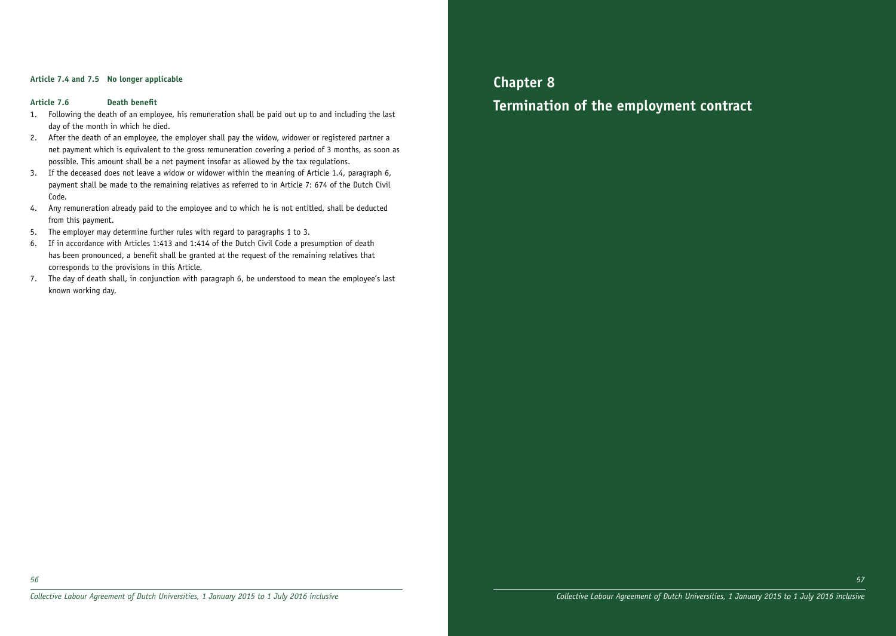**Article 7.4 and 7.5 No longer applicable**

**Article 7.6 Death benefit**

1. Following the death of an employee, his remuneration shall be paid out up to and including the last day of the month in which he died.
2. After the death of an employee, the employer shall pay the widow, widower or registered partner a net payment which is equivalent to the gross remuneration covering a period of 3 months, as soon as possible. This amount shall be a net payment insofar as allowed by the tax regulations.
3. If the deceased does not leave a widow or widower within the meaning of Article 1.4, paragraph 6, payment shall be made to the remaining relatives as referred to in Article 7: 674 of the Dutch Civil Code.
4. Any remuneration already paid to the employee and to which he is not entitled, shall be deducted from this payment.
5. The employer may determine further rules with regard to paragraphs 1 to 3.
6. If in accordance with Articles 1:413 and 1:414 of the Dutch Civil Code a presumption of death has been pronounced, a benefit shall be granted at the request of the remaining relatives that corresponds to the provisions in this Article.
7. The day of death shall, in conjunction with paragraph 6, be understood to mean the employee's last known working day.

# Chapter 8
# Termination of the employment contract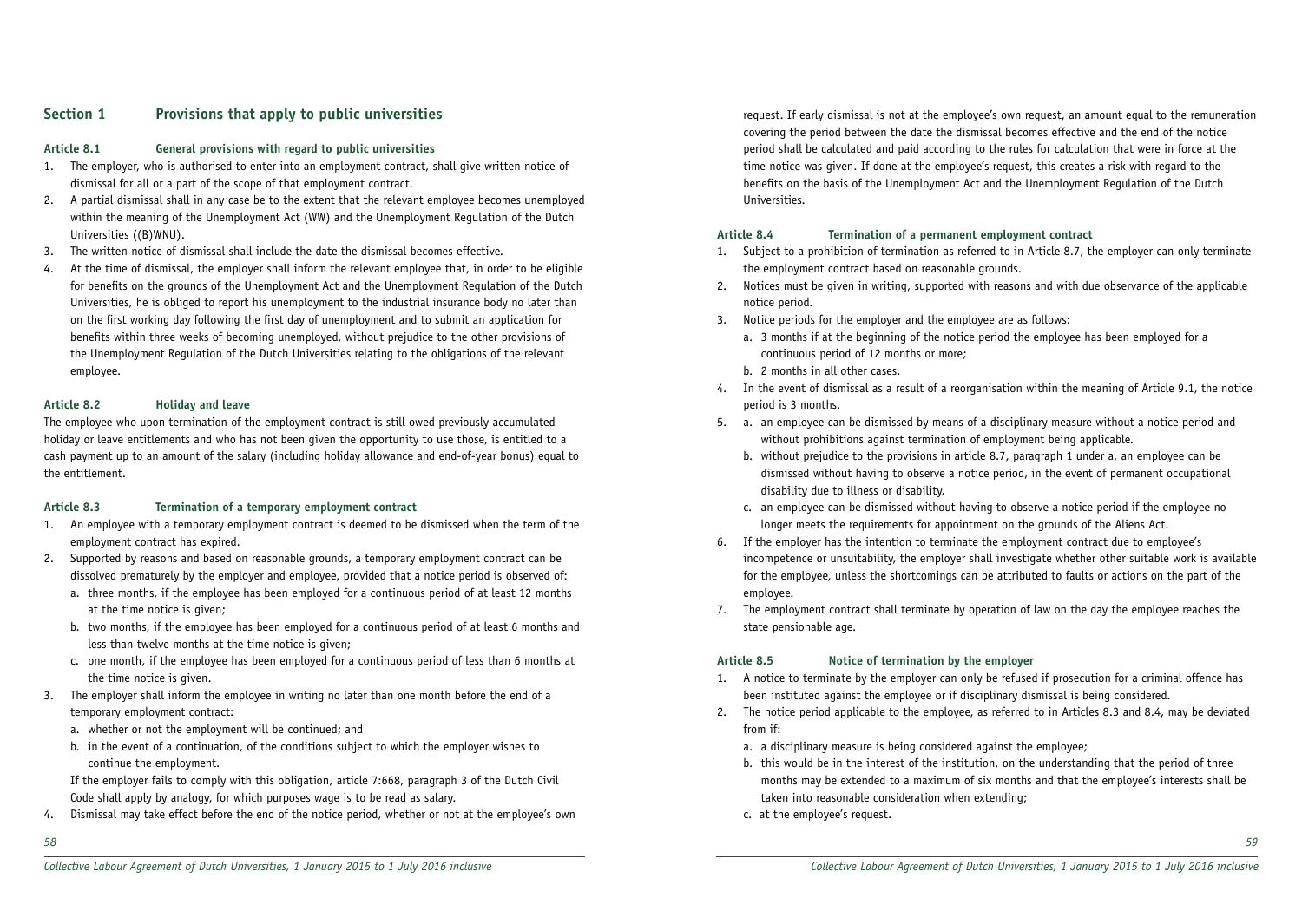## Section 1 Provisions that apply to public universities

### Article 8.1 General provisions with regard to public universities

1. The employer, who is authorised to enter into an employment contract, shall give written notice of dismissal for all or a part of the scope of that employment contract.
2. A partial dismissal shall in any case be to the extent that the relevant employee becomes unemployed within the meaning of the Unemployment Act (WW) and the Unemployment Regulation of the Dutch Universities ((B)WNU).
3. The written notice of dismissal shall include the date the dismissal becomes effective.
4. At the time of dismissal, the employer shall inform the relevant employee that, in order to be eligible for benefits on the grounds of the Unemployment Act and the Unemployment Regulation of the Dutch Universities, he is obliged to report his unemployment to the industrial insurance body no later than on the first working day following the first day of unemployment and to submit an application for benefits within three weeks of becoming unemployed, without prejudice to the other provisions of the Unemployment Regulation of the Dutch Universities relating to the obligations of the relevant employee.

### Article 8.2 Holiday and leave

The employee who upon termination of the employment contract is still owed previously accumulated holiday or leave entitlements and who has not been given the opportunity to use those, is entitled to a cash payment up to an amount of the salary (including holiday allowance and end-of-year bonus) equal to the entitlement.

### Article 8.3 Termination of a temporary employment contract

1. An employee with a temporary employment contract is deemed to be dismissed when the term of the employment contract has expired.
2. Supported by reasons and based on reasonable grounds, a temporary employment contract can be dissolved prematurely by the employer and employee, provided that a notice period is observed of:
   a. three months, if the employee has been employed for a continuous period of at least 12 months at the time notice is given;
   b. two months, if the employee has been employed for a continuous period of at least 6 months and less than twelve months at the time notice is given;
   c. one month, if the employee has been employed for a continuous period of less than 6 months at the time notice is given.
3. The employer shall inform the employee in writing no later than one month before the end of a temporary employment contract:
   a. whether or not the employment will be continued; and
   b. in the event of a continuation, of the conditions subject to which the employer wishes to continue the employment.

   If the employer fails to comply with this obligation, article 7:668, paragraph 3 of the Dutch Civil Code shall apply by analogy, for which purposes wage is to be read as salary.
4. Dismissal may take effect before the end of the notice period, whether or not at the employee's own request. If early dismissal is not at the employee's own request, an amount equal to the remuneration covering the period between the date the dismissal becomes effective and the end of the notice period shall be calculated and paid according to the rules for calculation that were in force at the time notice was given. If done at the employee's request, this creates a risk with regard to the benefits on the basis of the Unemployment Act and the Unemployment Regulation of the Dutch Universities.

### Article 8.4 Termination of a permanent employment contract

1. Subject to a prohibition of termination as referred to in Article 8.7, the employer can only terminate the employment contract based on reasonable grounds.
2. Notices must be given in writing, supported with reasons and with due observance of the applicable notice period.
3. Notice periods for the employer and the employee are as follows:
   a. 3 months if at the beginning of the notice period the employee has been employed for a continuous period of 12 months or more;
   b. 2 months in all other cases.
4. In the event of dismissal as a result of a reorganisation within the meaning of Article 9.1, the notice period is 3 months.
5. a. an employee can be dismissed by means of a disciplinary measure without a notice period and without prohibitions against termination of employment being applicable.
   b. without prejudice to the provisions in article 8.7, paragraph 1 under a, an employee can be dismissed without having to observe a notice period, in the event of permanent occupational disability due to illness or disability.
   c. an employee can be dismissed without having to observe a notice period if the employee no longer meets the requirements for appointment on the grounds of the Aliens Act.
6. If the employer has the intention to terminate the employment contract due to employee's incompetence or unsuitability, the employer shall investigate whether other suitable work is available for the employee, unless the shortcomings can be attributed to faults or actions on the part of the employee.
7. The employment contract shall terminate by operation of law on the day the employee reaches the state pensionable age.

### Article 8.5 Notice of termination by the employer

1. A notice to terminate by the employer can only be refused if prosecution for a criminal offence has been instituted against the employee or if disciplinary dismissal is being considered.
2. The notice period applicable to the employee, as referred to in Articles 8.3 and 8.4, may be deviated from if:
   a. a disciplinary measure is being considered against the employee;
   b. this would be in the interest of the institution, on the understanding that the period of three months may be extended to a maximum of six months and that the employee's interests shall be taken into reasonable consideration when extending;
   c. at the employee's request.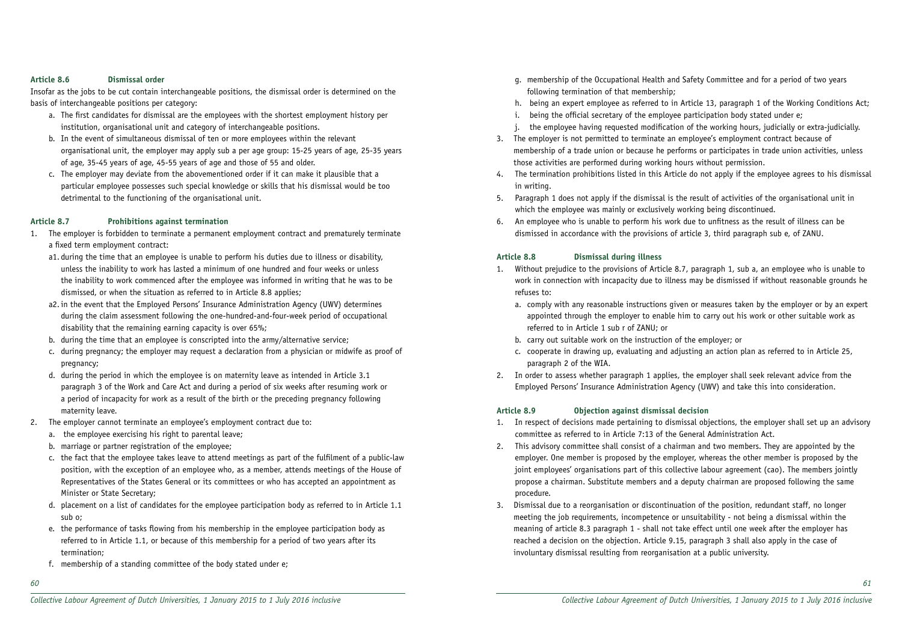### Article 8.6 Dismissal order

Insofar as the jobs to be cut contain interchangeable positions, the dismissal order is determined on the basis of interchangeable positions per category:

a. The first candidates for dismissal are the employees with the shortest employment history per institution, organisational unit and category of interchangeable positions.
b. In the event of simultaneous dismissal of ten or more employees within the relevant organisational unit, the employer may apply sub a per age group: 15-25 years of age, 25-35 years of age, 35-45 years of age, 45-55 years of age and those of 55 and older.
c. The employer may deviate from the abovementioned order if it can make it plausible that a particular employee possesses such special knowledge or skills that his dismissal would be too detrimental to the functioning of the organisational unit.

### Article 8.7 Prohibitions against termination

1. The employer is forbidden to terminate a permanent employment contract and prematurely terminate a fixed term employment contract:
   a1. during the time that an employee is unable to perform his duties due to illness or disability, unless the inability to work has lasted a minimum of one hundred and four weeks or unless the inability to work commenced after the employee was informed in writing that he was to be dismissed, or when the situation as referred to in Article 8.8 applies;
   a2. in the event that the Employed Persons' Insurance Administration Agency (UWV) determines during the claim assessment following the one-hundred-and-four-week period of occupational disability that the remaining earning capacity is over 65%;
   b. during the time that an employee is conscripted into the army/alternative service;
   c. during pregnancy; the employer may request a declaration from a physician or midwife as proof of pregnancy;
   d. during the period in which the employee is on maternity leave as intended in Article 3.1 paragraph 3 of the Work and Care Act and during a period of six weeks after resuming work or a period of incapacity for work as a result of the birth or the preceding pregnancy following maternity leave.
2. The employer cannot terminate an employee's employment contract due to:
   a. the employee exercising his right to parental leave;
   b. marriage or partner registration of the employee;
   c. the fact that the employee takes leave to attend meetings as part of the fulfilment of a public-law position, with the exception of an employee who, as a member, attends meetings of the House of Representatives of the States General or its committees or who has accepted an appointment as Minister or State Secretary;
   d. placement on a list of candidates for the employee participation body as referred to in Article 1.1 sub o;
   e. the performance of tasks flowing from his membership in the employee participation body as referred to in Article 1.1, or because of this membership for a period of two years after its termination;
   f. membership of a standing committee of the body stated under e;
   g. membership of the Occupational Health and Safety Committee and for a period of two years following termination of that membership;
   h. being an expert employee as referred to in Article 13, paragraph 1 of the Working Conditions Act;
   i. being the official secretary of the employee participation body stated under e;
   j. the employee having requested modification of the working hours, judicially or extra-judicially.
3. The employer is not permitted to terminate an employee's employment contract because of membership of a trade union or because he performs or participates in trade union activities, unless those activities are performed during working hours without permission.
4. The termination prohibitions listed in this Article do not apply if the employee agrees to his dismissal in writing.
5. Paragraph 1 does not apply if the dismissal is the result of activities of the organisational unit in which the employee was mainly or exclusively working being discontinued.
6. An employee who is unable to perform his work due to unfitness as the result of illness can be dismissed in accordance with the provisions of article 3, third paragraph sub e, of ZANU.

### Article 8.8 Dismissal during illness

1. Without prejudice to the provisions of Article 8.7, paragraph 1, sub a, an employee who is unable to work in connection with incapacity due to illness may be dismissed if without reasonable grounds he refuses to:
   a. comply with any reasonable instructions given or measures taken by the employer or by an expert appointed through the employer to enable him to carry out his work or other suitable work as referred to in Article 1 sub r of ZANU; or
   b. carry out suitable work on the instruction of the employer; or
   c. cooperate in drawing up, evaluating and adjusting an action plan as referred to in Article 25, paragraph 2 of the WIA.
2. In order to assess whether paragraph 1 applies, the employer shall seek relevant advice from the Employed Persons' Insurance Administration Agency (UWV) and take this into consideration.

### Article 8.9 Objection against dismissal decision

1. In respect of decisions made pertaining to dismissal objections, the employer shall set up an advisory committee as referred to in Article 7:13 of the General Administration Act.
2. This advisory committee shall consist of a chairman and two members. They are appointed by the employer. One member is proposed by the employer, whereas the other member is proposed by the joint employees' organisations part of this collective labour agreement (cao). The members jointly propose a chairman. Substitute members and a deputy chairman are proposed following the same procedure.
3. Dismissal due to a reorganisation or discontinuation of the position, redundant staff, no longer meeting the job requirements, incompetence or unsuitability - not being a dismissal within the meaning of article 8.3 paragraph 1 - shall not take effect until one week after the employer has reached a decision on the objection. Article 9.15, paragraph 3 shall also apply in the case of involuntary dismissal resulting from reorganisation at a public university.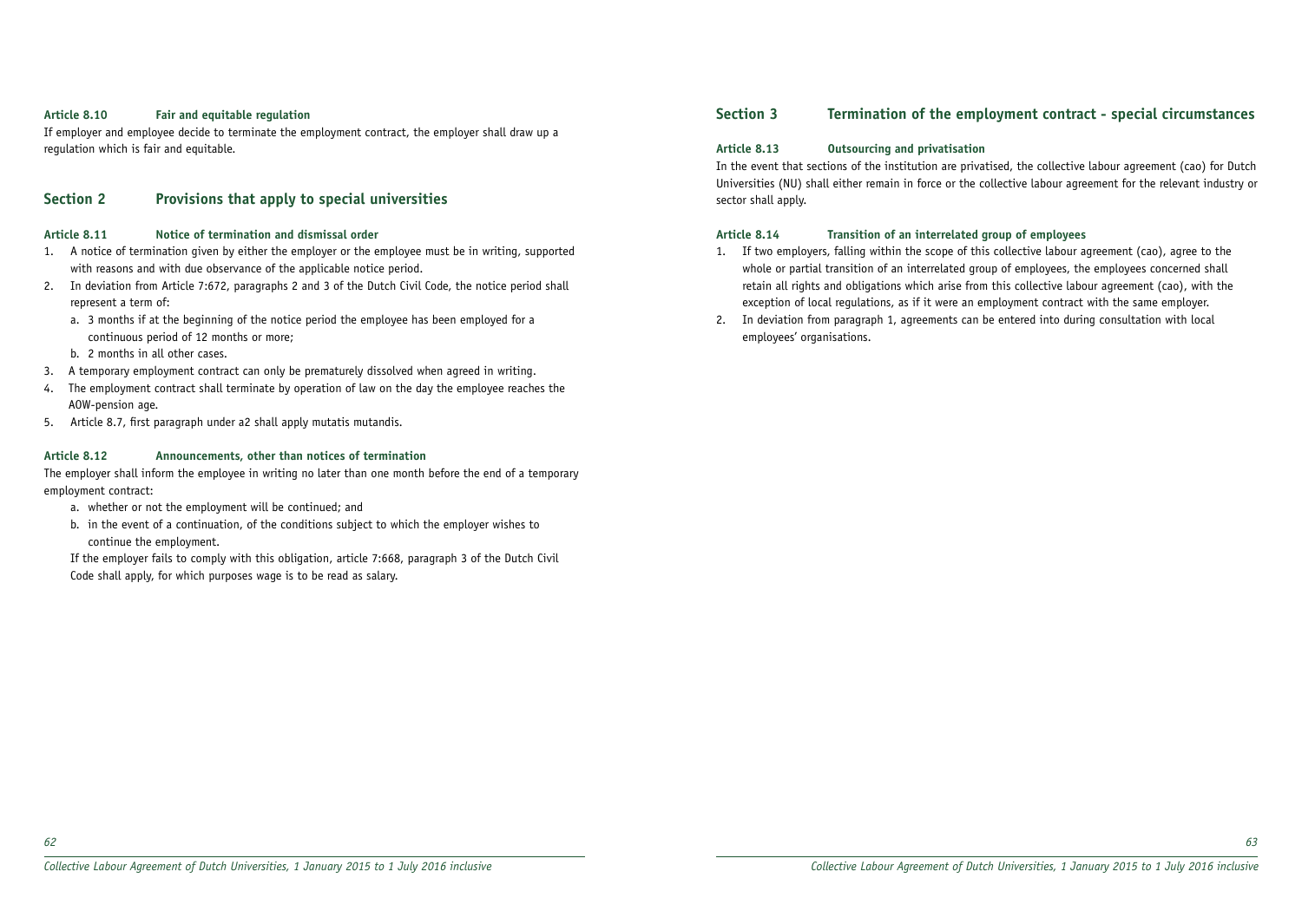#### Article 8.10 Fair and equitable regulation

If employer and employee decide to terminate the employment contract, the employer shall draw up a regulation which is fair and equitable.

## Section 2 Provisions that apply to special universities

#### Article 8.11 Notice of termination and dismissal order

1. A notice of termination given by either the employer or the employee must be in writing, supported with reasons and with due observance of the applicable notice period.
2. In deviation from Article 7:672, paragraphs 2 and 3 of the Dutch Civil Code, the notice period shall represent a term of:
   a. 3 months if at the beginning of the notice period the employee has been employed for a continuous period of 12 months or more;
   b. 2 months in all other cases.
3. A temporary employment contract can only be prematurely dissolved when agreed in writing.
4. The employment contract shall terminate by operation of law on the day the employee reaches the AOW-pension age.
5. Article 8.7, first paragraph under a2 shall apply mutatis mutandis.

#### Article 8.12 Announcements, other than notices of termination

The employer shall inform the employee in writing no later than one month before the end of a temporary employment contract:

a. whether or not the employment will be continued; and
b. in the event of a continuation, of the conditions subject to which the employer wishes to continue the employment.

If the employer fails to comply with this obligation, article 7:668, paragraph 3 of the Dutch Civil Code shall apply, for which purposes wage is to be read as salary.

## Section 3 Termination of the employment contract - special circumstances

#### Article 8.13 Outsourcing and privatisation

In the event that sections of the institution are privatised, the collective labour agreement (cao) for Dutch Universities (NU) shall either remain in force or the collective labour agreement for the relevant industry or sector shall apply.

#### Article 8.14 Transition of an interrelated group of employees

1. If two employers, falling within the scope of this collective labour agreement (cao), agree to the whole or partial transition of an interrelated group of employees, the employees concerned shall retain all rights and obligations which arise from this collective labour agreement (cao), with the exception of local regulations, as if it were an employment contract with the same employer.
2. In deviation from paragraph 1, agreements can be entered into during consultation with local employees' organisations.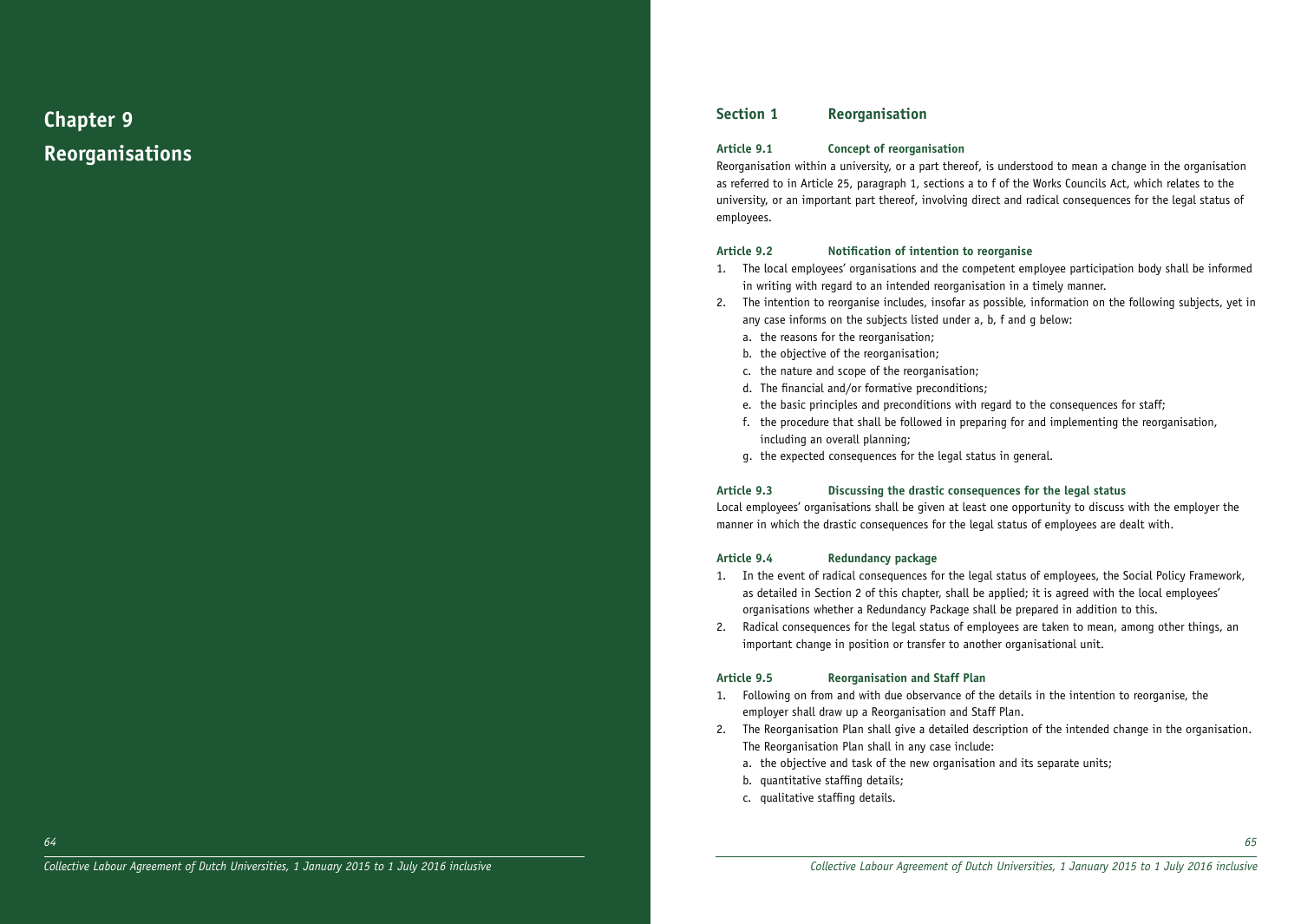# Chapter 9 Reorganisations

## Section 1 Reorganisation

### Article 9.1 Concept of reorganisation

Reorganisation within a university, or a part thereof, is understood to mean a change in the organisation as referred to in Article 25, paragraph 1, sections a to f of the Works Councils Act, which relates to the university, or an important part thereof, involving direct and radical consequences for the legal status of employees.

### Article 9.2 Notification of intention to reorganise

1. The local employees' organisations and the competent employee participation body shall be informed in writing with regard to an intended reorganisation in a timely manner.
2. The intention to reorganise includes, insofar as possible, information on the following subjects, yet in any case informs on the subjects listed under a, b, f and g below:
   a. the reasons for the reorganisation;
   b. the objective of the reorganisation;
   c. the nature and scope of the reorganisation;
   d. The financial and/or formative preconditions;
   e. the basic principles and preconditions with regard to the consequences for staff;
   f. the procedure that shall be followed in preparing for and implementing the reorganisation, including an overall planning;
   g. the expected consequences for the legal status in general.

### Article 9.3 Discussing the drastic consequences for the legal status

Local employees' organisations shall be given at least one opportunity to discuss with the employer the manner in which the drastic consequences for the legal status of employees are dealt with.

### Article 9.4 Redundancy package

1. In the event of radical consequences for the legal status of employees, the Social Policy Framework, as detailed in Section 2 of this chapter, shall be applied; it is agreed with the local employees' organisations whether a Redundancy Package shall be prepared in addition to this.
2. Radical consequences for the legal status of employees are taken to mean, among other things, an important change in position or transfer to another organisational unit.

### Article 9.5 Reorganisation and Staff Plan

1. Following on from and with due observance of the details in the intention to reorganise, the employer shall draw up a Reorganisation and Staff Plan.
2. The Reorganisation Plan shall give a detailed description of the intended change in the organisation. The Reorganisation Plan shall in any case include:
   a. the objective and task of the new organisation and its separate units;
   b. quantitative staffing details;
   c. qualitative staffing details.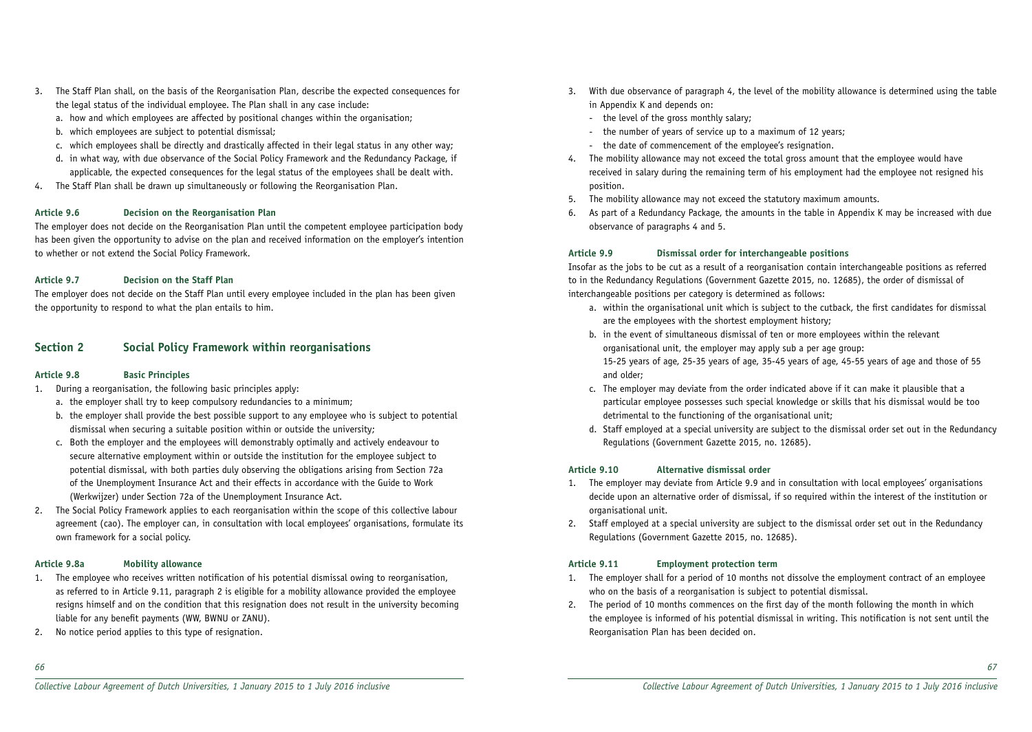3. The Staff Plan shall, on the basis of the Reorganisation Plan, describe the expected consequences for the legal status of the individual employee. The Plan shall in any case include:
   a. how and which employees are affected by positional changes within the organisation;
   b. which employees are subject to potential dismissal;
   c. which employees shall be directly and drastically affected in their legal status in any other way;
   d. in what way, with due observance of the Social Policy Framework and the Redundancy Package, if applicable, the expected consequences for the legal status of the employees shall be dealt with.
4. The Staff Plan shall be drawn up simultaneously or following the Reorganisation Plan.

#### Article 9.6 Decision on the Reorganisation Plan

The employer does not decide on the Reorganisation Plan until the competent employee participation body has been given the opportunity to advise on the plan and received information on the employer's intention to whether or not extend the Social Policy Framework.

#### Article 9.7 Decision on the Staff Plan

The employer does not decide on the Staff Plan until every employee included in the plan has been given the opportunity to respond to what the plan entails to him.

## Section 2 Social Policy Framework within reorganisations

#### Article 9.8 Basic Principles

1. During a reorganisation, the following basic principles apply:
   a. the employer shall try to keep compulsory redundancies to a minimum;
   b. the employer shall provide the best possible support to any employee who is subject to potential dismissal when securing a suitable position within or outside the university;
   c. Both the employer and the employees will demonstrably optimally and actively endeavour to secure alternative employment within or outside the institution for the employee subject to potential dismissal, with both parties duly observing the obligations arising from Section 72a of the Unemployment Insurance Act and their effects in accordance with the Guide to Work (Werkwijzer) under Section 72a of the Unemployment Insurance Act.
2. The Social Policy Framework applies to each reorganisation within the scope of this collective labour agreement (cao). The employer can, in consultation with local employees' organisations, formulate its own framework for a social policy.

#### Article 9.8a Mobility allowance

1. The employee who receives written notification of his potential dismissal owing to reorganisation, as referred to in Article 9.11, paragraph 2 is eligible for a mobility allowance provided the employee resigns himself and on the condition that this resignation does not result in the university becoming liable for any benefit payments (WW, BWNU or ZANU).
2. No notice period applies to this type of resignation.
3. With due observance of paragraph 4, the level of the mobility allowance is determined using the table in Appendix K and depends on:
   - the level of the gross monthly salary;
   - the number of years of service up to a maximum of 12 years;
   - the date of commencement of the employee's resignation.
4. The mobility allowance may not exceed the total gross amount that the employee would have received in salary during the remaining term of his employment had the employee not resigned his position.
5. The mobility allowance may not exceed the statutory maximum amounts.
6. As part of a Redundancy Package, the amounts in the table in Appendix K may be increased with due observance of paragraphs 4 and 5.

#### Article 9.9 Dismissal order for interchangeable positions

Insofar as the jobs to be cut as a result of a reorganisation contain interchangeable positions as referred to in the Redundancy Regulations (Government Gazette 2015, no. 12685), the order of dismissal of interchangeable positions per category is determined as follows:

   a. within the organisational unit which is subject to the cutback, the first candidates for dismissal are the employees with the shortest employment history;
   b. in the event of simultaneous dismissal of ten or more employees within the relevant organisational unit, the employer may apply sub a per age group: 15-25 years of age, 25-35 years of age, 35-45 years of age, 45-55 years of age and those of 55 and older;
   c. The employer may deviate from the order indicated above if it can make it plausible that a particular employee possesses such special knowledge or skills that his dismissal would be too detrimental to the functioning of the organisational unit;
   d. Staff employed at a special university are subject to the dismissal order set out in the Redundancy Regulations (Government Gazette 2015, no. 12685).

#### Article 9.10 Alternative dismissal order

1. The employer may deviate from Article 9.9 and in consultation with local employees' organisations decide upon an alternative order of dismissal, if so required within the interest of the institution or organisational unit.
2. Staff employed at a special university are subject to the dismissal order set out in the Redundancy Regulations (Government Gazette 2015, no. 12685).

#### Article 9.11 Employment protection term

1. The employer shall for a period of 10 months not dissolve the employment contract of an employee who on the basis of a reorganisation is subject to potential dismissal.
2. The period of 10 months commences on the first day of the month following the month in which the employee is informed of his potential dismissal in writing. This notification is not sent until the Reorganisation Plan has been decided on.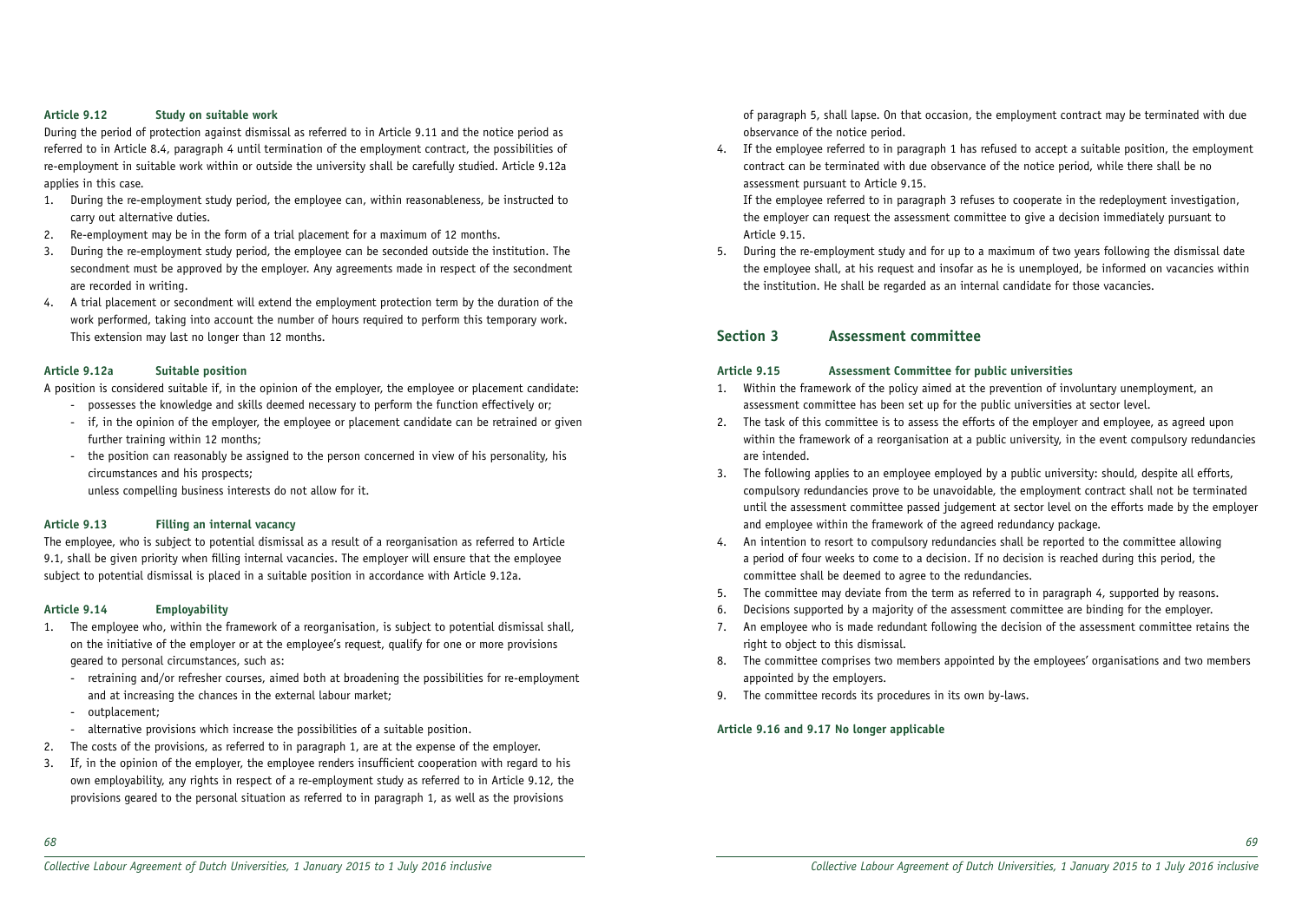#### Article 9.12 Study on suitable work

During the period of protection against dismissal as referred to in Article 9.11 and the notice period as referred to in Article 8.4, paragraph 4 until termination of the employment contract, the possibilities of re-employment in suitable work within or outside the university shall be carefully studied. Article 9.12a applies in this case.

1. During the re-employment study period, the employee can, within reasonableness, be instructed to carry out alternative duties.
2. Re-employment may be in the form of a trial placement for a maximum of 12 months.
3. During the re-employment study period, the employee can be seconded outside the institution. The secondment must be approved by the employer. Any agreements made in respect of the secondment are recorded in writing.
4. A trial placement or secondment will extend the employment protection term by the duration of the work performed, taking into account the number of hours required to perform this temporary work. This extension may last no longer than 12 months.

#### Article 9.12a Suitable position

A position is considered suitable if, in the opinion of the employer, the employee or placement candidate:

- possesses the knowledge and skills deemed necessary to perform the function effectively or;
- if, in the opinion of the employer, the employee or placement candidate can be retrained or given further training within 12 months;
- the position can reasonably be assigned to the person concerned in view of his personality, his circumstances and his prospects;

unless compelling business interests do not allow for it.

#### Article 9.13 Filling an internal vacancy

The employee, who is subject to potential dismissal as a result of a reorganisation as referred to Article 9.1, shall be given priority when filling internal vacancies. The employer will ensure that the employee subject to potential dismissal is placed in a suitable position in accordance with Article 9.12a.

#### Article 9.14 Employability

1. The employee who, within the framework of a reorganisation, is subject to potential dismissal shall, on the initiative of the employer or at the employee's request, qualify for one or more provisions geared to personal circumstances, such as:
   - retraining and/or refresher courses, aimed both at broadening the possibilities for re-employment and at increasing the chances in the external labour market;
   - outplacement;
   - alternative provisions which increase the possibilities of a suitable position.
2. The costs of the provisions, as referred to in paragraph 1, are at the expense of the employer.
3. If, in the opinion of the employer, the employee renders insufficient cooperation with regard to his own employability, any rights in respect of a re-employment study as referred to in Article 9.12, the provisions geared to the personal situation as referred to in paragraph 1, as well as the provisions of paragraph 5, shall lapse. On that occasion, the employment contract may be terminated with due observance of the notice period.
4. If the employee referred to in paragraph 1 has refused to accept a suitable position, the employment contract can be terminated with due observance of the notice period, while there shall be no assessment pursuant to Article 9.15.

   If the employee referred to in paragraph 3 refuses to cooperate in the redeployment investigation, the employer can request the assessment committee to give a decision immediately pursuant to Article 9.15.
5. During the re-employment study and for up to a maximum of two years following the dismissal date the employee shall, at his request and insofar as he is unemployed, be informed on vacancies within the institution. He shall be regarded as an internal candidate for those vacancies.

## Section 3 Assessment committee

#### Article 9.15 Assessment Committee for public universities

1. Within the framework of the policy aimed at the prevention of involuntary unemployment, an assessment committee has been set up for the public universities at sector level.
2. The task of this committee is to assess the efforts of the employer and employee, as agreed upon within the framework of a reorganisation at a public university, in the event compulsory redundancies are intended.
3. The following applies to an employee employed by a public university: should, despite all efforts, compulsory redundancies prove to be unavoidable, the employment contract shall not be terminated until the assessment committee passed judgement at sector level on the efforts made by the employer and employee within the framework of the agreed redundancy package.
4. An intention to resort to compulsory redundancies shall be reported to the committee allowing a period of four weeks to come to a decision. If no decision is reached during this period, the committee shall be deemed to agree to the redundancies.
5. The committee may deviate from the term as referred to in paragraph 4, supported by reasons.
6. Decisions supported by a majority of the assessment committee are binding for the employer.
7. An employee who is made redundant following the decision of the assessment committee retains the right to object to this dismissal.
8. The committee comprises two members appointed by the employees' organisations and two members appointed by the employers.
9. The committee records its procedures in its own by-laws.

#### Article 9.16 and 9.17 No longer applicable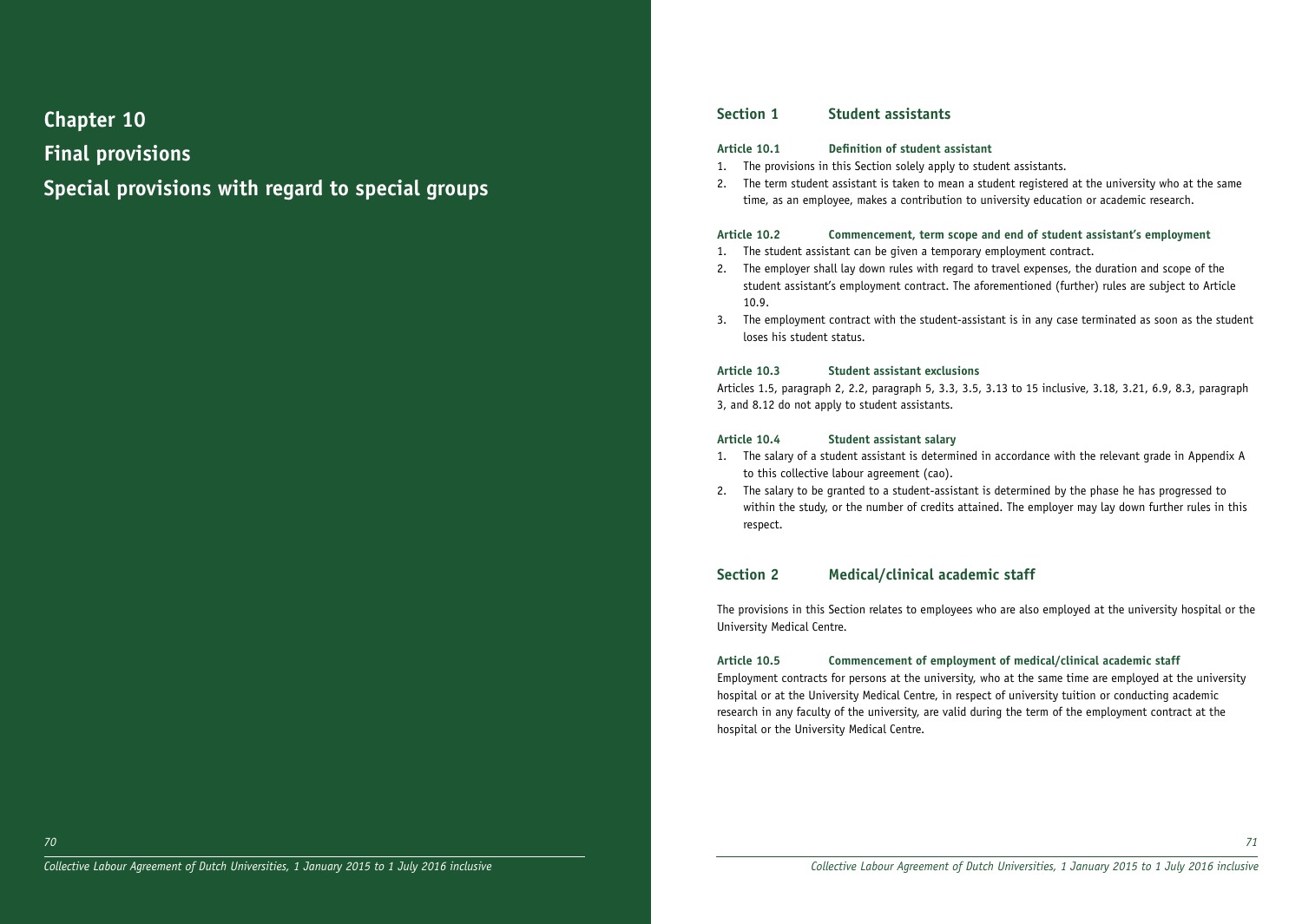# Chapter 10

# Final provisions

# Special provisions with regard to special groups

## Section 1 Student assistants

### Article 10.1 Definition of student assistant

1. The provisions in this Section solely apply to student assistants.
2. The term student assistant is taken to mean a student registered at the university who at the same time, as an employee, makes a contribution to university education or academic research.

### Article 10.2 Commencement, term scope and end of student assistant's employment

1. The student assistant can be given a temporary employment contract.
2. The employer shall lay down rules with regard to travel expenses, the duration and scope of the student assistant's employment contract. The aforementioned (further) rules are subject to Article 10.9.
3. The employment contract with the student-assistant is in any case terminated as soon as the student loses his student status.

### Article 10.3 Student assistant exclusions

Articles 1.5, paragraph 2, 2.2, paragraph 5, 3.3, 3.5, 3.13 to 15 inclusive, 3.18, 3.21, 6.9, 8.3, paragraph 3, and 8.12 do not apply to student assistants.

### Article 10.4 Student assistant salary

1. The salary of a student assistant is determined in accordance with the relevant grade in Appendix A to this collective labour agreement (cao).
2. The salary to be granted to a student-assistant is determined by the phase he has progressed to within the study, or the number of credits attained. The employer may lay down further rules in this respect.

## Section 2 Medical/clinical academic staff

The provisions in this Section relates to employees who are also employed at the university hospital or the University Medical Centre.

### Article 10.5 Commencement of employment of medical/clinical academic staff

Employment contracts for persons at the university, who at the same time are employed at the university hospital or at the University Medical Centre, in respect of university tuition or conducting academic research in any faculty of the university, are valid during the term of the employment contract at the hospital or the University Medical Centre.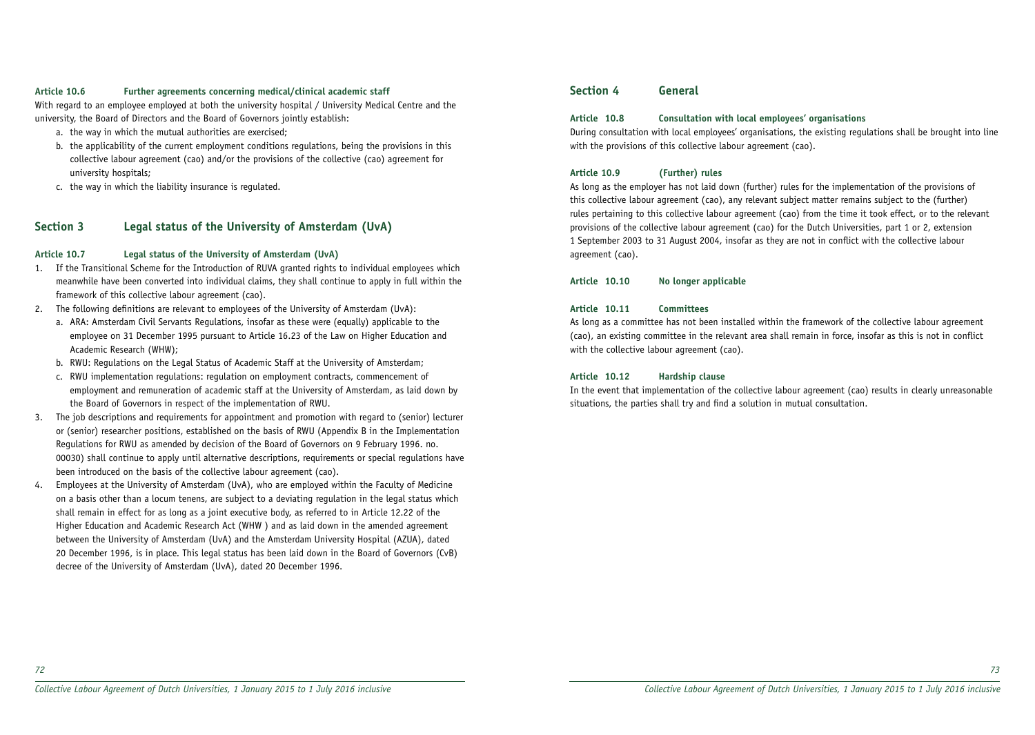**Article 10.6 Further agreements concerning medical/clinical academic staff**

With regard to an employee employed at both the university hospital / University Medical Centre and the university, the Board of Directors and the Board of Governors jointly establish:

a. the way in which the mutual authorities are exercised;
b. the applicability of the current employment conditions regulations, being the provisions in this collective labour agreement (cao) and/or the provisions of the collective (cao) agreement for university hospitals;
c. the way in which the liability insurance is regulated.

## Section 3 Legal status of the University of Amsterdam (UvA)

**Article 10.7 Legal status of the University of Amsterdam (UvA)**

1. If the Transitional Scheme for the Introduction of RUVA granted rights to individual employees which meanwhile have been converted into individual claims, they shall continue to apply in full within the framework of this collective labour agreement (cao).
2. The following definitions are relevant to employees of the University of Amsterdam (UvA):
   a. ARA: Amsterdam Civil Servants Regulations, insofar as these were (equally) applicable to the employee on 31 December 1995 pursuant to Article 16.23 of the Law on Higher Education and Academic Research (WHW);
   b. RWU: Regulations on the Legal Status of Academic Staff at the University of Amsterdam;
   c. RWU implementation regulations: regulation on employment contracts, commencement of employment and remuneration of academic staff at the University of Amsterdam, as laid down by the Board of Governors in respect of the implementation of RWU.
3. The job descriptions and requirements for appointment and promotion with regard to (senior) lecturer or (senior) researcher positions, established on the basis of RWU (Appendix B in the Implementation Regulations for RWU as amended by decision of the Board of Governors on 9 February 1996. no. 00030) shall continue to apply until alternative descriptions, requirements or special regulations have been introduced on the basis of the collective labour agreement (cao).
4. Employees at the University of Amsterdam (UvA), who are employed within the Faculty of Medicine on a basis other than a locum tenens, are subject to a deviating regulation in the legal status which shall remain in effect for as long as a joint executive body, as referred to in Article 12.22 of the Higher Education and Academic Research Act (WHW ) and as laid down in the amended agreement between the University of Amsterdam (UvA) and the Amsterdam University Hospital (AZUA), dated 20 December 1996, is in place. This legal status has been laid down in the Board of Governors (CvB) decree of the University of Amsterdam (UvA), dated 20 December 1996.

## Section 4 General

**Article 10.8 Consultation with local employees' organisations**

During consultation with local employees' organisations, the existing regulations shall be brought into line with the provisions of this collective labour agreement (cao).

**Article 10.9 (Further) rules**

As long as the employer has not laid down (further) rules for the implementation of the provisions of this collective labour agreement (cao), any relevant subject matter remains subject to the (further) rules pertaining to this collective labour agreement (cao) from the time it took effect, or to the relevant provisions of the collective labour agreement (cao) for the Dutch Universities, part 1 or 2, extension 1 September 2003 to 31 August 2004, insofar as they are not in conflict with the collective labour agreement (cao).

**Article 10.10 No longer applicable**

**Article 10.11 Committees**

As long as a committee has not been installed within the framework of the collective labour agreement (cao), an existing committee in the relevant area shall remain in force, insofar as this is not in conflict with the collective labour agreement (cao).

**Article 10.12 Hardship clause**

In the event that implementation of the collective labour agreement (cao) results in clearly unreasonable situations, the parties shall try and find a solution in mutual consultation.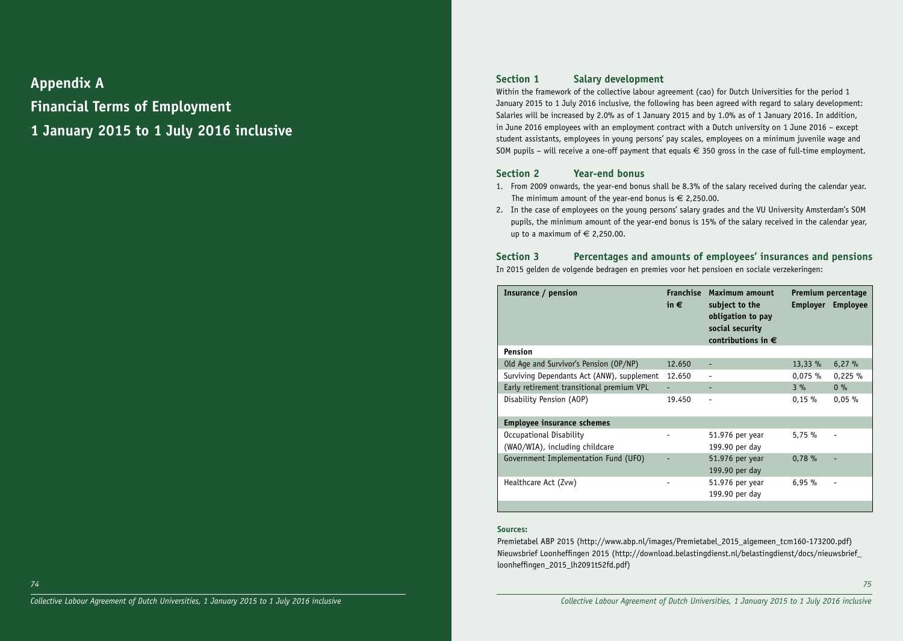# Appendix A
# Financial Terms of Employment
# 1 January 2015 to 1 July 2016 inclusive

## Section 1 Salary development

Within the framework of the collective labour agreement (cao) for Dutch Universities for the period 1 January 2015 to 1 July 2016 inclusive, the following has been agreed with regard to salary development: Salaries will be increased by 2.0% as of 1 January 2015 and by 1.0% as of 1 January 2016. In addition, in June 2016 employees with an employment contract with a Dutch university on 1 June 2016 – except student assistants, employees in young persons' pay scales, employees on a minimum juvenile wage and SOM pupils – will receive a one-off payment that equals € 350 gross in the case of full-time employment.

## Section 2 Year-end bonus

1. From 2009 onwards, the year-end bonus shall be 8.3% of the salary received during the calendar year. The minimum amount of the year-end bonus is € 2,250.00.
2. In the case of employees on the young persons' salary grades and the VU University Amsterdam's SOM pupils, the minimum amount of the year-end bonus is 15% of the salary received in the calendar year, up to a maximum of € 2,250.00.

## Section 3 Percentages and amounts of employees' insurances and pensions

In 2015 gelden de volgende bedragen en premies voor het pensioen en sociale verzekeringen:

| Insurance / pension | Franchise in € | Maximum amount subject to the obligation to pay social security contributions in € | Premium percentage | |
|---|---|---|---|---|
| | | | Employer | Employee |
| **Pension** | | | | |
| Old Age and Survivor's Pension (OP/NP) | 12.650 | - | 13,33 % | 6,27 % |
| Surviving Dependants Act (ANW), supplement | 12.650 | - | 0,075 % | 0,225 % |
| Early retirement transitional premium VPL | - | - | 3 % | 0 % |
| Disability Pension (AOP) | 19.450 | - | 0,15 % | 0,05 % |
| **Employee insurance schemes** | | | | |
| Occupational Disability (WAO/WIA), including childcare | - | 51.976 per year<br>199.90 per day | 5,75 % | - |
| Government Implementation Fund (UFO) | - | 51.976 per year<br>199.90 per day | 0,78 % | - |
| Healthcare Act (Zvw) | - | 51.976 per year<br>199.90 per day | 6,95 % | - |

**Sources:**

Premietabel ABP 2015 (http://www.abp.nl/images/Premietabel_2015_algemeen_tcm160-173200.pdf)
Nieuwsbrief Loonheffingen 2015 (http://download.belastingdienst.nl/belastingdienst/docs/nieuwsbrief_loonheffingen_2015_lh2091t52fd.pdf)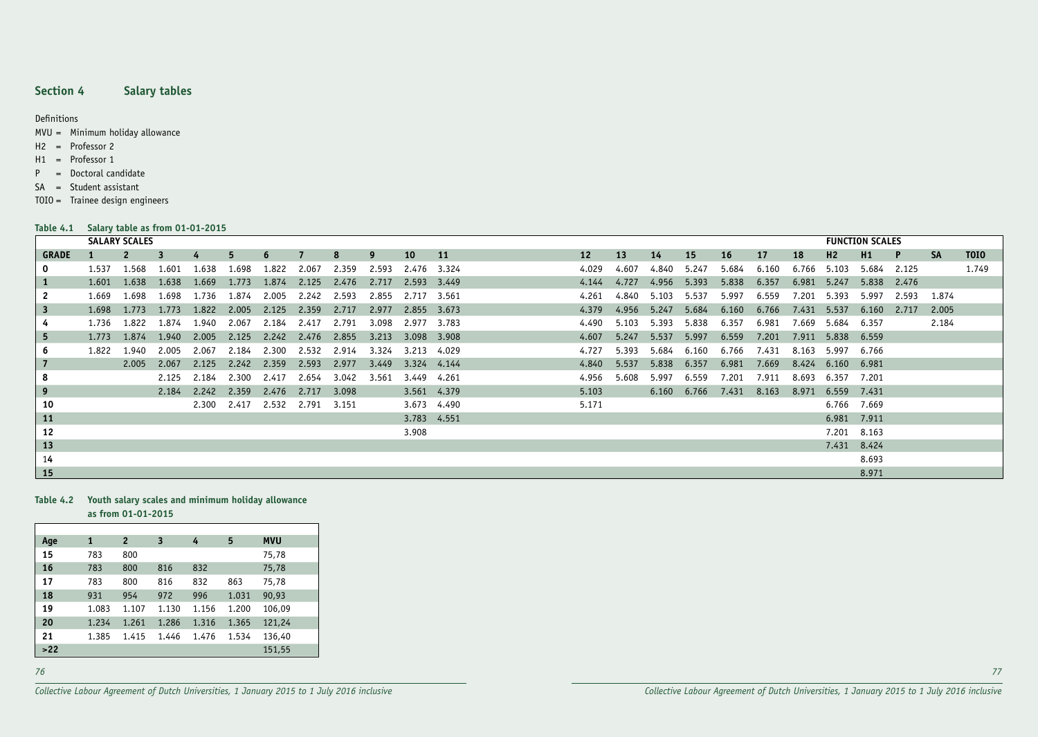## Section 4 Salary tables

Definitions

MVU = Minimum holiday allowance
H2 = Professor 2
H1 = Professor 1
P = Doctoral candidate
SA = Student assistant
TOIO = Trainee design engineers

**Table 4.1 Salary table as from 01-01-2015**

| | SALARY SCALES | | | | | | | | | | | | | | | | | | FUNCTION SCALES | | | | |
|---|---|---|---|---|---|---|---|---|---|---|---|---|---|---|---|---|---|---|---|---|---|---|---|
| **GRADE** | **1** | **2** | **3** | **4** | **5** | **6** | **7** | **8** | **9** | **10** | **11** | **12** | **13** | **14** | **15** | **16** | **17** | **18** | **H2** | **H1** | **P** | **SA** | **TOIO** |
| **0** | 1.537 | 1.568 | 1.601 | 1.638 | 1.698 | 1.822 | 2.067 | 2.359 | 2.593 | 2.476 | 3.324 | 4.029 | 4.607 | 4.840 | 5.247 | 5.684 | 6.160 | 6.766 | 5.103 | 5.684 | 2.125 | | 1.749 |
| **1** | 1.601 | 1.638 | 1.638 | 1.669 | 1.773 | 1.874 | 2.125 | 2.476 | 2.717 | 2.593 | 3.449 | 4.144 | 4.727 | 4.956 | 5.393 | 5.838 | 6.357 | 6.981 | 5.247 | 5.838 | 2.476 | | |
| **2** | 1.669 | 1.698 | 1.698 | 1.736 | 1.874 | 2.005 | 2.242 | 2.593 | 2.855 | 2.717 | 3.561 | 4.261 | 4.840 | 5.103 | 5.537 | 5.997 | 6.559 | 7.201 | 5.393 | 5.997 | 2.593 | 1.874 | |
| **3** | 1.698 | 1.773 | 1.773 | 1.822 | 2.005 | 2.125 | 2.359 | 2.717 | 2.977 | 2.855 | 3.673 | 4.379 | 4.956 | 5.247 | 5.684 | 6.160 | 6.766 | 7.431 | 5.537 | 6.160 | 2.717 | 2.005 | |
| **4** | 1.736 | 1.822 | 1.874 | 1.940 | 2.067 | 2.184 | 2.417 | 2.791 | 3.098 | 2.977 | 3.783 | 4.490 | 5.103 | 5.393 | 5.838 | 6.357 | 6.981 | 7.669 | 5.684 | 6.357 | | 2.184 | |
| **5** | 1.773 | 1.874 | 1.940 | 2.005 | 2.125 | 2.242 | 2.476 | 2.855 | 3.213 | 3.098 | 3.908 | 4.607 | 5.247 | 5.537 | 5.997 | 6.559 | 7.201 | 7.911 | 5.838 | 6.559 | | | |
| **6** | 1.822 | 1.940 | 2.005 | 2.067 | 2.184 | 2.300 | 2.532 | 2.914 | 3.324 | 3.213 | 4.029 | 4.727 | 5.393 | 5.684 | 6.160 | 6.766 | 7.431 | 8.163 | 5.997 | 6.766 | | | |
| **7** | | 2.005 | 2.067 | 2.125 | 2.242 | 2.359 | 2.593 | 2.977 | 3.449 | 3.324 | 4.144 | 4.840 | 5.537 | 5.838 | 6.357 | 6.981 | 7.669 | 8.424 | 6.160 | 6.981 | | | |
| **8** | | | 2.125 | 2.184 | 2.300 | 2.417 | 2.654 | 3.042 | 3.561 | 3.449 | 4.261 | 4.956 | 5.608 | 5.997 | 6.559 | 7.201 | 7.911 | 8.693 | 6.357 | 7.201 | | | |
| **9** | | | 2.184 | 2.242 | 2.359 | 2.476 | 2.717 | 3.098 | | 3.561 | 4.379 | 5.103 | | 6.160 | 6.766 | 7.431 | 8.163 | 8.971 | 6.559 | 7.431 | | | |
| **10** | | | | 2.300 | 2.417 | 2.532 | 2.791 | 3.151 | | 3.673 | 4.490 | 5.171 | | | | | | | 6.766 | 7.669 | | | |
| **11** | | | | | | | | | | 3.783 | 4.551 | | | | | | | | 6.981 | 7.911 | | | |
| **12** | | | | | | | | | | 3.908 | | | | | | | | | 7.201 | 8.163 | | | |
| **13** | | | | | | | | | | | | | | | | | | | 7.431 | 8.424 | | | |
| **14** | | | | | | | | | | | | | | | | | | | | 8.693 | | | |
| **15** | | | | | | | | | | | | | | | | | | | | 8.971 | | | |

**Table 4.2 Youth salary scales and minimum holiday allowance as from 01-01-2015**

| Age | 1 | 2 | 3 | 4 | 5 | MVU |
|---|---|---|---|---|---|---|
| 15 | 783 | 800 | | | | 75,78 |
| 16 | 783 | 800 | 816 | 832 | | 75,78 |
| 17 | 783 | 800 | 816 | 832 | 863 | 75,78 |
| 18 | 931 | 954 | 972 | 996 | 1.031 | 90,93 |
| 19 | 1.083 | 1.107 | 1.130 | 1.156 | 1.200 | 106,09 |
| 20 | 1.234 | 1.261 | 1.286 | 1.316 | 1.365 | 121,24 |
| 21 | 1.385 | 1.415 | 1.446 | 1.476 | 1.534 | 136,40 |
| >22 | | | | | | 151,55 |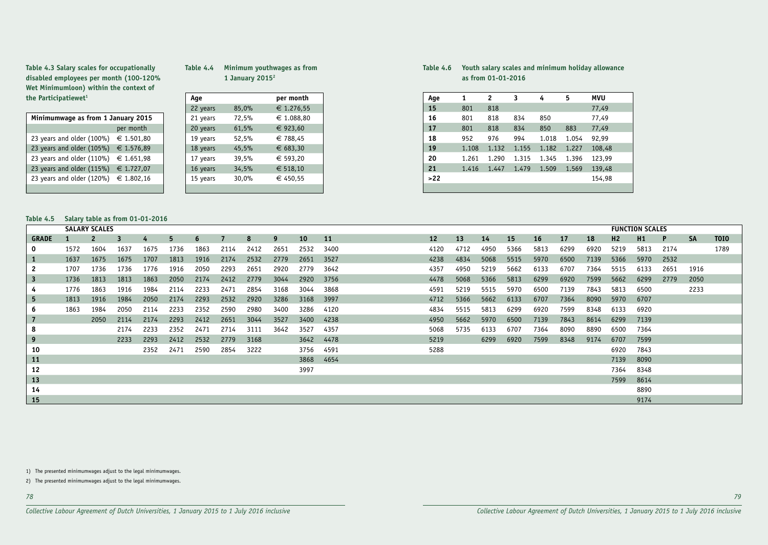**Table 4.3 Salary scales for occupationally disabled employees per month (100-120% Wet Minimumloon) within the context of the Participatiewet[1]**

| Minimumwage as from 1 January 2015 | |
|---|---|
| | per month |
| 23 years and older (100%) | € 1.501,80 |
| 23 years and older (105%) | € 1.576,89 |
| 23 years and older (110%) | € 1.651,98 |
| 23 years and older (115%) | € 1.727,07 |
| 23 years and older (120%) | € 1.802,16 |

**Table 4.4 Minimum youthwages as from 1 January 2015[2]**

| Age | | per month |
|---|---|---|
| 22 years | 85,0% | € 1.276,55 |
| 21 years | 72,5% | € 1.088,80 |
| 20 years | 61,5% | € 923,60 |
| 19 years | 52,5% | € 788,45 |
| 18 years | 45,5% | € 683,30 |
| 17 years | 39,5% | € 593,20 |
| 16 years | 34,5% | € 518,10 |
| 15 years | 30,0% | € 450,55 |

**Table 4.6 Youth salary scales and minimum holiday allowance as from 01-01-2016**

| Age | 1 | 2 | 3 | 4 | 5 | MVU |
|---|---|---|---|---|---|---|
| 15 | 801 | 818 | | | | 77,49 |
| 16 | 801 | 818 | 834 | 850 | | 77,49 |
| 17 | 801 | 818 | 834 | 850 | 883 | 77,49 |
| 18 | 952 | 976 | 994 | 1.018 | 1.054 | 92,99 |
| 19 | 1.108 | 1.132 | 1.155 | 1.182 | 1.227 | 108,48 |
| 20 | 1.261 | 1.290 | 1.315 | 1.345 | 1.396 | 123,99 |
| 21 | 1.416 | 1.447 | 1.479 | 1.509 | 1.569 | 139,48 |
| >22 | | | | | | 154,98 |

**Table 4.5 Salary table as from 01-01-2016**

| | SALARY SCALES | | | | | | | | | | | | | | | | | | FUNCTION SCALES | | | | |
|---|---|---|---|---|---|---|---|---|---|---|---|---|---|---|---|---|---|---|---|---|---|---|---|
| **GRADE** | **1** | **2** | **3** | **4** | **5** | **6** | **7** | **8** | **9** | **10** | **11** | **12** | **13** | **14** | **15** | **16** | **17** | **18** | **H2** | **H1** | **P** | **SA** | **TOIO** |
| 0 | 1572 | 1604 | 1637 | 1675 | 1736 | 1863 | 2114 | 2412 | 2651 | 2532 | 3400 | 4120 | 4712 | 4950 | 5366 | 5813 | 6299 | 6920 | 5219 | 5813 | 2174 | | 1789 |
| 1 | 1637 | 1675 | 1675 | 1707 | 1813 | 1916 | 2174 | 2532 | 2779 | 2651 | 3527 | 4238 | 4834 | 5068 | 5515 | 5970 | 6500 | 7139 | 5366 | 5970 | 2532 | | |
| 2 | 1707 | 1736 | 1736 | 1776 | 1916 | 2050 | 2293 | 2651 | 2920 | 2779 | 3642 | 4357 | 4950 | 5219 | 5662 | 6133 | 6707 | 7364 | 5515 | 6133 | 2651 | 1916 | |
| 3 | 1736 | 1813 | 1813 | 1863 | 2050 | 2174 | 2412 | 2779 | 3044 | 2920 | 3756 | 4478 | 5068 | 5366 | 5813 | 6299 | 6920 | 7599 | 5662 | 6299 | 2779 | 2050 | |
| 4 | 1776 | 1863 | 1916 | 1984 | 2114 | 2233 | 2471 | 2854 | 3168 | 3044 | 3868 | 4591 | 5219 | 5515 | 5970 | 6500 | 7139 | 7843 | 5813 | 6500 | | 2233 | |
| 5 | 1813 | 1916 | 1984 | 2050 | 2174 | 2293 | 2532 | 2920 | 3286 | 3168 | 3997 | 4712 | 5366 | 5662 | 6133 | 6707 | 7364 | 8090 | 5970 | 6707 | | | |
| 6 | 1863 | 1984 | 2050 | 2114 | 2233 | 2352 | 2590 | 2980 | 3400 | 3286 | 4120 | 4834 | 5515 | 5813 | 6299 | 6920 | 7599 | 8348 | 6133 | 6920 | | | |
| 7 | | 2050 | 2114 | 2174 | 2293 | 2412 | 2651 | 3044 | 3527 | 3400 | 4238 | 4950 | 5662 | 5970 | 6500 | 7139 | 7843 | 8614 | 6299 | 7139 | | | |
| 8 | | | 2174 | 2233 | 2352 | 2471 | 2714 | 3111 | 3642 | 3527 | 4357 | 5068 | 5735 | 6133 | 6707 | 7364 | 8090 | 8890 | 6500 | 7364 | | | |
| 9 | | | 2233 | 2293 | 2412 | 2532 | 2779 | 3168 | | 3642 | 4478 | 5219 | | 6299 | 6920 | 7599 | 8348 | 9174 | 6707 | 7599 | | | |
| 10 | | | | 2352 | 2471 | 2590 | 2854 | 3222 | | 3756 | 4591 | 5288 | | | | | | | 6920 | 7843 | | | |
| 11 | | | | | | | | | | 3868 | 4654 | | | | | | | | 7139 | 8090 | | | |
| 12 | | | | | | | | | | 3997 | | | | | | | | | 7364 | 8348 | | | |
| 13 | | | | | | | | | | | | | | | | | | | 7599 | 8614 | | | |
| 14 | | | | | | | | | | | | | | | | | | | | 8890 | | | |
| 15 | | | | | | | | | | | | | | | | | | | | 9174 | | | |

1) The presented minimumwages adjust to the legal minimumwages.

2) The presented minimumwages adjust to the legal minimumwages.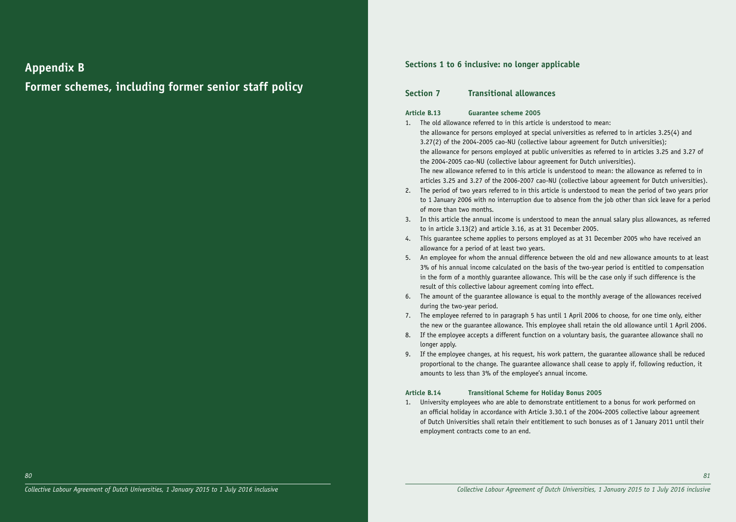# Appendix B

# Former schemes, including former senior staff policy

## Sections 1 to 6 inclusive: no longer applicable

## Section 7 Transitional allowances

### Article B.13 Guarantee scheme 2005

1. The old allowance referred to in this article is understood to mean:
   the allowance for persons employed at special universities as referred to in articles 3.25(4) and 3.27(2) of the 2004-2005 cao-NU (collective labour agreement for Dutch universities);
   the allowance for persons employed at public universities as referred to in articles 3.25 and 3.27 of the 2004-2005 cao-NU (collective labour agreement for Dutch universities).
   The new allowance referred to in this article is understood to mean: the allowance as referred to in articles 3.25 and 3.27 of the 2006-2007 cao-NU (collective labour agreement for Dutch universities).
2. The period of two years referred to in this article is understood to mean the period of two years prior to 1 January 2006 with no interruption due to absence from the job other than sick leave for a period of more than two months.
3. In this article the annual income is understood to mean the annual salary plus allowances, as referred to in article 3.13(2) and article 3.16, as at 31 December 2005.
4. This guarantee scheme applies to persons employed as at 31 December 2005 who have received an allowance for a period of at least two years.
5. An employee for whom the annual difference between the old and new allowance amounts to at least 3% of his annual income calculated on the basis of the two-year period is entitled to compensation in the form of a monthly guarantee allowance. This will be the case only if such difference is the result of this collective labour agreement coming into effect.
6. The amount of the guarantee allowance is equal to the monthly average of the allowances received during the two-year period.
7. The employee referred to in paragraph 5 has until 1 April 2006 to choose, for one time only, either the new or the guarantee allowance. This employee shall retain the old allowance until 1 April 2006.
8. If the employee accepts a different function on a voluntary basis, the guarantee allowance shall no longer apply.
9. If the employee changes, at his request, his work pattern, the guarantee allowance shall be reduced proportional to the change. The guarantee allowance shall cease to apply if, following reduction, it amounts to less than 3% of the employee's annual income.

### Article B.14 Transitional Scheme for Holiday Bonus 2005

1. University employees who are able to demonstrate entitlement to a bonus for work performed on an official holiday in accordance with Article 3.30.1 of the 2004-2005 collective labour agreement of Dutch Universities shall retain their entitlement to such bonuses as of 1 January 2011 until their employment contracts come to an end.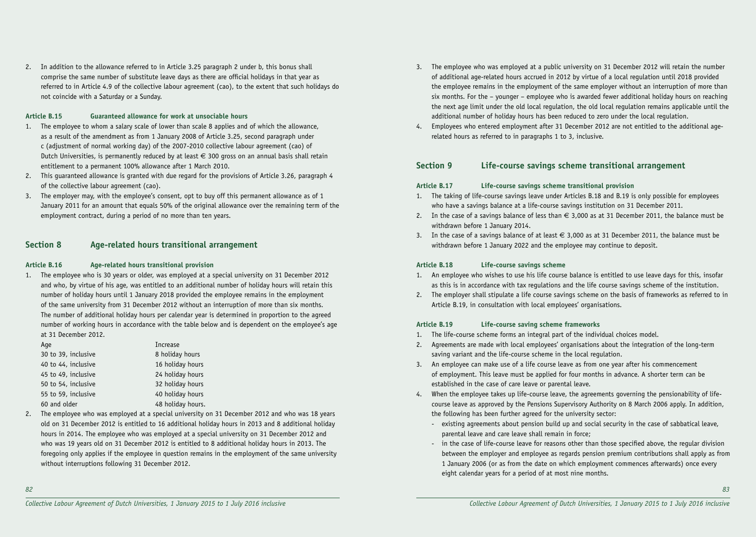2. In addition to the allowance referred to in Article 3.25 paragraph 2 under b, this bonus shall comprise the same number of substitute leave days as there are official holidays in that year as referred to in Article 4.9 of the collective labour agreement (cao), to the extent that such holidays do not coincide with a Saturday or a Sunday.

#### Article B.15 Guaranteed allowance for work at unsociable hours

1. The employee to whom a salary scale of lower than scale 8 applies and of which the allowance, as a result of the amendment as from 1 January 2008 of Article 3.25, second paragraph under c (adjustment of normal working day) of the 2007-2010 collective labour agreement (cao) of Dutch Universities, is permanently reduced by at least € 300 gross on an annual basis shall retain entitlement to a permanent 100% allowance after 1 March 2010.
2. This guaranteed allowance is granted with due regard for the provisions of Article 3.26, paragraph 4 of the collective labour agreement (cao).
3. The employer may, with the employee's consent, opt to buy off this permanent allowance as of 1 January 2011 for an amount that equals 50% of the original allowance over the remaining term of the employment contract, during a period of no more than ten years.

## Section 8 Age-related hours transitional arrangement

#### Article B.16 Age-related hours transitional provision

1. The employee who is 30 years or older, was employed at a special university on 31 December 2012 and who, by virtue of his age, was entitled to an additional number of holiday hours will retain this number of holiday hours until 1 January 2018 provided the employee remains in the employment of the same university from 31 December 2012 without an interruption of more than six months. The number of additional holiday hours per calendar year is determined in proportion to the agreed number of working hours in accordance with the table below and is dependent on the employee's age at 31 December 2012.

| Age | Increase |
|---|---|
| 30 to 39, inclusive | 8 holiday hours |
| 40 to 44, inclusive | 16 holiday hours |
| 45 to 49, inclusive | 24 holiday hours |
| 50 to 54, inclusive | 32 holiday hours |
| 55 to 59, inclusive | 40 holiday hours |
| 60 and older | 48 holiday hours. |

2. The employee who was employed at a special university on 31 December 2012 and who was 18 years old on 31 December 2012 is entitled to 16 additional holiday hours in 2013 and 8 additional holiday hours in 2014. The employee who was employed at a special university on 31 December 2012 and who was 19 years old on 31 December 2012 is entitled to 8 additional holiday hours in 2013. The foregoing only applies if the employee in question remains in the employment of the same university without interruptions following 31 December 2012.
3. The employee who was employed at a public university on 31 December 2012 will retain the number of additional age-related hours accrued in 2012 by virtue of a local regulation until 2018 provided the employee remains in the employment of the same employer without an interruption of more than six months. For the – younger – employee who is awarded fewer additional holiday hours on reaching the next age limit under the old local regulation, the old local regulation remains applicable until the additional number of holiday hours has been reduced to zero under the local regulation.
4. Employees who entered employment after 31 December 2012 are not entitled to the additional age-related hours as referred to in paragraphs 1 to 3, inclusive.

## Section 9 Life-course savings scheme transitional arrangement

#### Article B.17 Life-course savings scheme transitional provision

1. The taking of life-course savings leave under Articles B.18 and B.19 is only possible for employees who have a savings balance at a life-course savings institution on 31 December 2011.
2. In the case of a savings balance of less than € 3,000 as at 31 December 2011, the balance must be withdrawn before 1 January 2014.
3. In the case of a savings balance of at least € 3,000 as at 31 December 2011, the balance must be withdrawn before 1 January 2022 and the employee may continue to deposit.

#### Article B.18 Life-course savings scheme

1. An employee who wishes to use his life course balance is entitled to use leave days for this, insofar as this is in accordance with tax regulations and the life course savings scheme of the institution.
2. The employer shall stipulate a life course savings scheme on the basis of frameworks as referred to in Article B.19, in consultation with local employees' organisations.

#### Article B.19 Life-course saving scheme frameworks

1. The life-course scheme forms an integral part of the individual choices model.
2. Agreements are made with local employees' organisations about the integration of the long-term saving variant and the life-course scheme in the local regulation.
3. An employee can make use of a life course leave as from one year after his commencement of employment. This leave must be applied for four months in advance. A shorter term can be established in the case of care leave or parental leave.
4. When the employee takes up life-course leave, the agreements governing the pensionability of life-course leave as approved by the Pensions Supervisory Authority on 8 March 2006 apply. In addition, the following has been further agreed for the university sector:
   - existing agreements about pension build up and social security in the case of sabbatical leave, parental leave and care leave shall remain in force;
   - in the case of life-course leave for reasons other than those specified above, the regular division between the employer and employee as regards pension premium contributions shall apply as from 1 January 2006 (or as from the date on which employment commences afterwards) once every eight calendar years for a period of at most nine months.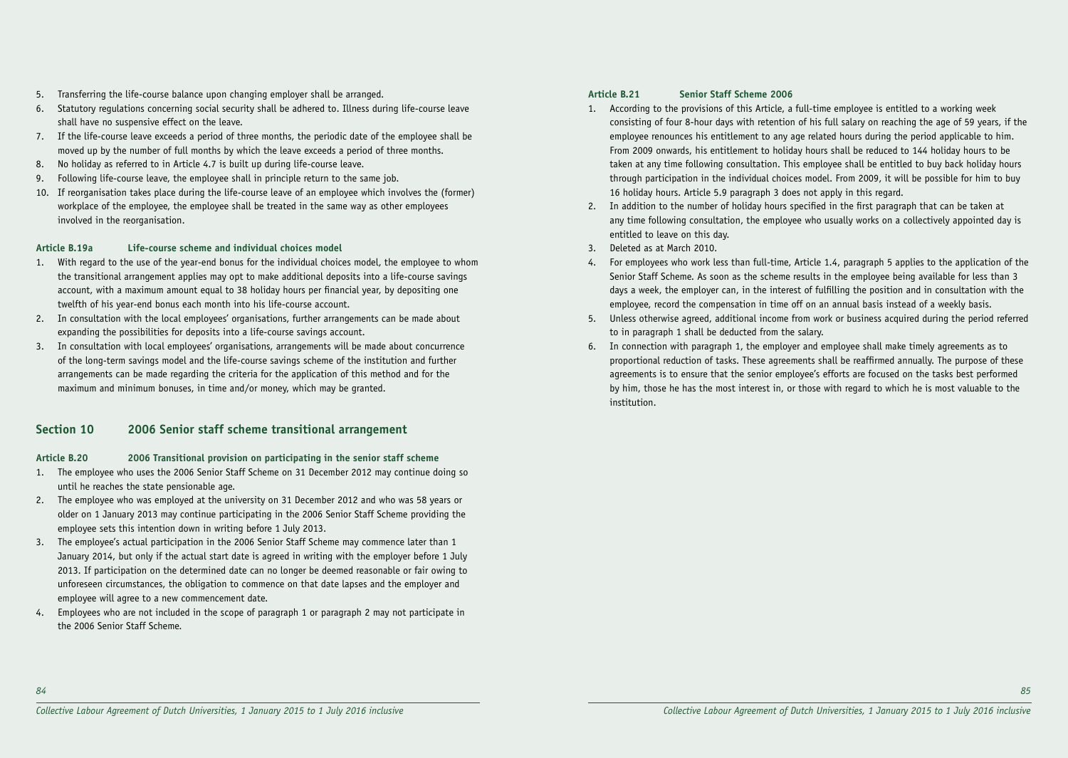5. Transferring the life-course balance upon changing employer shall be arranged.
6. Statutory regulations concerning social security shall be adhered to. Illness during life-course leave shall have no suspensive effect on the leave.
7. If the life-course leave exceeds a period of three months, the periodic date of the employee shall be moved up by the number of full months by which the leave exceeds a period of three months.
8. No holiday as referred to in Article 4.7 is built up during life-course leave.
9. Following life-course leave, the employee shall in principle return to the same job.
10. If reorganisation takes place during the life-course leave of an employee which involves the (former) workplace of the employee, the employee shall be treated in the same way as other employees involved in the reorganisation.

#### Article B.19a Life-course scheme and individual choices model

1. With regard to the use of the year-end bonus for the individual choices model, the employee to whom the transitional arrangement applies may opt to make additional deposits into a life-course savings account, with a maximum amount equal to 38 holiday hours per financial year, by depositing one twelfth of his year-end bonus each month into his life-course account.
2. In consultation with the local employees' organisations, further arrangements can be made about expanding the possibilities for deposits into a life-course savings account.
3. In consultation with local employees' organisations, arrangements will be made about concurrence of the long-term savings model and the life-course savings scheme of the institution and further arrangements can be made regarding the criteria for the application of this method and for the maximum and minimum bonuses, in time and/or money, which may be granted.

## Section 10 2006 Senior staff scheme transitional arrangement

#### Article B.20 2006 Transitional provision on participating in the senior staff scheme

1. The employee who uses the 2006 Senior Staff Scheme on 31 December 2012 may continue doing so until he reaches the state pensionable age.
2. The employee who was employed at the university on 31 December 2012 and who was 58 years or older on 1 January 2013 may continue participating in the 2006 Senior Staff Scheme providing the employee sets this intention down in writing before 1 July 2013.
3. The employee's actual participation in the 2006 Senior Staff Scheme may commence later than 1 January 2014, but only if the actual start date is agreed in writing with the employer before 1 July 2013. If participation on the determined date can no longer be deemed reasonable or fair owing to unforeseen circumstances, the obligation to commence on that date lapses and the employer and employee will agree to a new commencement date.
4. Employees who are not included in the scope of paragraph 1 or paragraph 2 may not participate in the 2006 Senior Staff Scheme.

#### Article B.21 Senior Staff Scheme 2006

1. According to the provisions of this Article, a full-time employee is entitled to a working week consisting of four 8-hour days with retention of his full salary on reaching the age of 59 years, if the employee renounces his entitlement to any age related hours during the period applicable to him. From 2009 onwards, his entitlement to holiday hours shall be reduced to 144 holiday hours to be taken at any time following consultation. This employee shall be entitled to buy back holiday hours through participation in the individual choices model. From 2009, it will be possible for him to buy 16 holiday hours. Article 5.9 paragraph 3 does not apply in this regard.
2. In addition to the number of holiday hours specified in the first paragraph that can be taken at any time following consultation, the employee who usually works on a collectively appointed day is entitled to leave on this day.
3. Deleted as at March 2010.
4. For employees who work less than full-time, Article 1.4, paragraph 5 applies to the application of the Senior Staff Scheme. As soon as the scheme results in the employee being available for less than 3 days a week, the employer can, in the interest of fulfilling the position and in consultation with the employee, record the compensation in time off on an annual basis instead of a weekly basis.
5. Unless otherwise agreed, additional income from work or business acquired during the period referred to in paragraph 1 shall be deducted from the salary.
6. In connection with paragraph 1, the employer and employee shall make timely agreements as to proportional reduction of tasks. These agreements shall be reaffirmed annually. The purpose of these agreements is to ensure that the senior employee's efforts are focused on the tasks best performed by him, those he has the most interest in, or those with regard to which he is most valuable to the institution.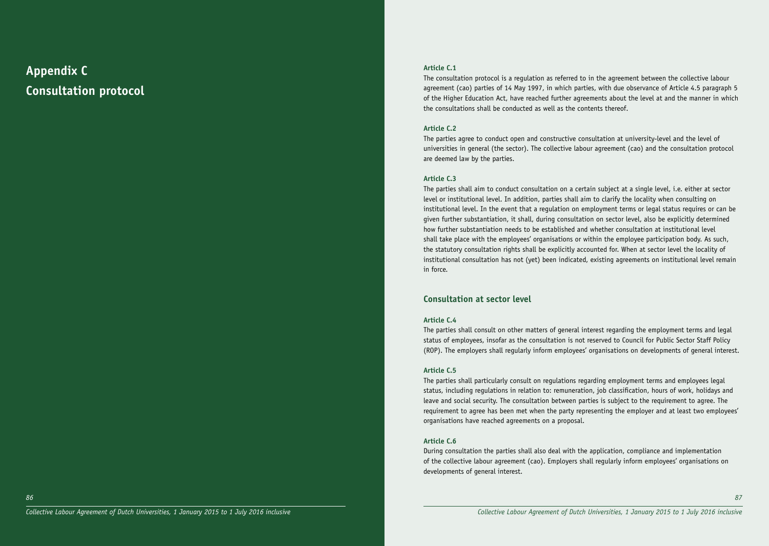# Appendix C
# Consultation protocol

### Article C.1

The consultation protocol is a regulation as referred to in the agreement between the collective labour agreement (cao) parties of 14 May 1997, in which parties, with due observance of Article 4.5 paragraph 5 of the Higher Education Act, have reached further agreements about the level at and the manner in which the consultations shall be conducted as well as the contents thereof.

### Article C.2

The parties agree to conduct open and constructive consultation at university-level and the level of universities in general (the sector). The collective labour agreement (cao) and the consultation protocol are deemed law by the parties.

### Article C.3

The parties shall aim to conduct consultation on a certain subject at a single level, i.e. either at sector level or institutional level. In addition, parties shall aim to clarify the locality when consulting on institutional level. In the event that a regulation on employment terms or legal status requires or can be given further substantiation, it shall, during consultation on sector level, also be explicitly determined how further substantiation needs to be established and whether consultation at institutional level shall take place with the employees' organisations or within the employee participation body. As such, the statutory consultation rights shall be explicitly accounted for. When at sector level the locality of institutional consultation has not (yet) been indicated, existing agreements on institutional level remain in force.

## Consultation at sector level

### Article C.4

The parties shall consult on other matters of general interest regarding the employment terms and legal status of employees, insofar as the consultation is not reserved to Council for Public Sector Staff Policy (ROP). The employers shall regularly inform employees' organisations on developments of general interest.

### Article C.5

The parties shall particularly consult on regulations regarding employment terms and employees legal status, including regulations in relation to: remuneration, job classification, hours of work, holidays and leave and social security. The consultation between parties is subject to the requirement to agree. The requirement to agree has been met when the party representing the employer and at least two employees' organisations have reached agreements on a proposal.

### Article C.6

During consultation the parties shall also deal with the application, compliance and implementation of the collective labour agreement (cao). Employers shall regularly inform employees' organisations on developments of general interest.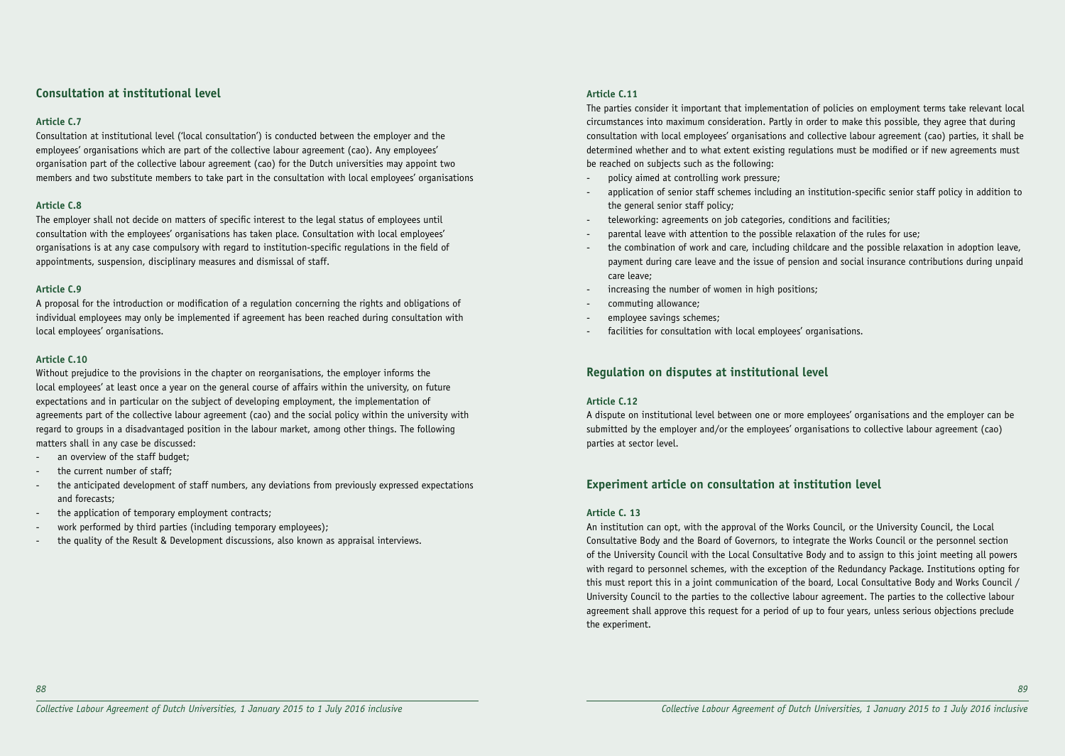## Consultation at institutional level

### Article C.7

Consultation at institutional level ('local consultation') is conducted between the employer and the employees' organisations which are part of the collective labour agreement (cao). Any employees' organisation part of the collective labour agreement (cao) for the Dutch universities may appoint two members and two substitute members to take part in the consultation with local employees' organisations

### Article C.8

The employer shall not decide on matters of specific interest to the legal status of employees until consultation with the employees' organisations has taken place. Consultation with local employees' organisations is at any case compulsory with regard to institution-specific regulations in the field of appointments, suspension, disciplinary measures and dismissal of staff.

### Article C.9

A proposal for the introduction or modification of a regulation concerning the rights and obligations of individual employees may only be implemented if agreement has been reached during consultation with local employees' organisations.

### Article C.10

Without prejudice to the provisions in the chapter on reorganisations, the employer informs the local employees' at least once a year on the general course of affairs within the university, on future expectations and in particular on the subject of developing employment, the implementation of agreements part of the collective labour agreement (cao) and the social policy within the university with regard to groups in a disadvantaged position in the labour market, among other things. The following matters shall in any case be discussed:

- an overview of the staff budget;
- the current number of staff;
- the anticipated development of staff numbers, any deviations from previously expressed expectations and forecasts;
- the application of temporary employment contracts;
- work performed by third parties (including temporary employees);
- the quality of the Result & Development discussions, also known as appraisal interviews.

### Article C.11

The parties consider it important that implementation of policies on employment terms take relevant local circumstances into maximum consideration. Partly in order to make this possible, they agree that during consultation with local employees' organisations and collective labour agreement (cao) parties, it shall be determined whether and to what extent existing regulations must be modified or if new agreements must be reached on subjects such as the following:

- policy aimed at controlling work pressure;
- application of senior staff schemes including an institution-specific senior staff policy in addition to the general senior staff policy;
- teleworking: agreements on job categories, conditions and facilities;
- parental leave with attention to the possible relaxation of the rules for use;
- the combination of work and care, including childcare and the possible relaxation in adoption leave, payment during care leave and the issue of pension and social insurance contributions during unpaid care leave;
- increasing the number of women in high positions;
- commuting allowance;
- employee savings schemes;
- facilities for consultation with local employees' organisations.

## Regulation on disputes at institutional level

### Article C.12

A dispute on institutional level between one or more employees' organisations and the employer can be submitted by the employer and/or the employees' organisations to collective labour agreement (cao) parties at sector level.

## Experiment article on consultation at institution level

### Article C. 13

An institution can opt, with the approval of the Works Council, or the University Council, the Local Consultative Body and the Board of Governors, to integrate the Works Council or the personnel section of the University Council with the Local Consultative Body and to assign to this joint meeting all powers with regard to personnel schemes, with the exception of the Redundancy Package. Institutions opting for this must report this in a joint communication of the board, Local Consultative Body and Works Council / University Council to the parties to the collective labour agreement. The parties to the collective labour agreement shall approve this request for a period of up to four years, unless serious objections preclude the experiment.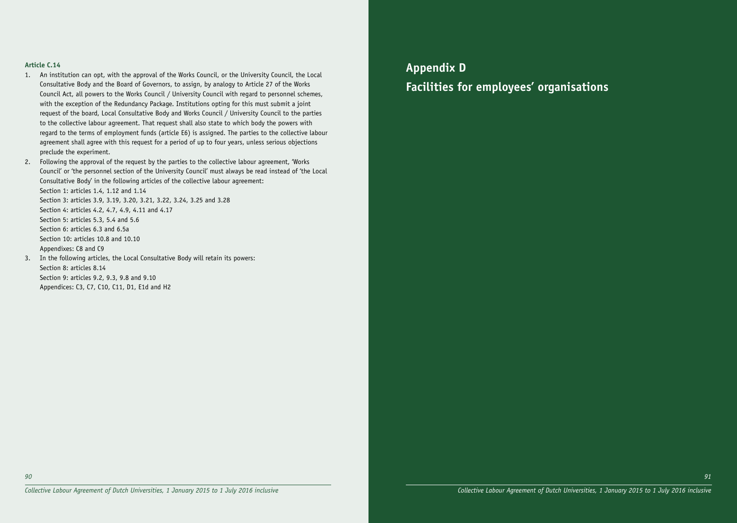**Article C.14**

1. An institution can opt, with the approval of the Works Council, or the University Council, the Local Consultative Body and the Board of Governors, to assign, by analogy to Article 27 of the Works Council Act, all powers to the Works Council / University Council with regard to personnel schemes, with the exception of the Redundancy Package. Institutions opting for this must submit a joint request of the board, Local Consultative Body and Works Council / University Council to the parties to the collective labour agreement. That request shall also state to which body the powers with regard to the terms of employment funds (article E6) is assigned. The parties to the collective labour agreement shall agree with this request for a period of up to four years, unless serious objections preclude the experiment.
2. Following the approval of the request by the parties to the collective labour agreement, 'Works Council' or 'the personnel section of the University Council' must always be read instead of 'the Local Consultative Body' in the following articles of the collective labour agreement:
   Section 1: articles 1.4, 1.12 and 1.14
   Section 3: articles 3.9, 3.19, 3.20, 3.21, 3.22, 3.24, 3.25 and 3.28
   Section 4: articles 4.2, 4.7, 4.9, 4.11 and 4.17
   Section 5: articles 5.3, 5.4 and 5.6
   Section 6: articles 6.3 and 6.5a
   Section 10: articles 10.8 and 10.10
   Appendixes: C8 and C9
3. In the following articles, the Local Consultative Body will retain its powers:
   Section 8: articles 8.14
   Section 9: articles 9.2, 9.3, 9.8 and 9.10
   Appendices: C3, C7, C10, C11, D1, E1d and H2

# Appendix D

# Facilities for employees' organisations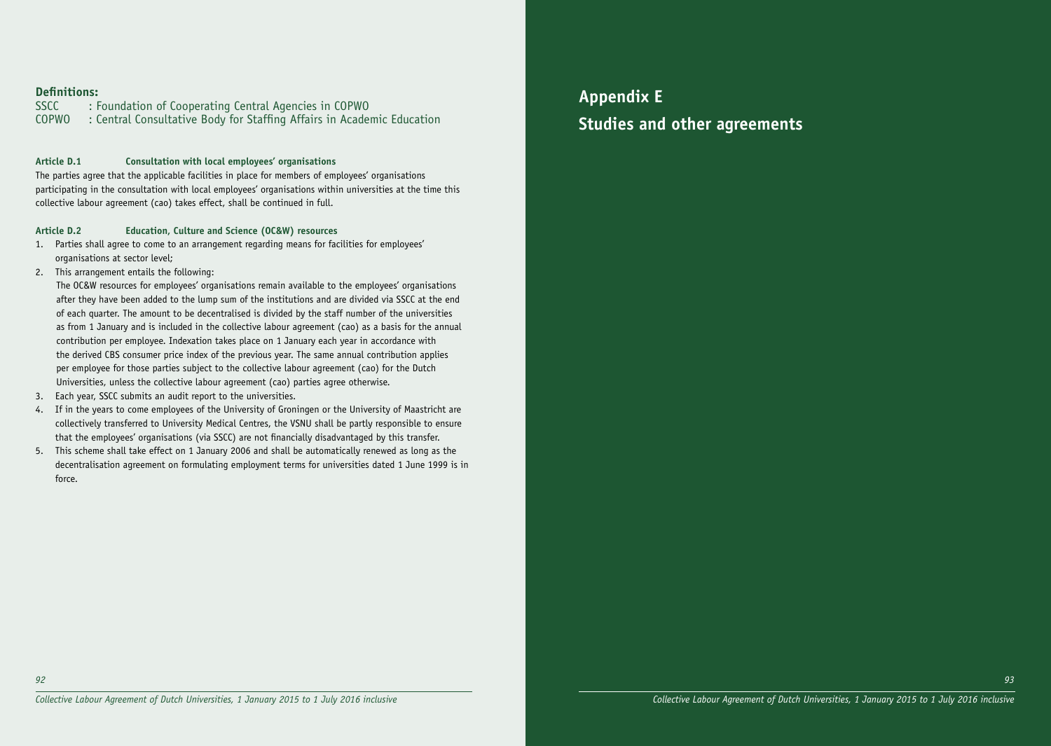**Definitions:**

SSCC : Foundation of Cooperating Central Agencies in COPWO
COPWO : Central Consultative Body for Staffing Affairs in Academic Education

**Article D.1 Consultation with local employees' organisations**

The parties agree that the applicable facilities in place for members of employees' organisations participating in the consultation with local employees' organisations within universities at the time this collective labour agreement (cao) takes effect, shall be continued in full.

**Article D.2 Education, Culture and Science (OC&W) resources**

1. Parties shall agree to come to an arrangement regarding means for facilities for employees' organisations at sector level;
2. This arrangement entails the following:
   The OC&W resources for employees' organisations remain available to the employees' organisations after they have been added to the lump sum of the institutions and are divided via SSCC at the end of each quarter. The amount to be decentralised is divided by the staff number of the universities as from 1 January and is included in the collective labour agreement (cao) as a basis for the annual contribution per employee. Indexation takes place on 1 January each year in accordance with the derived CBS consumer price index of the previous year. The same annual contribution applies per employee for those parties subject to the collective labour agreement (cao) for the Dutch Universities, unless the collective labour agreement (cao) parties agree otherwise.
3. Each year, SSCC submits an audit report to the universities.
4. If in the years to come employees of the University of Groningen or the University of Maastricht are collectively transferred to University Medical Centres, the VSNU shall be partly responsible to ensure that the employees' organisations (via SSCC) are not financially disadvantaged by this transfer.
5. This scheme shall take effect on 1 January 2006 and shall be automatically renewed as long as the decentralisation agreement on formulating employment terms for universities dated 1 June 1999 is in force.

# Appendix E
# Studies and other agreements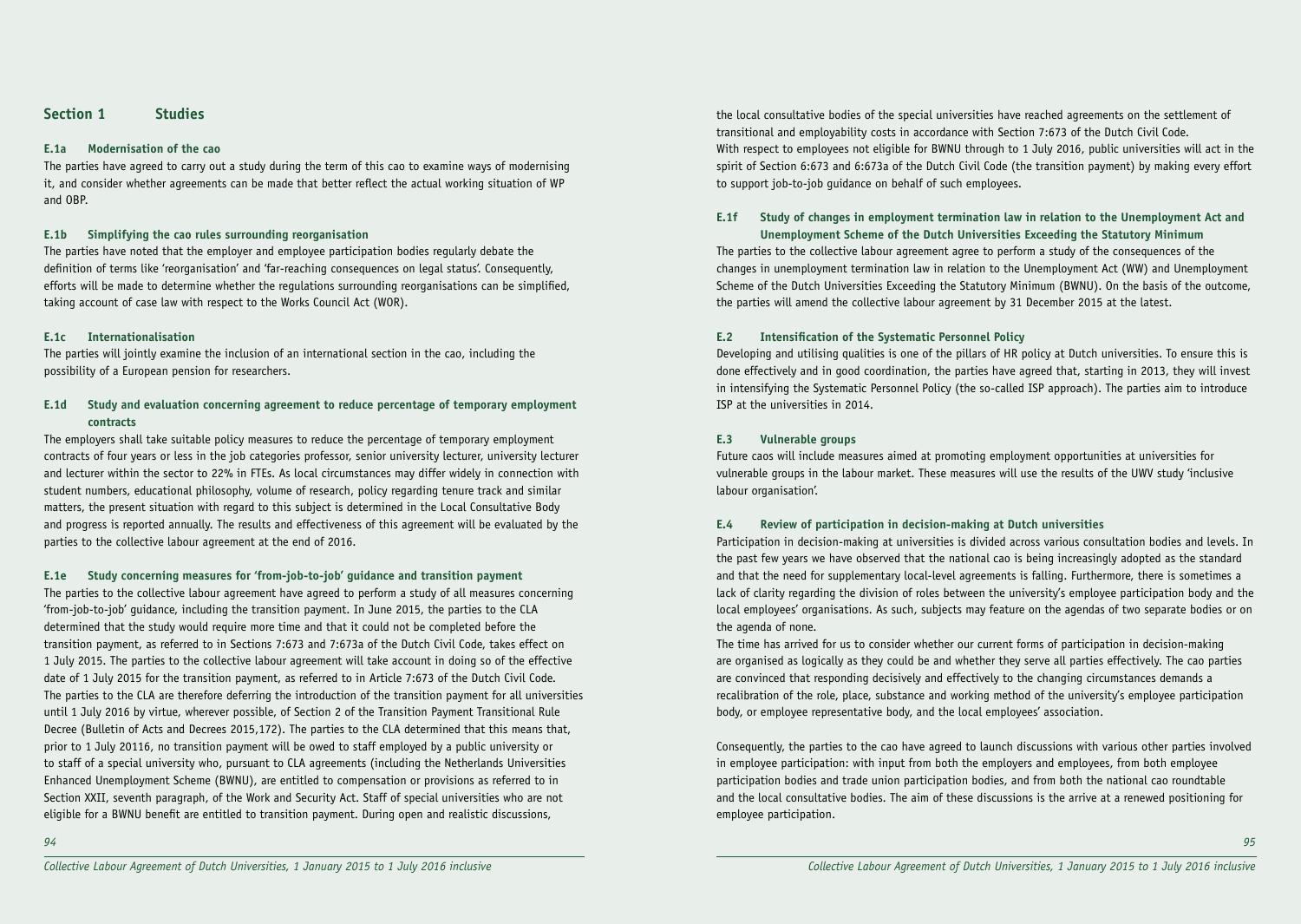## Section 1 Studies

### E.1a Modernisation of the cao

The parties have agreed to carry out a study during the term of this cao to examine ways of modernising it, and consider whether agreements can be made that better reflect the actual working situation of WP and OBP.

### E.1b Simplifying the cao rules surrounding reorganisation

The parties have noted that the employer and employee participation bodies regularly debate the definition of terms like 'reorganisation' and 'far-reaching consequences on legal status'. Consequently, efforts will be made to determine whether the regulations surrounding reorganisations can be simplified, taking account of case law with respect to the Works Council Act (WOR).

### E.1c Internationalisation

The parties will jointly examine the inclusion of an international section in the cao, including the possibility of a European pension for researchers.

### E.1d Study and evaluation concerning agreement to reduce percentage of temporary employment contracts

The employers shall take suitable policy measures to reduce the percentage of temporary employment contracts of four years or less in the job categories professor, senior university lecturer, university lecturer and lecturer within the sector to 22% in FTEs. As local circumstances may differ widely in connection with student numbers, educational philosophy, volume of research, policy regarding tenure track and similar matters, the present situation with regard to this subject is determined in the Local Consultative Body and progress is reported annually. The results and effectiveness of this agreement will be evaluated by the parties to the collective labour agreement at the end of 2016.

### E.1e Study concerning measures for 'from-job-to-job' guidance and transition payment

The parties to the collective labour agreement have agreed to perform a study of all measures concerning 'from-job-to-job' guidance, including the transition payment. In June 2015, the parties to the CLA determined that the study would require more time and that it could not be completed before the transition payment, as referred to in Sections 7:673 and 7:673a of the Dutch Civil Code, takes effect on 1 July 2015. The parties to the collective labour agreement will take account in doing so of the effective date of 1 July 2015 for the transition payment, as referred to in Article 7:673 of the Dutch Civil Code. The parties to the CLA are therefore deferring the introduction of the transition payment for all universities until 1 July 2016 by virtue, wherever possible, of Section 2 of the Transition Payment Transitional Rule Decree (Bulletin of Acts and Decrees 2015,172). The parties to the CLA determined that this means that, prior to 1 July 20116, no transition payment will be owed to staff employed by a public university or to staff of a special university who, pursuant to CLA agreements (including the Netherlands Universities Enhanced Unemployment Scheme (BWNU), are entitled to compensation or provisions as referred to in Section XXII, seventh paragraph, of the Work and Security Act. Staff of special universities who are not eligible for a BWNU benefit are entitled to transition payment. During open and realistic discussions, the local consultative bodies of the special universities have reached agreements on the settlement of transitional and employability costs in accordance with Section 7:673 of the Dutch Civil Code. With respect to employees not eligible for BWNU through to 1 July 2016, public universities will act in the spirit of Section 6:673 and 6:673a of the Dutch Civil Code (the transition payment) by making every effort to support job-to-job guidance on behalf of such employees.

### E.1f Study of changes in employment termination law in relation to the Unemployment Act and Unemployment Scheme of the Dutch Universities Exceeding the Statutory Minimum

The parties to the collective labour agreement agree to perform a study of the consequences of the changes in unemployment termination law in relation to the Unemployment Act (WW) and Unemployment Scheme of the Dutch Universities Exceeding the Statutory Minimum (BWNU). On the basis of the outcome, the parties will amend the collective labour agreement by 31 December 2015 at the latest.

### E.2 Intensification of the Systematic Personnel Policy

Developing and utilising qualities is one of the pillars of HR policy at Dutch universities. To ensure this is done effectively and in good coordination, the parties have agreed that, starting in 2013, they will invest in intensifying the Systematic Personnel Policy (the so-called ISP approach). The parties aim to introduce ISP at the universities in 2014.

### E.3 Vulnerable groups

Future caos will include measures aimed at promoting employment opportunities at universities for vulnerable groups in the labour market. These measures will use the results of the UWV study 'inclusive labour organisation'.

### E.4 Review of participation in decision-making at Dutch universities

Participation in decision-making at universities is divided across various consultation bodies and levels. In the past few years we have observed that the national cao is being increasingly adopted as the standard and that the need for supplementary local-level agreements is falling. Furthermore, there is sometimes a lack of clarity regarding the division of roles between the university's employee participation body and the local employees' organisations. As such, subjects may feature on the agendas of two separate bodies or on the agenda of none.

The time has arrived for us to consider whether our current forms of participation in decision-making are organised as logically as they could be and whether they serve all parties effectively. The cao parties are convinced that responding decisively and effectively to the changing circumstances demands a recalibration of the role, place, substance and working method of the university's employee participation body, or employee representative body, and the local employees' association.

Consequently, the parties to the cao have agreed to launch discussions with various other parties involved in employee participation: with input from both the employers and employees, from both employee participation bodies and trade union participation bodies, and from both the national cao roundtable and the local consultative bodies. The aim of these discussions is the arrive at a renewed positioning for employee participation.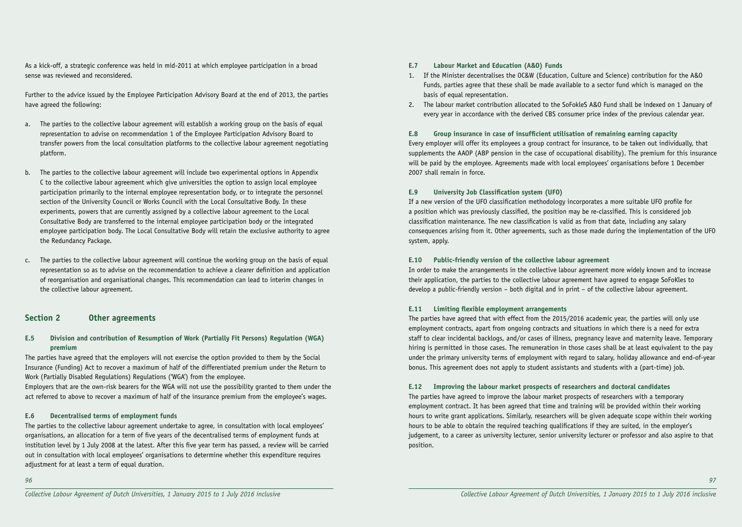As a kick-off, a strategic conference was held in mid-2011 at which employee participation in a broad sense was reviewed and reconsidered.

Further to the advice issued by the Employee Participation Advisory Board at the end of 2013, the parties have agreed the following:

a. The parties to the collective labour agreement will establish a working group on the basis of equal representation to advise on recommendation 1 of the Employee Participation Advisory Board to transfer powers from the local consultation platforms to the collective labour agreement negotiating platform.

b. The parties to the collective labour agreement will include two experimental options in Appendix C to the collective labour agreement which give universities the option to assign local employee participation primarily to the internal employee representation body, or to integrate the personnel section of the University Council or Works Council with the Local Consultative Body. In these experiments, powers that are currently assigned by a collective labour agreement to the Local Consultative Body are transferred to the internal employee participation body or the integrated employee participation body. The Local Consultative Body will retain the exclusive authority to agree the Redundancy Package.

c. The parties to the collective labour agreement will continue the working group on the basis of equal representation so as to advise on the recommendation to achieve a clearer definition and application of reorganisation and organisational changes. This recommendation can lead to interim changes in the collective labour agreement.

## Section 2 Other agreements

### E.5 Division and contribution of Resumption of Work (Partially Fit Persons) Regulation (WGA) premium

The parties have agreed that the employers will not exercise the option provided to them by the Social Insurance (Funding) Act to recover a maximum of half of the differentiated premium under the Return to Work (Partially Disabled Regulations) Regulations ('WGA') from the employee.
Employers that are the own-risk bearers for the WGA will not use the possibility granted to them under the act referred to above to recover a maximum of half of the insurance premium from the employee's wages.

### E.6 Decentralised terms of employment funds

The parties to the collective labour agreement undertake to agree, in consultation with local employees' organisations, an allocation for a term of five years of the decentralised terms of employment funds at institution level by 1 July 2008 at the latest. After this five year term has passed, a review will be carried out in consultation with local employees' organisations to determine whether this expenditure requires adjustment for at least a term of equal duration.

### E.7 Labour Market and Education (A&O) Funds

1. If the Minister decentralises the OC&W (Education, Culture and Science) contribution for the A&O Funds, parties agree that these shall be made available to a sector fund which is managed on the basis of equal representation.
2. The labour market contribution allocated to the SoFokleS A&O Fund shall be indexed on 1 January of every year in accordance with the derived CBS consumer price index of the previous calendar year.

### E.8 Group insurance in case of insufficient utilisation of remaining earning capacity

Every employer will offer its employees a group contract for insurance, to be taken out individually, that supplements the AAOP (ABP pension in the case of occupational disability). The premium for this insurance will be paid by the employee. Agreements made with local employees' organisations before 1 December 2007 shall remain in force.

### E.9 University Job Classification system (UFO)

If a new version of the UFO classification methodology incorporates a more suitable UFO profile for a position which was previously classified, the position may be re-classified. This is considered job classification maintenance. The new classification is valid as from that date, including any salary consequences arising from it. Other agreements, such as those made during the implementation of the UFO system, apply.

### E.10 Public-friendly version of the collective labour agreement

In order to make the arrangements in the collective labour agreement more widely known and to increase their application, the parties to the collective labour agreement have agreed to engage SoFoKles to develop a public-friendly version – both digital and in print – of the collective labour agreement.

### E.11 Limiting flexible employment arrangements

The parties have agreed that with effect from the 2015/2016 academic year, the parties will only use employment contracts, apart from ongoing contracts and situations in which there is a need for extra staff to clear incidental backlogs, and/or cases of illness, pregnancy leave and maternity leave. Temporary hiring is permitted in those cases. The remuneration in those cases shall be at least equivalent to the pay under the primary university terms of employment with regard to salary, holiday allowance and end-of-year bonus. This agreement does not apply to student assistants and students with a (part-time) job.

### E.12 Improving the labour market prospects of researchers and doctoral candidates

The parties have agreed to improve the labour market prospects of researchers with a temporary employment contract. It has been agreed that time and training will be provided within their working hours to write grant applications. Similarly, researchers will be given adequate scope within their working hours to be able to obtain the required teaching qualifications if they are suited, in the employer's judgement, to a career as university lecturer, senior university lecturer or professor and also aspire to that position.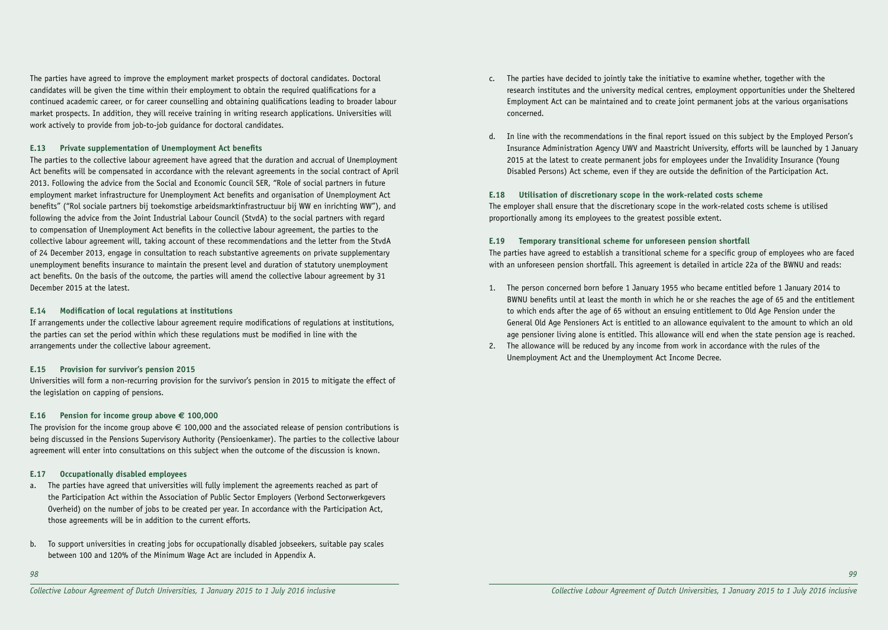The parties have agreed to improve the employment market prospects of doctoral candidates. Doctoral candidates will be given the time within their employment to obtain the required qualifications for a continued academic career, or for career counselling and obtaining qualifications leading to broader labour market prospects. In addition, they will receive training in writing research applications. Universities will work actively to provide from job-to-job guidance for doctoral candidates.

### E.13 Private supplementation of Unemployment Act benefits

The parties to the collective labour agreement have agreed that the duration and accrual of Unemployment Act benefits will be compensated in accordance with the relevant agreements in the social contract of April 2013. Following the advice from the Social and Economic Council SER, "Role of social partners in future employment market infrastructure for Unemployment Act benefits and organisation of Unemployment Act benefits" ("Rol sociale partners bij toekomstige arbeidsmarktinfrastructuur bij WW en inrichting WW"), and following the advice from the Joint Industrial Labour Council (StvdA) to the social partners with regard to compensation of Unemployment Act benefits in the collective labour agreement, the parties to the collective labour agreement will, taking account of these recommendations and the letter from the StvdA of 24 December 2013, engage in consultation to reach substantive agreements on private supplementary unemployment benefits insurance to maintain the present level and duration of statutory unemployment act benefits. On the basis of the outcome, the parties will amend the collective labour agreement by 31 December 2015 at the latest.

### E.14 Modification of local regulations at institutions

If arrangements under the collective labour agreement require modifications of regulations at institutions, the parties can set the period within which these regulations must be modified in line with the arrangements under the collective labour agreement.

### E.15 Provision for survivor's pension 2015

Universities will form a non-recurring provision for the survivor's pension in 2015 to mitigate the effect of the legislation on capping of pensions.

### E.16 Pension for income group above € 100,000

The provision for the income group above € 100,000 and the associated release of pension contributions is being discussed in the Pensions Supervisory Authority (Pensioenkamer). The parties to the collective labour agreement will enter into consultations on this subject when the outcome of the discussion is known.

### E.17 Occupationally disabled employees

a. The parties have agreed that universities will fully implement the agreements reached as part of the Participation Act within the Association of Public Sector Employers (Verbond Sectorwerkgevers Overheid) on the number of jobs to be created per year. In accordance with the Participation Act, those agreements will be in addition to the current efforts.

b. To support universities in creating jobs for occupationally disabled jobseekers, suitable pay scales between 100 and 120% of the Minimum Wage Act are included in Appendix A.

c. The parties have decided to jointly take the initiative to examine whether, together with the research institutes and the university medical centres, employment opportunities under the Sheltered Employment Act can be maintained and to create joint permanent jobs at the various organisations concerned.

d. In line with the recommendations in the final report issued on this subject by the Employed Person's Insurance Administration Agency UWV and Maastricht University, efforts will be launched by 1 January 2015 at the latest to create permanent jobs for employees under the Invalidity Insurance (Young Disabled Persons) Act scheme, even if they are outside the definition of the Participation Act.

### E.18 Utilisation of discretionary scope in the work-related costs scheme

The employer shall ensure that the discretionary scope in the work-related costs scheme is utilised proportionally among its employees to the greatest possible extent.

### E.19 Temporary transitional scheme for unforeseen pension shortfall

The parties have agreed to establish a transitional scheme for a specific group of employees who are faced with an unforeseen pension shortfall. This agreement is detailed in article 22a of the BWNU and reads:

1. The person concerned born before 1 January 1955 who became entitled before 1 January 2014 to BWNU benefits until at least the month in which he or she reaches the age of 65 and the entitlement to which ends after the age of 65 without an ensuing entitlement to Old Age Pension under the General Old Age Pensioners Act is entitled to an allowance equivalent to the amount to which an old age pensioner living alone is entitled. This allowance will end when the state pension age is reached.
2. The allowance will be reduced by any income from work in accordance with the rules of the Unemployment Act and the Unemployment Act Income Decree.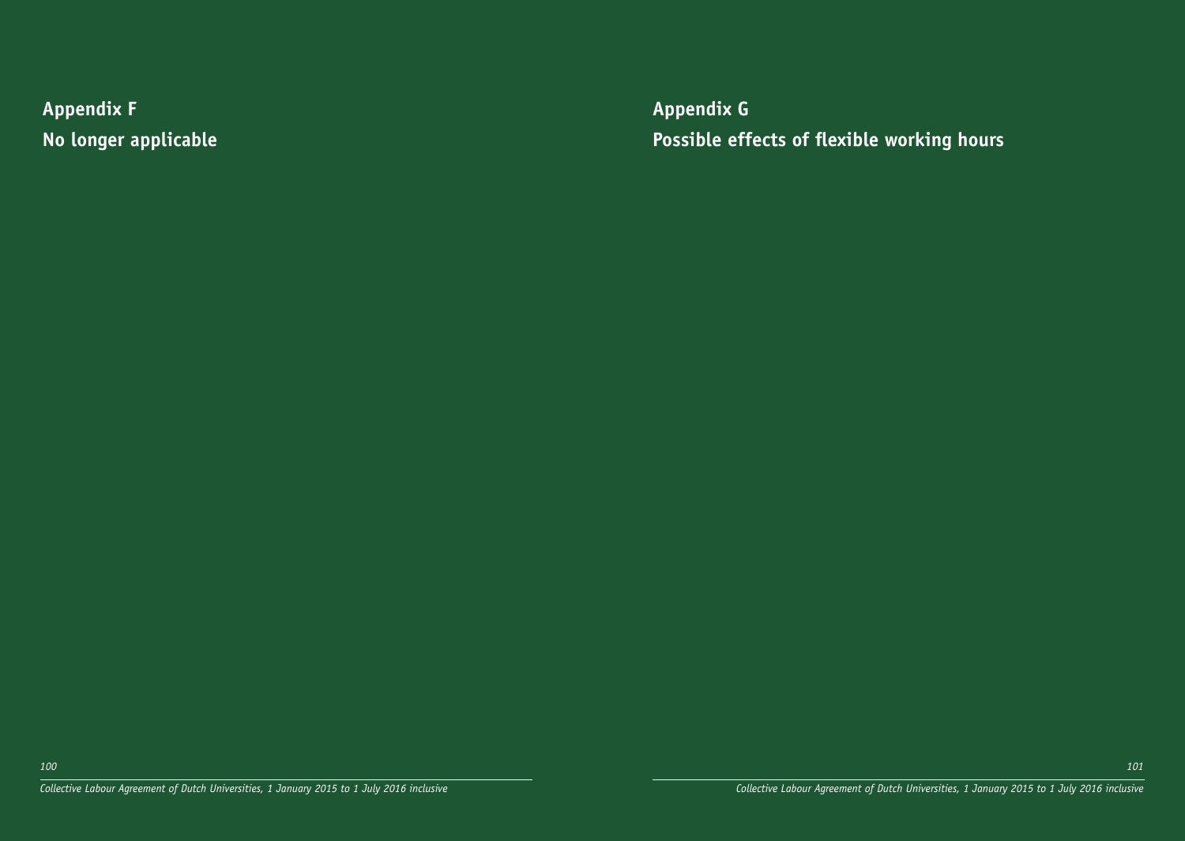# Appendix F
# No longer applicable

# Appendix G
# Possible effects of flexible working hours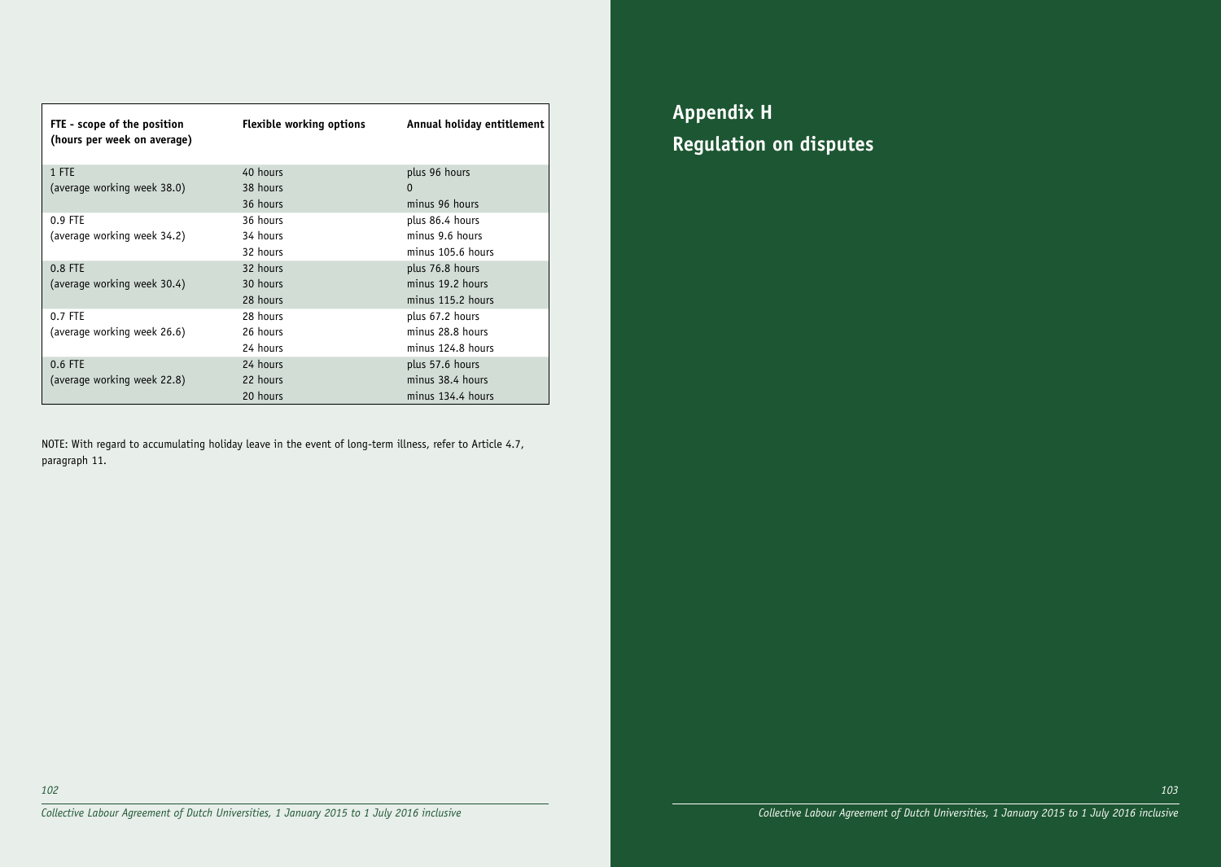| FTE - scope of the position (hours per week on average) | Flexible working options | Annual holiday entitlement |
|---|---|---|
| 1 FTE | 40 hours | plus 96 hours |
| (average working week 38.0) | 38 hours | 0 |
| | 36 hours | minus 96 hours |
| 0.9 FTE | 36 hours | plus 86.4 hours |
| (average working week 34.2) | 34 hours | minus 9.6 hours |
| | 32 hours | minus 105.6 hours |
| 0.8 FTE | 32 hours | plus 76.8 hours |
| (average working week 30.4) | 30 hours | minus 19.2 hours |
| | 28 hours | minus 115.2 hours |
| 0.7 FTE | 28 hours | plus 67.2 hours |
| (average working week 26.6) | 26 hours | minus 28.8 hours |
| | 24 hours | minus 124.8 hours |
| 0.6 FTE | 24 hours | plus 57.6 hours |
| (average working week 22.8) | 22 hours | minus 38.4 hours |
| | 20 hours | minus 134.4 hours |

NOTE: With regard to accumulating holiday leave in the event of long-term illness, refer to Article 4.7, paragraph 11.

# Appendix H
# Regulation on disputes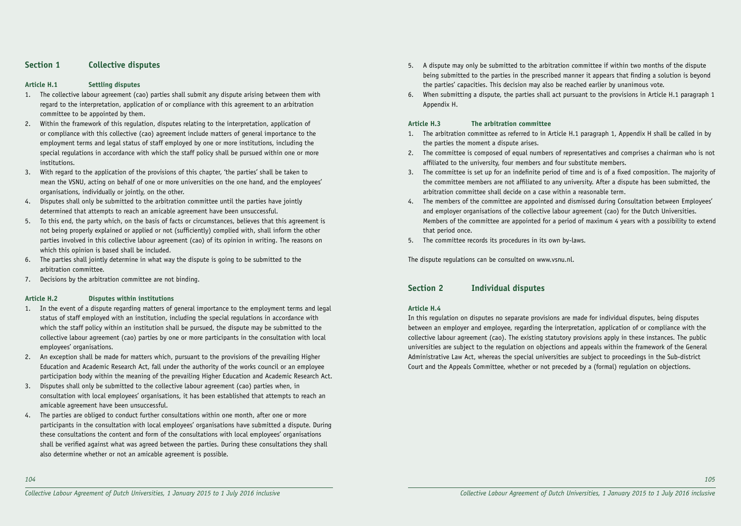## Section 1 Collective disputes

### Article H.1 Settling disputes

1. The collective labour agreement (cao) parties shall submit any dispute arising between them with regard to the interpretation, application of or compliance with this agreement to an arbitration committee to be appointed by them.
2. Within the framework of this regulation, disputes relating to the interpretation, application of or compliance with this collective (cao) agreement include matters of general importance to the employment terms and legal status of staff employed by one or more institutions, including the special regulations in accordance with which the staff policy shall be pursued within one or more institutions.
3. With regard to the application of the provisions of this chapter, 'the parties' shall be taken to mean the VSNU, acting on behalf of one or more universities on the one hand, and the employees' organisations, individually or jointly, on the other.
4. Disputes shall only be submitted to the arbitration committee until the parties have jointly determined that attempts to reach an amicable agreement have been unsuccessful.
5. To this end, the party which, on the basis of facts or circumstances, believes that this agreement is not being properly explained or applied or not (sufficiently) complied with, shall inform the other parties involved in this collective labour agreement (cao) of its opinion in writing. The reasons on which this opinion is based shall be included.
6. The parties shall jointly determine in what way the dispute is going to be submitted to the arbitration committee.
7. Decisions by the arbitration committee are not binding.

### Article H.2 Disputes within institutions

1. In the event of a dispute regarding matters of general importance to the employment terms and legal status of staff employed with an institution, including the special regulations in accordance with which the staff policy within an institution shall be pursued, the dispute may be submitted to the collective labour agreement (cao) parties by one or more participants in the consultation with local employees' organisations.
2. An exception shall be made for matters which, pursuant to the provisions of the prevailing Higher Education and Academic Research Act, fall under the authority of the works council or an employee participation body within the meaning of the prevailing Higher Education and Academic Research Act.
3. Disputes shall only be submitted to the collective labour agreement (cao) parties when, in consultation with local employees' organisations, it has been established that attempts to reach an amicable agreement have been unsuccessful.
4. The parties are obliged to conduct further consultations within one month, after one or more participants in the consultation with local employees' organisations have submitted a dispute. During these consultations the content and form of the consultations with local employees' organisations shall be verified against what was agreed between the parties. During these consultations they shall also determine whether or not an amicable agreement is possible.
5. A dispute may only be submitted to the arbitration committee if within two months of the dispute being submitted to the parties in the prescribed manner it appears that finding a solution is beyond the parties' capacities. This decision may also be reached earlier by unanimous vote.
6. When submitting a dispute, the parties shall act pursuant to the provisions in Article H.1 paragraph 1 Appendix H.

### Article H.3 The arbitration committee

1. The arbitration committee as referred to in Article H.1 paragraph 1, Appendix H shall be called in by the parties the moment a dispute arises.
2. The committee is composed of equal numbers of representatives and comprises a chairman who is not affiliated to the university, four members and four substitute members.
3. The committee is set up for an indefinite period of time and is of a fixed composition. The majority of the committee members are not affiliated to any university. After a dispute has been submitted, the arbitration committee shall decide on a case within a reasonable term.
4. The members of the committee are appointed and dismissed during Consultation between Employees' and employer organisations of the collective labour agreement (cao) for the Dutch Universities. Members of the committee are appointed for a period of maximum 4 years with a possibility to extend that period once.
5. The committee records its procedures in its own by-laws.

The dispute regulations can be consulted on www.vsnu.nl.

## Section 2 Individual disputes

### Article H.4

In this regulation on disputes no separate provisions are made for individual disputes, being disputes between an employer and employee, regarding the interpretation, application of or compliance with the collective labour agreement (cao). The existing statutory provisions apply in these instances. The public universities are subject to the regulation on objections and appeals within the framework of the General Administrative Law Act, whereas the special universities are subject to proceedings in the Sub-district Court and the Appeals Committee, whether or not preceded by a (formal) regulation on objections.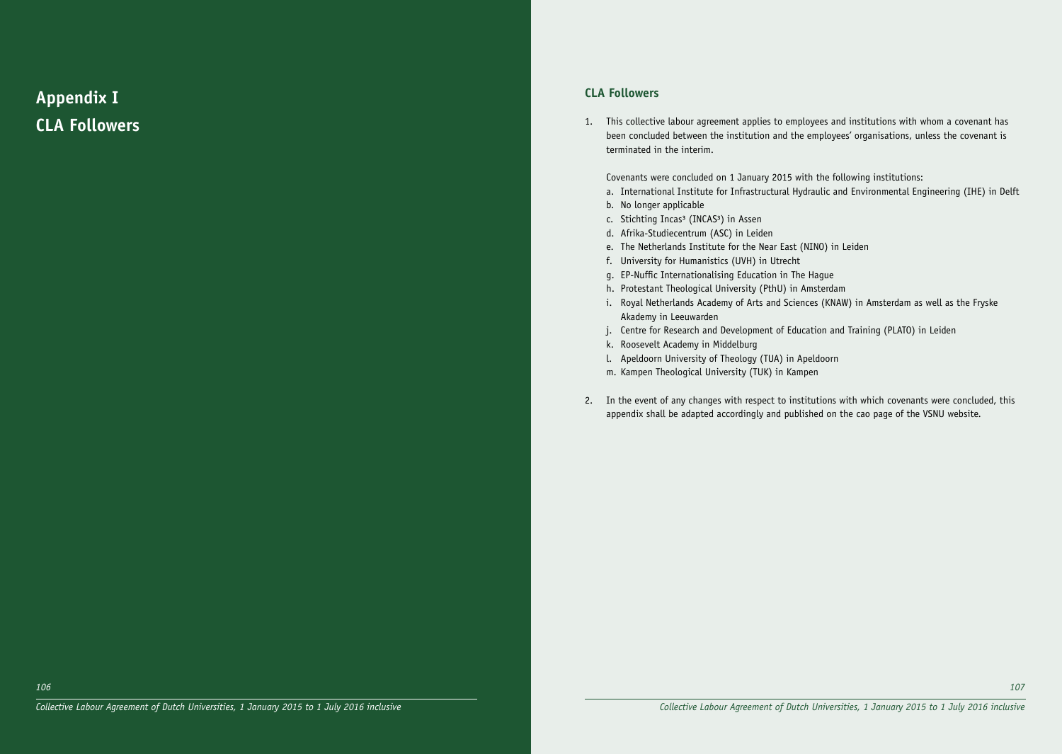# Appendix I
# CLA Followers

## CLA Followers

1. This collective labour agreement applies to employees and institutions with whom a covenant has been concluded between the institution and the employees' organisations, unless the covenant is terminated in the interim.

   Covenants were concluded on 1 January 2015 with the following institutions:

   a. International Institute for Infrastructural Hydraulic and Environmental Engineering (IHE) in Delft
   b. No longer applicable
   c. Stichting Incas³ (INCAS³) in Assen
   d. Afrika-Studiecentrum (ASC) in Leiden
   e. The Netherlands Institute for the Near East (NINO) in Leiden
   f. University for Humanistics (UVH) in Utrecht
   g. EP-Nuffic Internationalising Education in The Hague
   h. Protestant Theological University (PthU) in Amsterdam
   i. Royal Netherlands Academy of Arts and Sciences (KNAW) in Amsterdam as well as the Fryske Akademy in Leeuwarden
   j. Centre for Research and Development of Education and Training (PLATO) in Leiden
   k. Roosevelt Academy in Middelburg
   l. Apeldoorn University of Theology (TUA) in Apeldoorn
   m. Kampen Theological University (TUK) in Kampen

2. In the event of any changes with respect to institutions with which covenants were concluded, this appendix shall be adapted accordingly and published on the cao page of the VSNU website.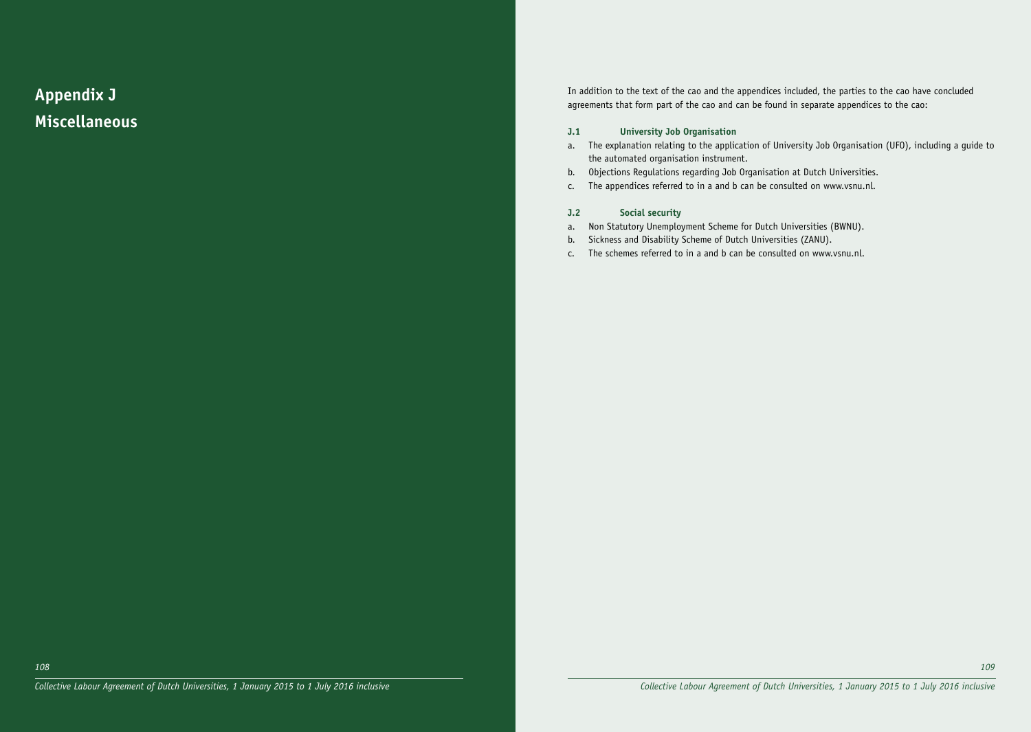# Appendix J
# Miscellaneous

In addition to the text of the cao and the appendices included, the parties to the cao have concluded agreements that form part of the cao and can be found in separate appendices to the cao:

### J.1 University Job Organisation

a. The explanation relating to the application of University Job Organisation (UFO), including a guide to the automated organisation instrument.
b. Objections Regulations regarding Job Organisation at Dutch Universities.
c. The appendices referred to in a and b can be consulted on www.vsnu.nl.

### J.2 Social security

a. Non Statutory Unemployment Scheme for Dutch Universities (BWNU).
b. Sickness and Disability Scheme of Dutch Universities (ZANU).
c. The schemes referred to in a and b can be consulted on www.vsnu.nl.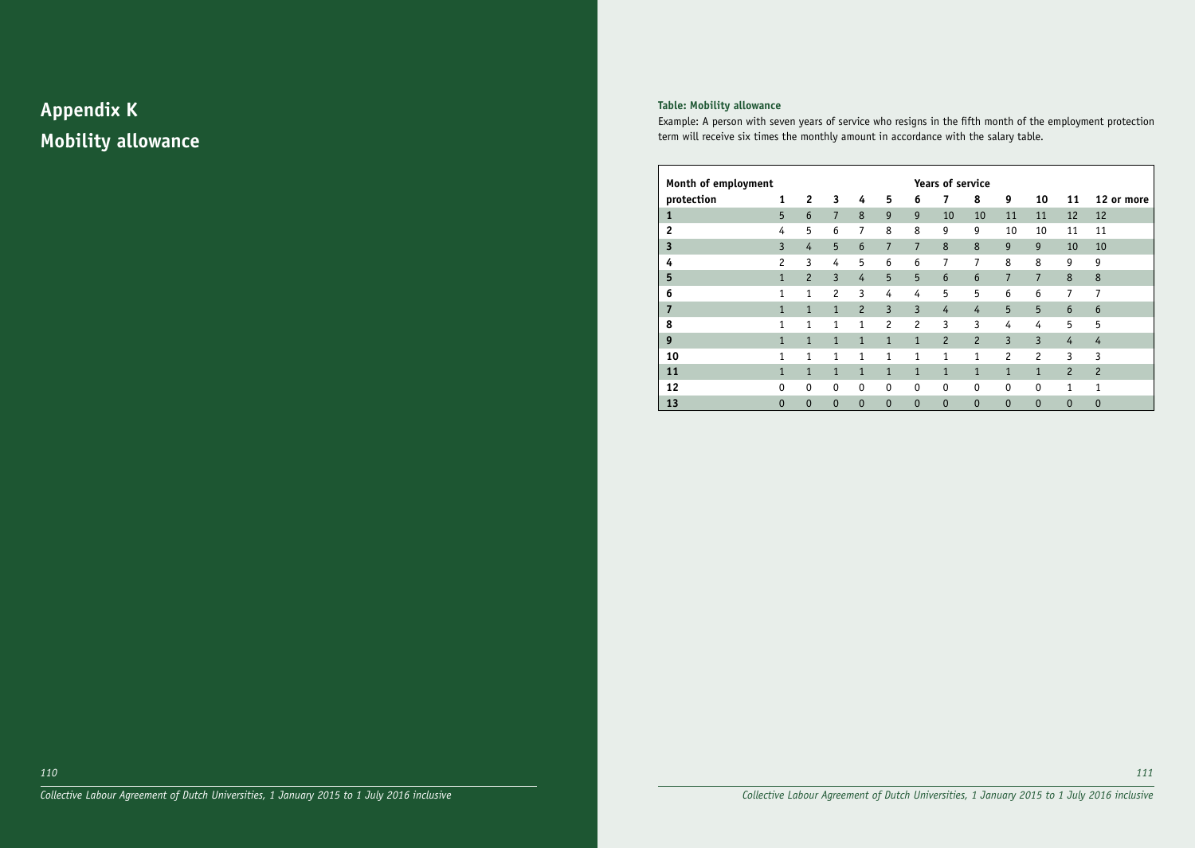# Appendix K
# Mobility allowance

**Table: Mobility allowance**

Example: A person with seven years of service who resigns in the fifth month of the employment protection term will receive six times the monthly amount in accordance with the salary table.

| Month of employment protection | Years of service | | | | | | | | | | | |
|---|---|---|---|---|---|---|---|---|---|---|---|---|
| | 1 | 2 | 3 | 4 | 5 | 6 | 7 | 8 | 9 | 10 | 11 | 12 or more |
| 1 | 5 | 6 | 7 | 8 | 9 | 9 | 10 | 10 | 11 | 11 | 12 | 12 |
| 2 | 4 | 5 | 6 | 7 | 8 | 8 | 9 | 9 | 10 | 10 | 11 | 11 |
| 3 | 3 | 4 | 5 | 6 | 7 | 7 | 8 | 8 | 9 | 9 | 10 | 10 |
| 4 | 2 | 3 | 4 | 5 | 6 | 6 | 7 | 7 | 8 | 8 | 9 | 9 |
| 5 | 1 | 2 | 3 | 4 | 5 | 5 | 6 | 6 | 7 | 7 | 8 | 8 |
| 6 | 1 | 1 | 2 | 3 | 4 | 4 | 5 | 5 | 6 | 6 | 7 | 7 |
| 7 | 1 | 1 | 1 | 2 | 3 | 3 | 4 | 4 | 5 | 5 | 6 | 6 |
| 8 | 1 | 1 | 1 | 1 | 2 | 2 | 3 | 3 | 4 | 4 | 5 | 5 |
| 9 | 1 | 1 | 1 | 1 | 1 | 1 | 2 | 2 | 3 | 3 | 4 | 4 |
| 10 | 1 | 1 | 1 | 1 | 1 | 1 | 1 | 1 | 2 | 2 | 3 | 3 |
| 11 | 1 | 1 | 1 | 1 | 1 | 1 | 1 | 1 | 1 | 1 | 2 | 2 |
| 12 | 0 | 0 | 0 | 0 | 0 | 0 | 0 | 0 | 0 | 0 | 1 | 1 |
| 13 | 0 | 0 | 0 | 0 | 0 | 0 | 0 | 0 | 0 | 0 | 0 | 0 |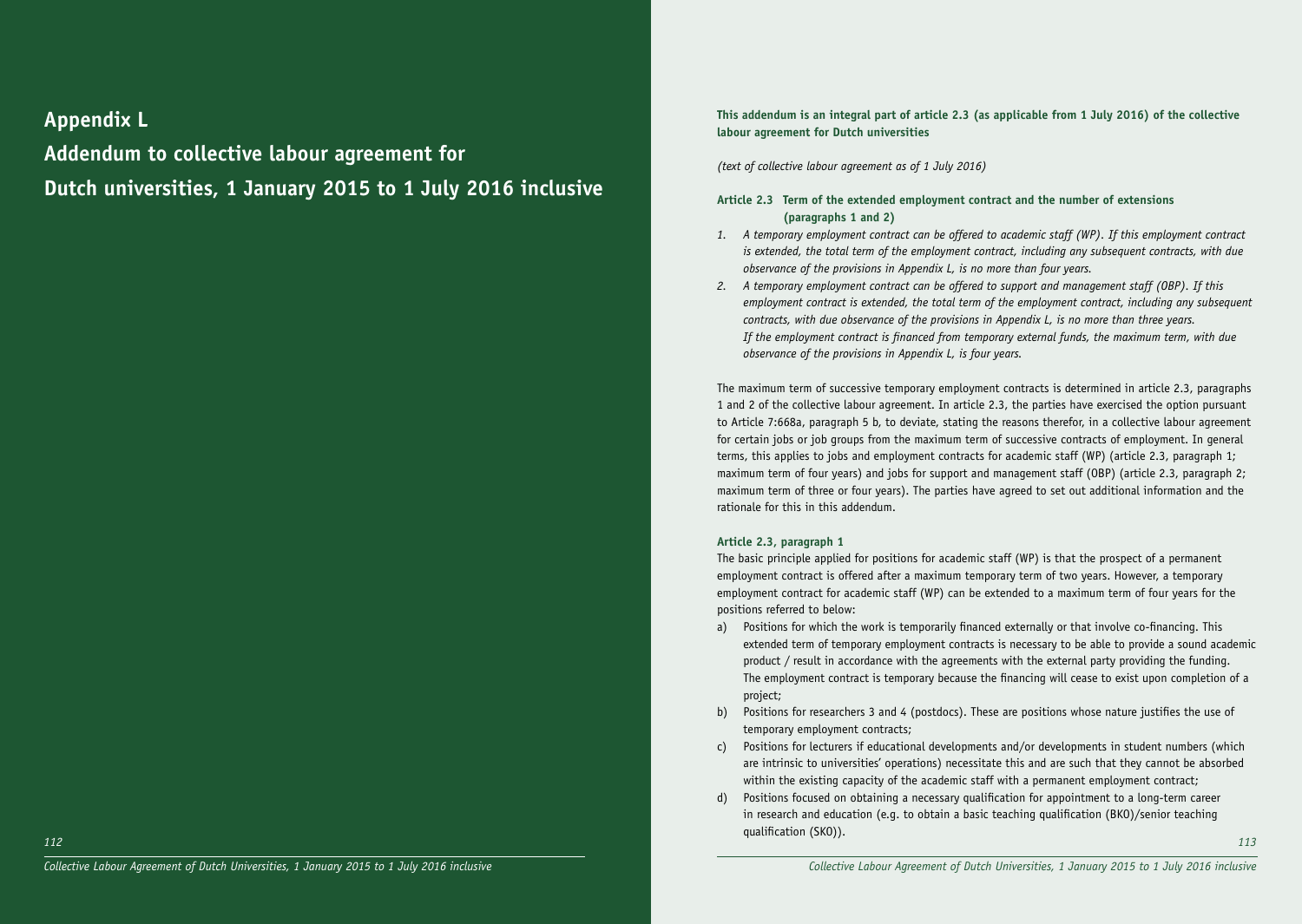# Appendix L

# Addendum to collective labour agreement for Dutch universities, 1 January 2015 to 1 July 2016 inclusive

**This addendum is an integral part of article 2.3 (as applicable from 1 July 2016) of the collective labour agreement for Dutch universities**

*(text of collective labour agreement as of 1 July 2016)*

### Article 2.3 Term of the extended employment contract and the number of extensions (paragraphs 1 and 2)

1. *A temporary employment contract can be offered to academic staff (WP). If this employment contract is extended, the total term of the employment contract, including any subsequent contracts, with due observance of the provisions in Appendix L, is no more than four years.*
2. *A temporary employment contract can be offered to support and management staff (OBP). If this employment contract is extended, the total term of the employment contract, including any subsequent contracts, with due observance of the provisions in Appendix L, is no more than three years.*
   *If the employment contract is financed from temporary external funds, the maximum term, with due observance of the provisions in Appendix L, is four years.*

The maximum term of successive temporary employment contracts is determined in article 2.3, paragraphs 1 and 2 of the collective labour agreement. In article 2.3, the parties have exercised the option pursuant to Article 7:668a, paragraph 5 b, to deviate, stating the reasons therefor, in a collective labour agreement for certain jobs or job groups from the maximum term of successive contracts of employment. In general terms, this applies to jobs and employment contracts for academic staff (WP) (article 2.3, paragraph 1; maximum term of four years) and jobs for support and management staff (OBP) (article 2.3, paragraph 2; maximum term of three or four years). The parties have agreed to set out additional information and the rationale for this in this addendum.

### Article 2.3, paragraph 1

The basic principle applied for positions for academic staff (WP) is that the prospect of a permanent employment contract is offered after a maximum temporary term of two years. However, a temporary employment contract for academic staff (WP) can be extended to a maximum term of four years for the positions referred to below:

a) Positions for which the work is temporarily financed externally or that involve co-financing. This extended term of temporary employment contracts is necessary to be able to provide a sound academic product / result in accordance with the agreements with the external party providing the funding. The employment contract is temporary because the financing will cease to exist upon completion of a project;

b) Positions for researchers 3 and 4 (postdocs). These are positions whose nature justifies the use of temporary employment contracts;

c) Positions for lecturers if educational developments and/or developments in student numbers (which are intrinsic to universities' operations) necessitate this and are such that they cannot be absorbed within the existing capacity of the academic staff with a permanent employment contract;

d) Positions focused on obtaining a necessary qualification for appointment to a long-term career in research and education (e.g. to obtain a basic teaching qualification (BKO)/senior teaching qualification (SKO)).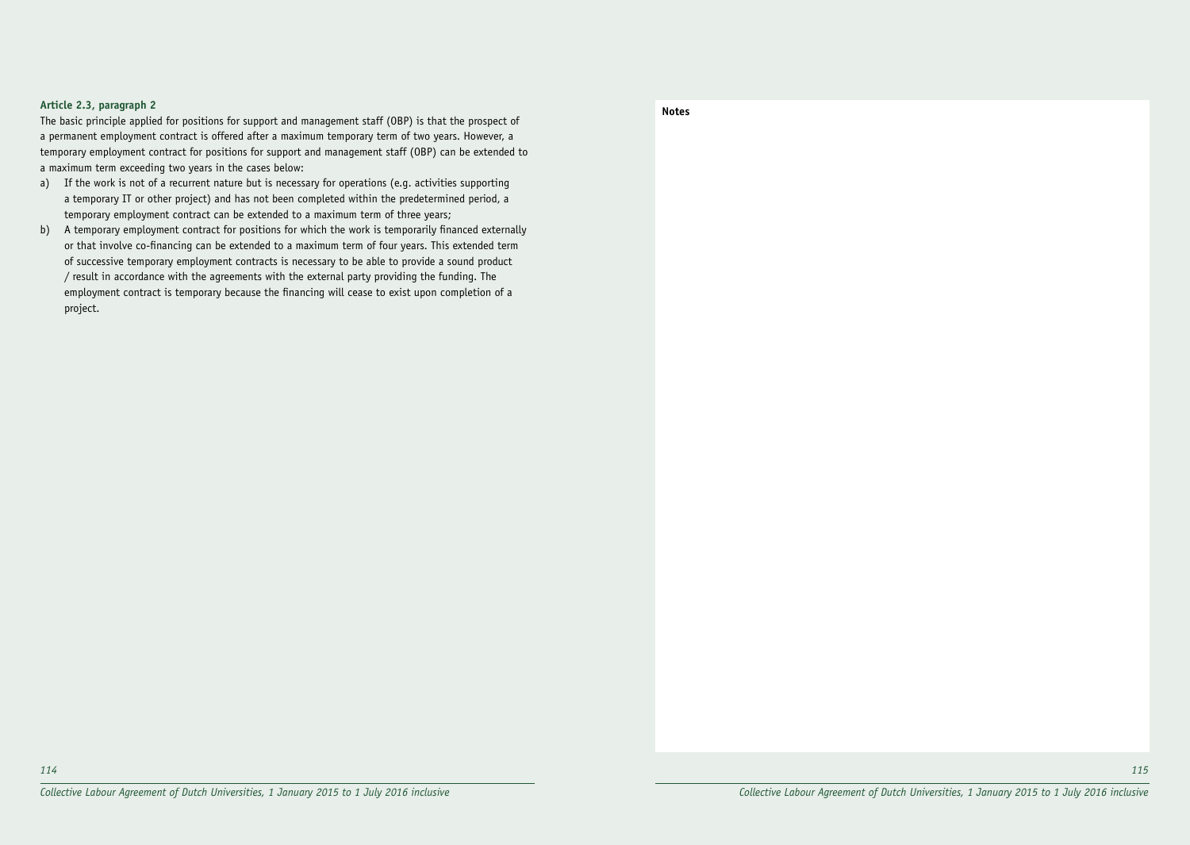#### Article 2.3, paragraph 2

The basic principle applied for positions for support and management staff (OBP) is that the prospect of a permanent employment contract is offered after a maximum temporary term of two years. However, a temporary employment contract for positions for support and management staff (OBP) can be extended to a maximum term exceeding two years in the cases below:

a) If the work is not of a recurrent nature but is necessary for operations (e.g. activities supporting a temporary IT or other project) and has not been completed within the predetermined period, a temporary employment contract can be extended to a maximum term of three years;

b) A temporary employment contract for positions for which the work is temporarily financed externally or that involve co-financing can be extended to a maximum term of four years. This extended term of successive temporary employment contracts is necessary to be able to provide a sound product / result in accordance with the agreements with the external party providing the funding. The employment contract is temporary because the financing will cease to exist upon completion of a project.

**Notes**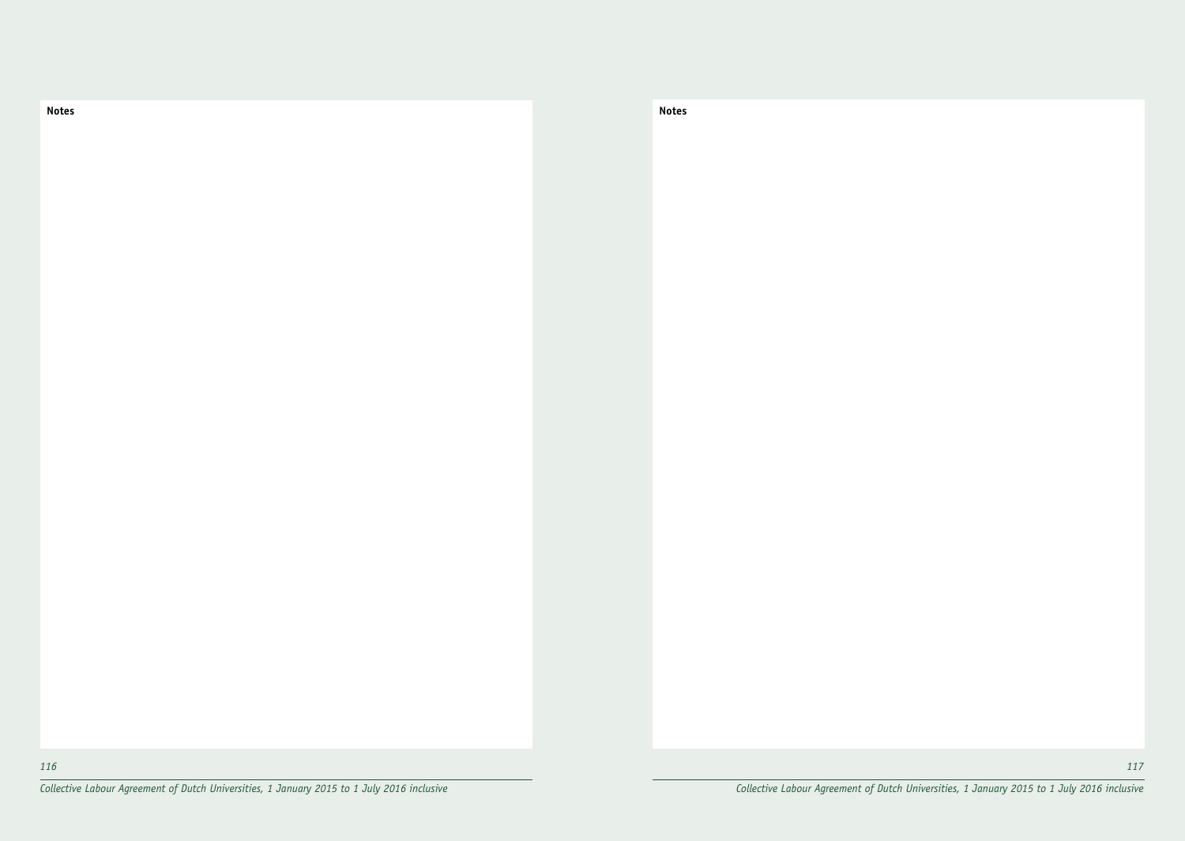**Notes**

**Notes**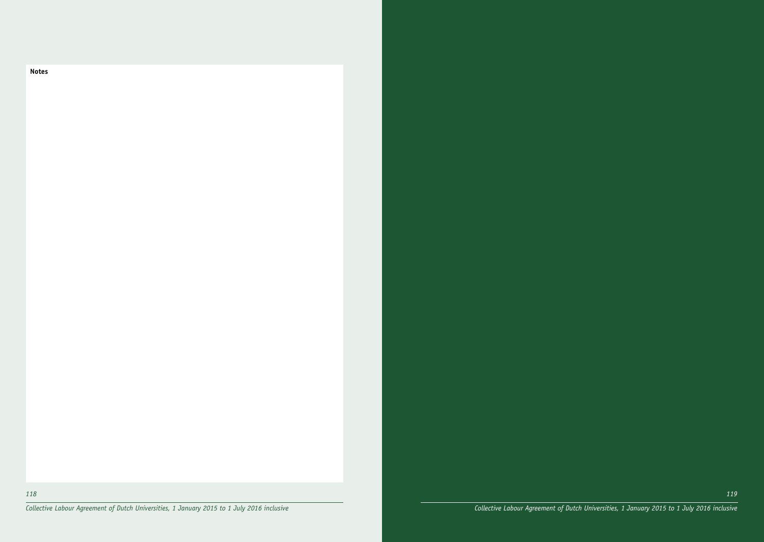**Notes**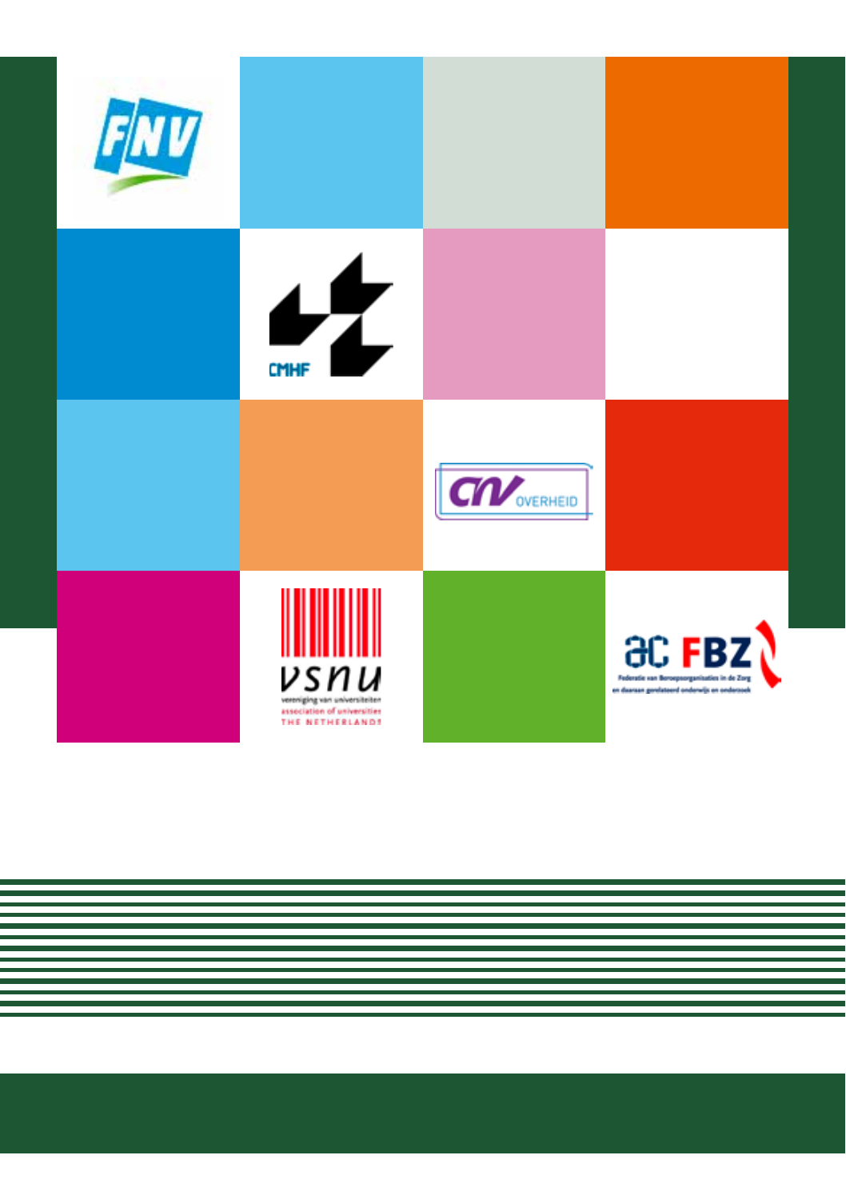FNV

CMHF

CNV OVERHEID

vsnu

vereniging van universiteiten

association of universities

THE NETHERLANDS

aC FBZ

Federatie van Beroepsorganisaties in de Zorg en daaraan gerelateerd onderwijs en onderzoek